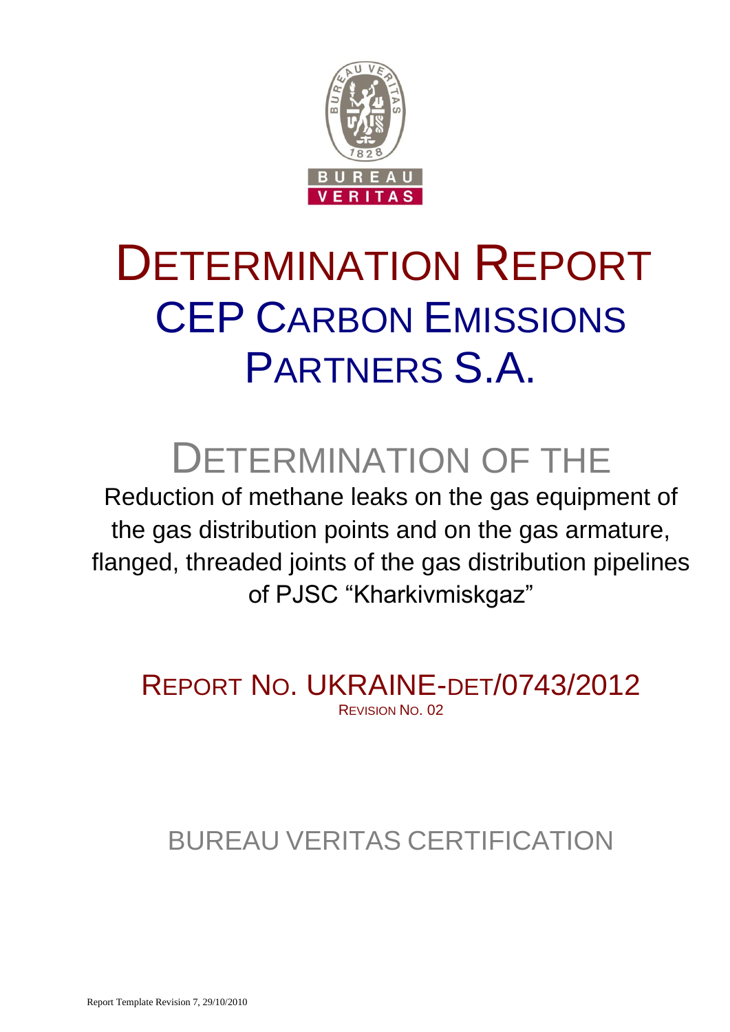# DETERMINATION REPORT

## CEP CARBON EMISSIONS PARTNERS S.A.

# DETERMINATION OF THE

Reduction of methane leaks on the gas equipment of the gas distribution points and on the gas armature, flanged, threaded joints of the gas distribution pipelines of PJSC "Kharkivmiskgaz"

## REPORT NO. UKRAINE-DET/0743/2012

REVISION NO. 02

BUREAU VERITAS CERTIFICATION

Report Template Revision 7, 29/10/2010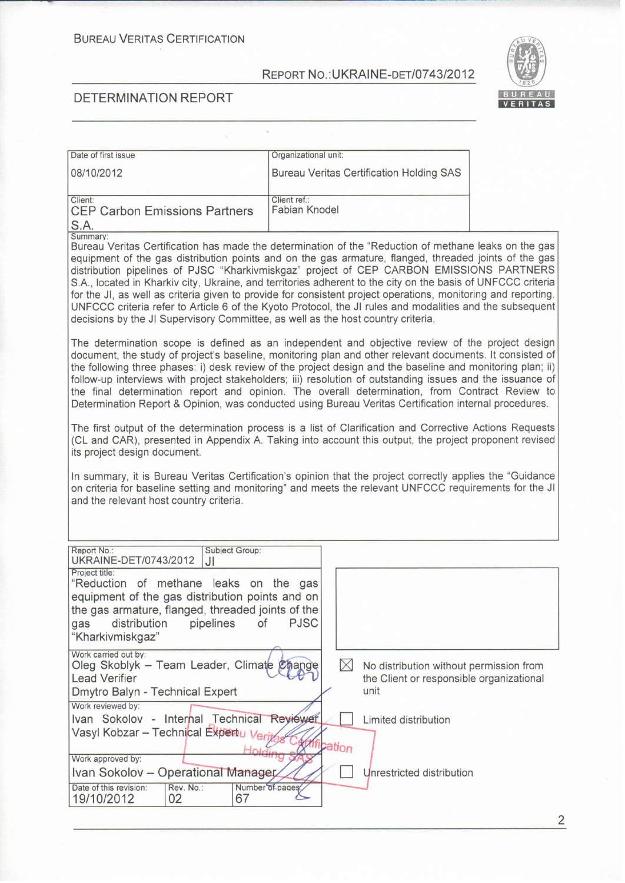BUREAU VERITAS CERTIFICATION

REPORT NO.:UKRAINE-DET/0743/2012

DETERMINATION REPORT

| Date of first issue | Organizational unit: |
|---|---|
| 08/10/2012 | Bureau Veritas Certification Holding SAS |
| Client: CEP Carbon Emissions Partners S.A. | Client ref.: Fabian Knodel |

Summary:

Bureau Veritas Certification has made the determination of the "Reduction of methane leaks on the gas equipment of the gas distribution points and on the gas armature, flanged, threaded joints of the gas distribution pipelines of PJSC "Kharkivmiskgaz" project of CEP CARBON EMISSIONS PARTNERS S.A., located in Kharkiv city, Ukraine, and territories adherent to the city on the basis of UNFCCC criteria for the JI, as well as criteria given to provide for consistent project operations, monitoring and reporting. UNFCCC criteria refer to Article 6 of the Kyoto Protocol, the JI rules and modalities and the subsequent decisions by the JI Supervisory Committee, as well as the host country criteria.

The determination scope is defined as an independent and objective review of the project design document, the study of project's baseline, monitoring plan and other relevant documents. It consisted of the following three phases: i) desk review of the project design and the baseline and monitoring plan; ii) follow-up interviews with project stakeholders; iii) resolution of outstanding issues and the issuance of the final determination report and opinion. The overall determination, from Contract Review to Determination Report & Opinion, was conducted using Bureau Veritas Certification internal procedures.

The first output of the determination process is a list of Clarification and Corrective Actions Requests (CL and CAR), presented in Appendix A. Taking into account this output, the project proponent revised its project design document.

In summary, it is Bureau Veritas Certification's opinion that the project correctly applies the "Guidance on criteria for baseline setting and monitoring" and meets the relevant UNFCCC requirements for the JI and the relevant host country criteria.

| Report No.: UKRAINE-DET/0743/2012 | Subject Group: JI |
|---|---|

Project title:
"Reduction of methane leaks on the gas equipment of the gas distribution points and on the gas armature, flanged, threaded joints of the gas distribution pipelines of PJSC "Kharkivmiskgaz"

Work carried out by:
Oleg Skoblyk – Team Leader, Climate Change Lead Verifier
Dmytro Balyn - Technical Expert

Work reviewed by:
Ivan Sokolov - Internal Technical Reviewer
Vasyl Kobzar – Technical Expert

Work approved by:
Ivan Sokolov – Operational Manager

| Date of this revision: | Rev. No.: | Number of pages: |
|---|---|---|
| 19/10/2012 | 02 | 67 |

- [x] No distribution without permission from the Client or responsible organizational unit
- [ ] Limited distribution
- [ ] Unrestricted distribution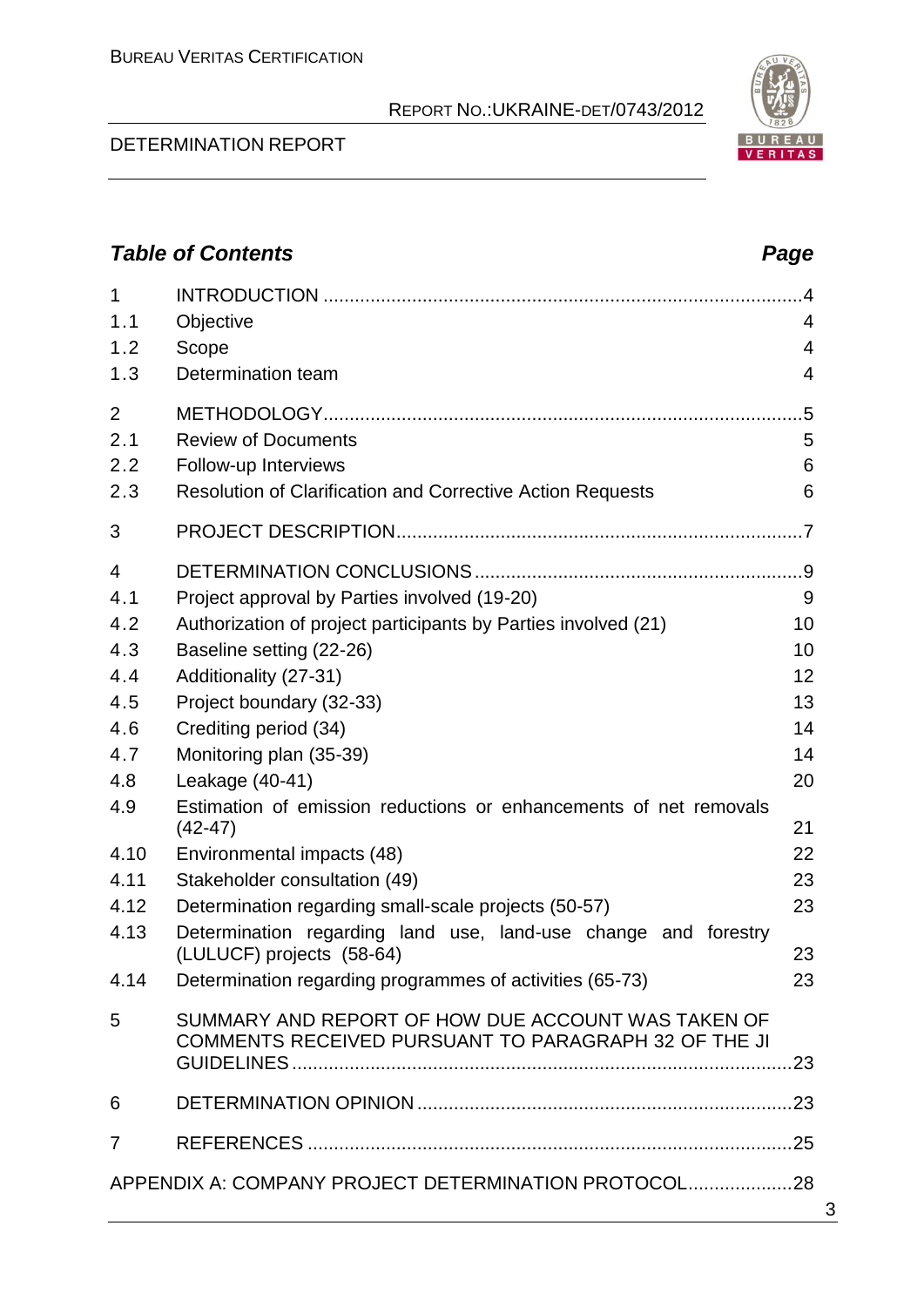## *Table of Contents* *Page*

| | | |
|---|---|---|
| 1 | INTRODUCTION | 4 |
| 1.1 | Objective | 4 |
| 1.2 | Scope | 4 |
| 1.3 | Determination team | 4 |
| 2 | METHODOLOGY | 5 |
| 2.1 | Review of Documents | 5 |
| 2.2 | Follow-up Interviews | 6 |
| 2.3 | Resolution of Clarification and Corrective Action Requests | 6 |
| 3 | PROJECT DESCRIPTION | 7 |
| 4 | DETERMINATION CONCLUSIONS | 9 |
| 4.1 | Project approval by Parties involved (19-20) | 9 |
| 4.2 | Authorization of project participants by Parties involved (21) | 10 |
| 4.3 | Baseline setting (22-26) | 10 |
| 4.4 | Additionality (27-31) | 12 |
| 4.5 | Project boundary (32-33) | 13 |
| 4.6 | Crediting period (34) | 14 |
| 4.7 | Monitoring plan (35-39) | 14 |
| 4.8 | Leakage (40-41) | 20 |
| 4.9 | Estimation of emission reductions or enhancements of net removals (42-47) | 21 |
| 4.10 | Environmental impacts (48) | 22 |
| 4.11 | Stakeholder consultation (49) | 23 |
| 4.12 | Determination regarding small-scale projects (50-57) | 23 |
| 4.13 | Determination regarding land use, land-use change and forestry (LULUCF) projects (58-64) | 23 |
| 4.14 | Determination regarding programmes of activities (65-73) | 23 |
| 5 | SUMMARY AND REPORT OF HOW DUE ACCOUNT WAS TAKEN OF COMMENTS RECEIVED PURSUANT TO PARAGRAPH 32 OF THE JI GUIDELINES | 23 |
| 6 | DETERMINATION OPINION | 23 |
| 7 | REFERENCES | 25 |
| | APPENDIX A: COMPANY PROJECT DETERMINATION PROTOCOL | 28 |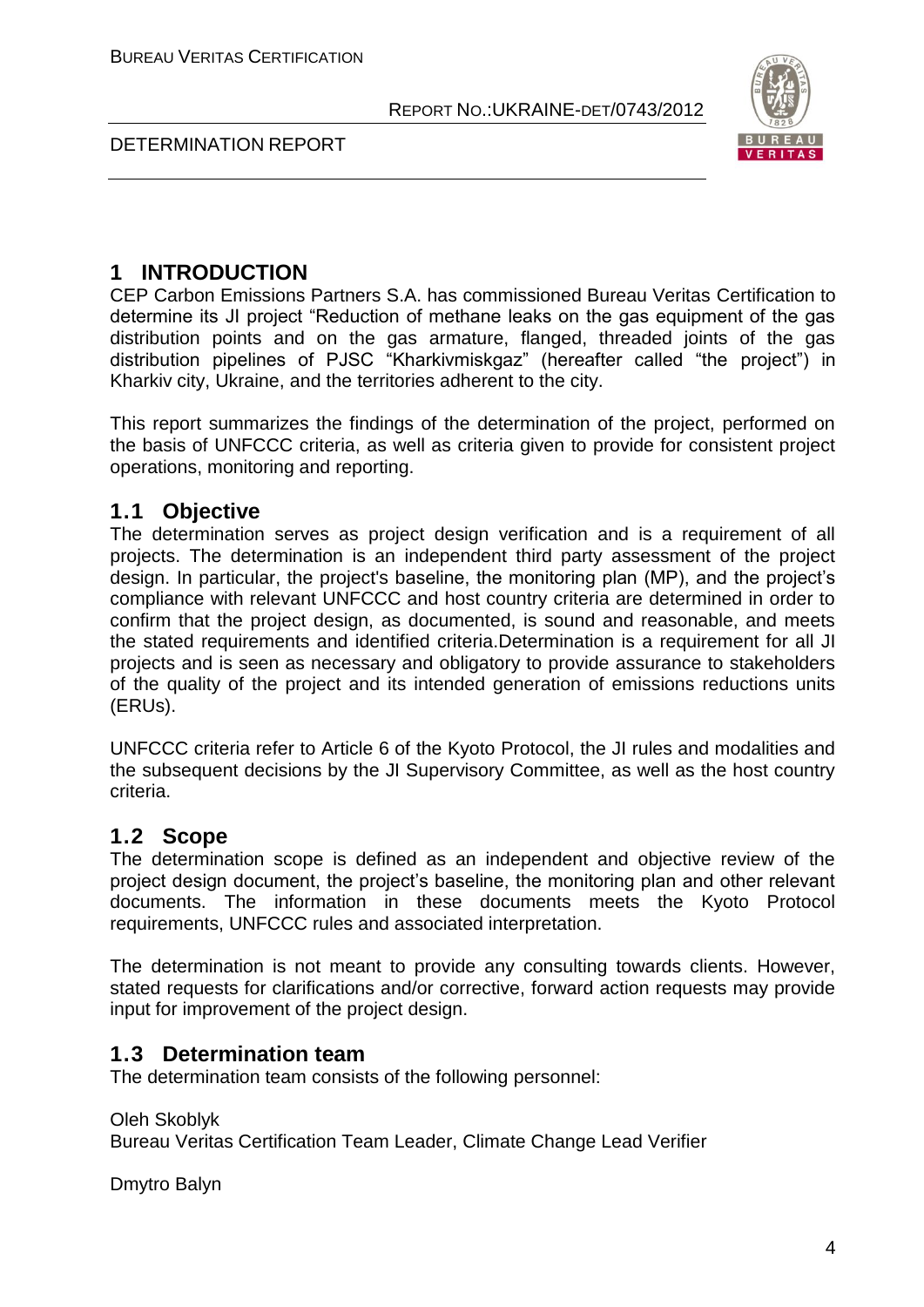# 1 INTRODUCTION

CEP Carbon Emissions Partners S.A. has commissioned Bureau Veritas Certification to determine its JI project "Reduction of methane leaks on the gas equipment of the gas distribution points and on the gas armature, flanged, threaded joints of the gas distribution pipelines of PJSC "Kharkivmiskgaz" (hereafter called "the project") in Kharkiv city, Ukraine, and the territories adherent to the city.

This report summarizes the findings of the determination of the project, performed on the basis of UNFCCC criteria, as well as criteria given to provide for consistent project operations, monitoring and reporting.

## 1.1 Objective

The determination serves as project design verification and is a requirement of all projects. The determination is an independent third party assessment of the project design. In particular, the project's baseline, the monitoring plan (MP), and the project's compliance with relevant UNFCCC and host country criteria are determined in order to confirm that the project design, as documented, is sound and reasonable, and meets the stated requirements and identified criteria.Determination is a requirement for all JI projects and is seen as necessary and obligatory to provide assurance to stakeholders of the quality of the project and its intended generation of emissions reductions units (ERUs).

UNFCCC criteria refer to Article 6 of the Kyoto Protocol, the JI rules and modalities and the subsequent decisions by the JI Supervisory Committee, as well as the host country criteria.

## 1.2 Scope

The determination scope is defined as an independent and objective review of the project design document, the project's baseline, the monitoring plan and other relevant documents. The information in these documents meets the Kyoto Protocol requirements, UNFCCC rules and associated interpretation.

The determination is not meant to provide any consulting towards clients. However, stated requests for clarifications and/or corrective, forward action requests may provide input for improvement of the project design.

## 1.3 Determination team

The determination team consists of the following personnel:

Oleh Skoblyk
Bureau Veritas Certification Team Leader, Climate Change Lead Verifier

Dmytro Balyn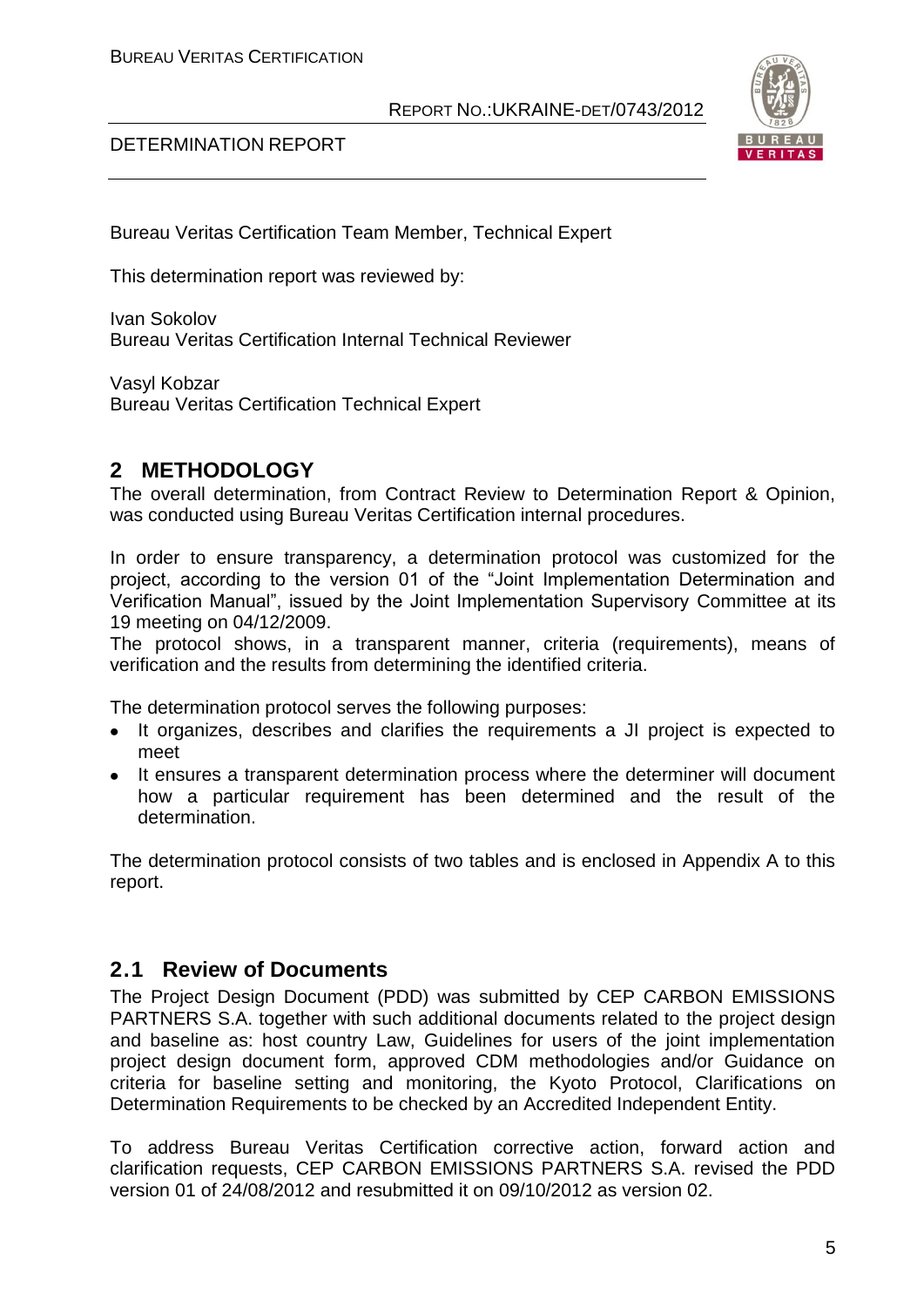Bureau Veritas Certification Team Member, Technical Expert

This determination report was reviewed by:

Ivan Sokolov
Bureau Veritas Certification Internal Technical Reviewer

Vasyl Kobzar
Bureau Veritas Certification Technical Expert

## 2 METHODOLOGY

The overall determination, from Contract Review to Determination Report & Opinion, was conducted using Bureau Veritas Certification internal procedures.

In order to ensure transparency, a determination protocol was customized for the project, according to the version 01 of the "Joint Implementation Determination and Verification Manual", issued by the Joint Implementation Supervisory Committee at its 19 meeting on 04/12/2009.
The protocol shows, in a transparent manner, criteria (requirements), means of verification and the results from determining the identified criteria.

The determination protocol serves the following purposes:

- It organizes, describes and clarifies the requirements a JI project is expected to meet
- It ensures a transparent determination process where the determiner will document how a particular requirement has been determined and the result of the determination.

The determination protocol consists of two tables and is enclosed in Appendix A to this report.

### 2.1 Review of Documents

The Project Design Document (PDD) was submitted by CEP CARBON EMISSIONS PARTNERS S.A. together with such additional documents related to the project design and baseline as: host country Law, Guidelines for users of the joint implementation project design document form, approved CDM methodologies and/or Guidance on criteria for baseline setting and monitoring, the Kyoto Protocol, Clarifications on Determination Requirements to be checked by an Accredited Independent Entity.

To address Bureau Veritas Certification corrective action, forward action and clarification requests, CEP CARBON EMISSIONS PARTNERS S.A. revised the PDD version 01 of 24/08/2012 and resubmitted it on 09/10/2012 as version 02.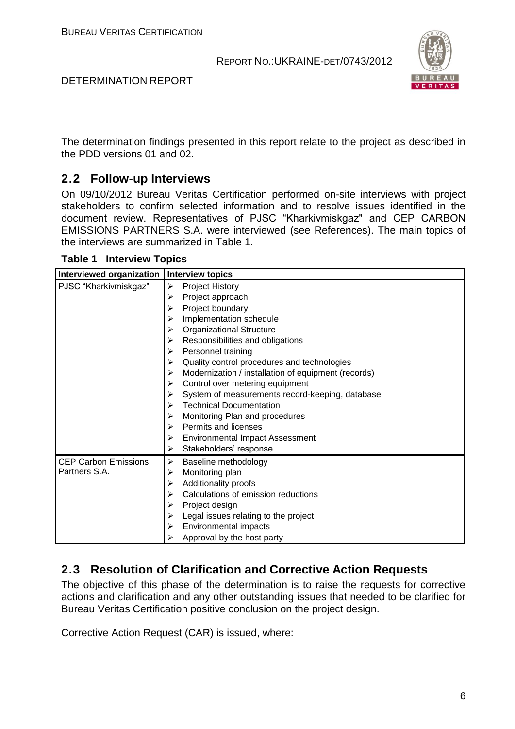The determination findings presented in this report relate to the project as described in the PDD versions 01 and 02.

## 2.2 Follow-up Interviews

On 09/10/2012 Bureau Veritas Certification performed on-site interviews with project stakeholders to confirm selected information and to resolve issues identified in the document review. Representatives of PJSC "Kharkivmiskgaz" and CEP CARBON EMISSIONS PARTNERS S.A. were interviewed (see References). The main topics of the interviews are summarized in Table 1.

**Table 1 Interview Topics**

| Interviewed organization | Interview topics |
|---|---|
| PJSC "Kharkivmiskgaz" | ➢ Project History<br>➢ Project approach<br>➢ Project boundary<br>➢ Implementation schedule<br>➢ Organizational Structure<br>➢ Responsibilities and obligations<br>➢ Personnel training<br>➢ Quality control procedures and technologies<br>➢ Modernization / installation of equipment (records)<br>➢ Control over metering equipment<br>➢ System of measurements record-keeping, database<br>➢ Technical Documentation<br>➢ Monitoring Plan and procedures<br>➢ Permits and licenses<br>➢ Environmental Impact Assessment<br>➢ Stakeholders' response |
| CEP Carbon Emissions Partners S.A. | ➢ Baseline methodology<br>➢ Monitoring plan<br>➢ Additionality proofs<br>➢ Calculations of emission reductions<br>➢ Project design<br>➢ Legal issues relating to the project<br>➢ Environmental impacts<br>➢ Approval by the host party |

## 2.3 Resolution of Clarification and Corrective Action Requests

The objective of this phase of the determination is to raise the requests for corrective actions and clarification and any other outstanding issues that needed to be clarified for Bureau Veritas Certification positive conclusion on the project design.

Corrective Action Request (CAR) is issued, where: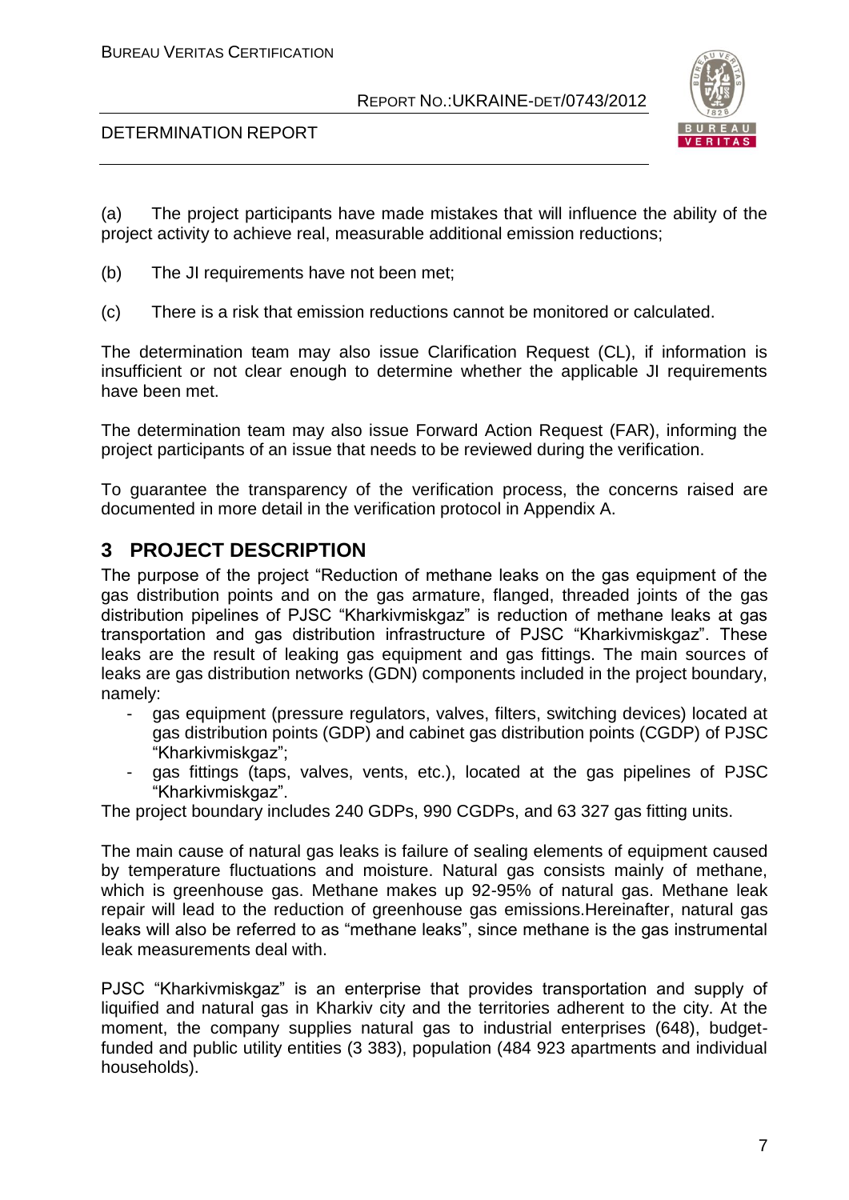(a) The project participants have made mistakes that will influence the ability of the project activity to achieve real, measurable additional emission reductions;

(b) The JI requirements have not been met;

(c) There is a risk that emission reductions cannot be monitored or calculated.

The determination team may also issue Clarification Request (CL), if information is insufficient or not clear enough to determine whether the applicable JI requirements have been met.

The determination team may also issue Forward Action Request (FAR), informing the project participants of an issue that needs to be reviewed during the verification.

To guarantee the transparency of the verification process, the concerns raised are documented in more detail in the verification protocol in Appendix A.

# 3 PROJECT DESCRIPTION

The purpose of the project "Reduction of methane leaks on the gas equipment of the gas distribution points and on the gas armature, flanged, threaded joints of the gas distribution pipelines of PJSC "Kharkivmiskgaz" is reduction of methane leaks at gas transportation and gas distribution infrastructure of PJSC "Kharkivmiskgaz". These leaks are the result of leaking gas equipment and gas fittings. The main sources of leaks are gas distribution networks (GDN) components included in the project boundary, namely:

- gas equipment (pressure regulators, valves, filters, switching devices) located at gas distribution points (GDP) and cabinet gas distribution points (CGDP) of PJSC "Kharkivmiskgaz";
- gas fittings (taps, valves, vents, etc.), located at the gas pipelines of PJSC "Kharkivmiskgaz".

The project boundary includes 240 GDPs, 990 CGDPs, and 63 327 gas fitting units.

The main cause of natural gas leaks is failure of sealing elements of equipment caused by temperature fluctuations and moisture. Natural gas consists mainly of methane, which is greenhouse gas. Methane makes up 92-95% of natural gas. Methane leak repair will lead to the reduction of greenhouse gas emissions.Hereinafter, natural gas leaks will also be referred to as "methane leaks", since methane is the gas instrumental leak measurements deal with.

PJSC "Kharkivmiskgaz" is an enterprise that provides transportation and supply of liquified and natural gas in Kharkiv city and the territories adherent to the city. At the moment, the company supplies natural gas to industrial enterprises (648), budget-funded and public utility entities (3 383), population (484 923 apartments and individual households).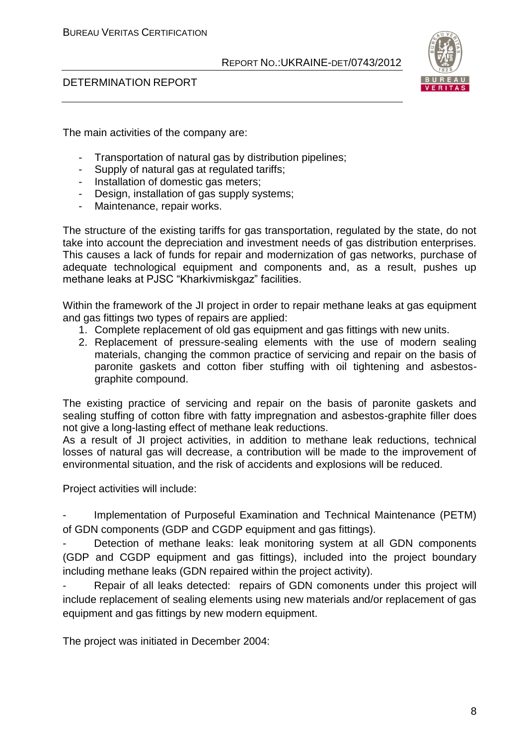The main activities of the company are:

- Transportation of natural gas by distribution pipelines;
- Supply of natural gas at regulated tariffs;
- Installation of domestic gas meters;
- Design, installation of gas supply systems;
- Maintenance, repair works.

The structure of the existing tariffs for gas transportation, regulated by the state, do not take into account the depreciation and investment needs of gas distribution enterprises. This causes a lack of funds for repair and modernization of gas networks, purchase of adequate technological equipment and components and, as a result, pushes up methane leaks at PJSC "Kharkivmiskgaz" facilities.

Within the framework of the JI project in order to repair methane leaks at gas equipment and gas fittings two types of repairs are applied:

1. Complete replacement of old gas equipment and gas fittings with new units.
2. Replacement of pressure-sealing elements with the use of modern sealing materials, changing the common practice of servicing and repair on the basis of paronite gaskets and cotton fiber stuffing with oil tightening and asbestos-graphite compound.

The existing practice of servicing and repair on the basis of paronite gaskets and sealing stuffing of cotton fibre with fatty impregnation and asbestos-graphite filler does not give a long-lasting effect of methane leak reductions.
As a result of JI project activities, in addition to methane leak reductions, technical losses of natural gas will decrease, a contribution will be made to the improvement of environmental situation, and the risk of accidents and explosions will be reduced.

Project activities will include:

- Implementation of Purposeful Examination and Technical Maintenance (PETM) of GDN components (GDP and CGDP equipment and gas fittings).
- Detection of methane leaks: leak monitoring system at all GDN components (GDP and CGDP equipment and gas fittings), included into the project boundary including methane leaks (GDN repaired within the project activity).
- Repair of all leaks detected: repairs of GDN comonents under this project will include replacement of sealing elements using new materials and/or replacement of gas equipment and gas fittings by new modern equipment.

The project was initiated in December 2004: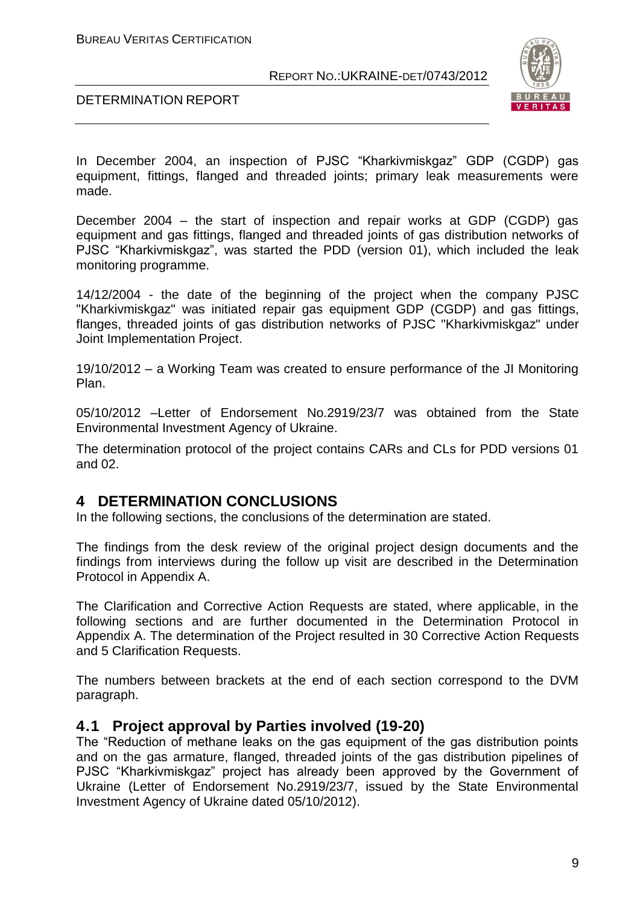In December 2004, an inspection of PJSC "Kharkivmiskgaz" GDP (CGDP) gas equipment, fittings, flanged and threaded joints; primary leak measurements were made.

December 2004 – the start of inspection and repair works at GDP (CGDP) gas equipment and gas fittings, flanged and threaded joints of gas distribution networks of PJSC "Kharkivmiskgaz", was started the PDD (version 01), which included the leak monitoring programme.

14/12/2004 - the date of the beginning of the project when the company PJSC "Kharkivmiskgaz" was initiated repair gas equipment GDP (CGDP) and gas fittings, flanges, threaded joints of gas distribution networks of PJSC "Kharkivmiskgaz" under Joint Implementation Project.

19/10/2012 – a Working Team was created to ensure performance of the JI Monitoring Plan.

05/10/2012 –Letter of Endorsement No.2919/23/7 was obtained from the State Environmental Investment Agency of Ukraine.

The determination protocol of the project contains CARs and CLs for PDD versions 01 and 02.

# 4 DETERMINATION CONCLUSIONS

In the following sections, the conclusions of the determination are stated.

The findings from the desk review of the original project design documents and the findings from interviews during the follow up visit are described in the Determination Protocol in Appendix A.

The Clarification and Corrective Action Requests are stated, where applicable, in the following sections and are further documented in the Determination Protocol in Appendix A. The determination of the Project resulted in 30 Corrective Action Requests and 5 Clarification Requests.

The numbers between brackets at the end of each section correspond to the DVM paragraph.

## 4.1 Project approval by Parties involved (19-20)

The "Reduction of methane leaks on the gas equipment of the gas distribution points and on the gas armature, flanged, threaded joints of the gas distribution pipelines of PJSC "Kharkivmiskgaz" project has already been approved by the Government of Ukraine (Letter of Endorsement No.2919/23/7, issued by the State Environmental Investment Agency of Ukraine dated 05/10/2012).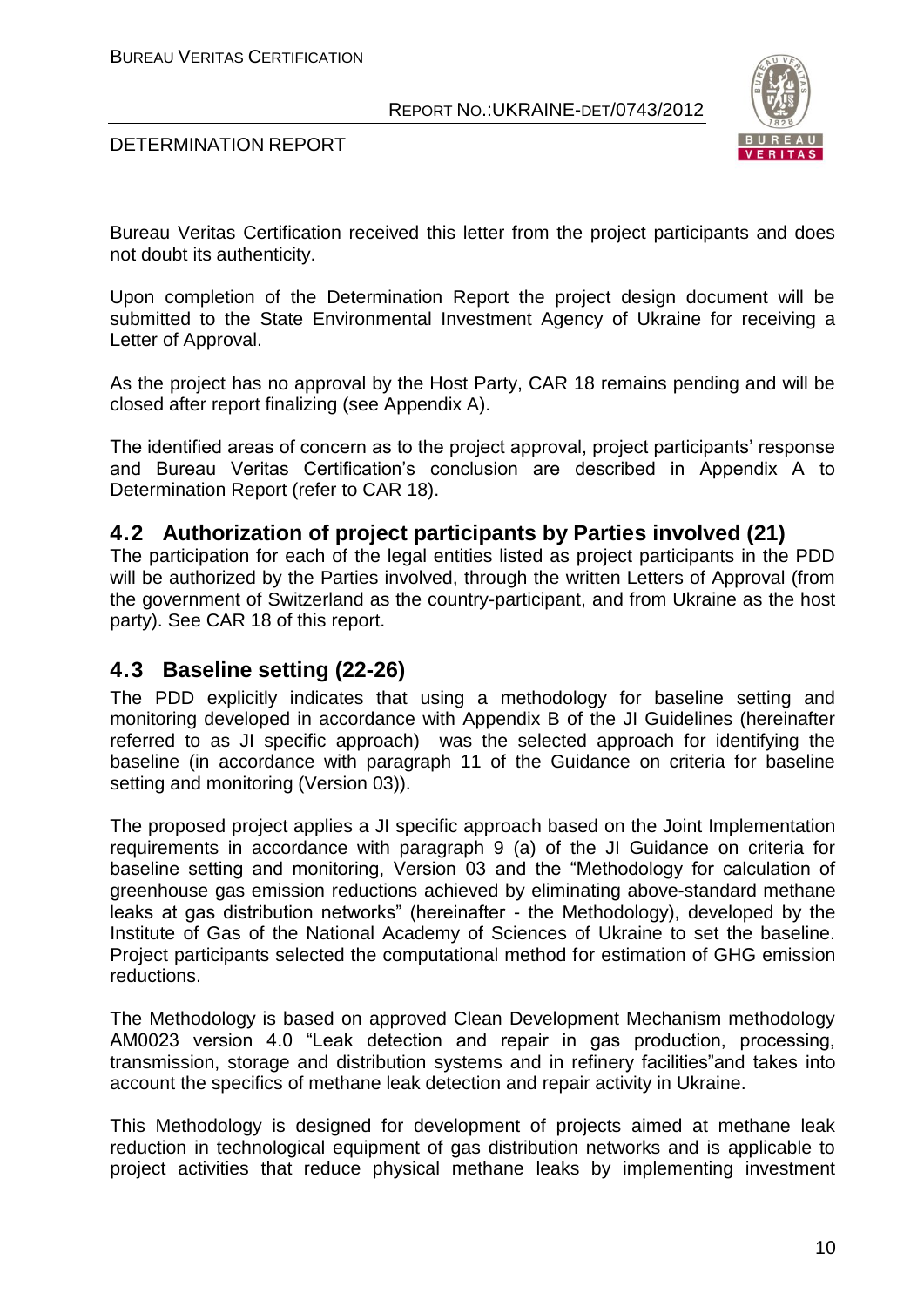Bureau Veritas Certification received this letter from the project participants and does not doubt its authenticity.

Upon completion of the Determination Report the project design document will be submitted to the State Environmental Investment Agency of Ukraine for receiving a Letter of Approval.

As the project has no approval by the Host Party, CAR 18 remains pending and will be closed after report finalizing (see Appendix A).

The identified areas of concern as to the project approval, project participants' response and Bureau Veritas Certification's conclusion are described in Appendix A to Determination Report (refer to CAR 18).

## 4.2 Authorization of project participants by Parties involved (21)

The participation for each of the legal entities listed as project participants in the PDD will be authorized by the Parties involved, through the written Letters of Approval (from the government of Switzerland as the country-participant, and from Ukraine as the host party). See CAR 18 of this report.

## 4.3 Baseline setting (22-26)

The PDD explicitly indicates that using a methodology for baseline setting and monitoring developed in accordance with Appendix B of the JI Guidelines (hereinafter referred to as JI specific approach) was the selected approach for identifying the baseline (in accordance with paragraph 11 of the Guidance on criteria for baseline setting and monitoring (Version 03)).

The proposed project applies a JI specific approach based on the Joint Implementation requirements in accordance with paragraph 9 (a) of the JI Guidance on criteria for baseline setting and monitoring, Version 03 and the "Methodology for calculation of greenhouse gas emission reductions achieved by eliminating above-standard methane leaks at gas distribution networks" (hereinafter - the Methodology), developed by the Institute of Gas of the National Academy of Sciences of Ukraine to set the baseline. Project participants selected the computational method for estimation of GHG emission reductions.

The Methodology is based on approved Clean Development Mechanism methodology AM0023 version 4.0 "Leak detection and repair in gas production, processing, transmission, storage and distribution systems and in refinery facilities"and takes into account the specifics of methane leak detection and repair activity in Ukraine.

This Methodology is designed for development of projects aimed at methane leak reduction in technological equipment of gas distribution networks and is applicable to project activities that reduce physical methane leaks by implementing investment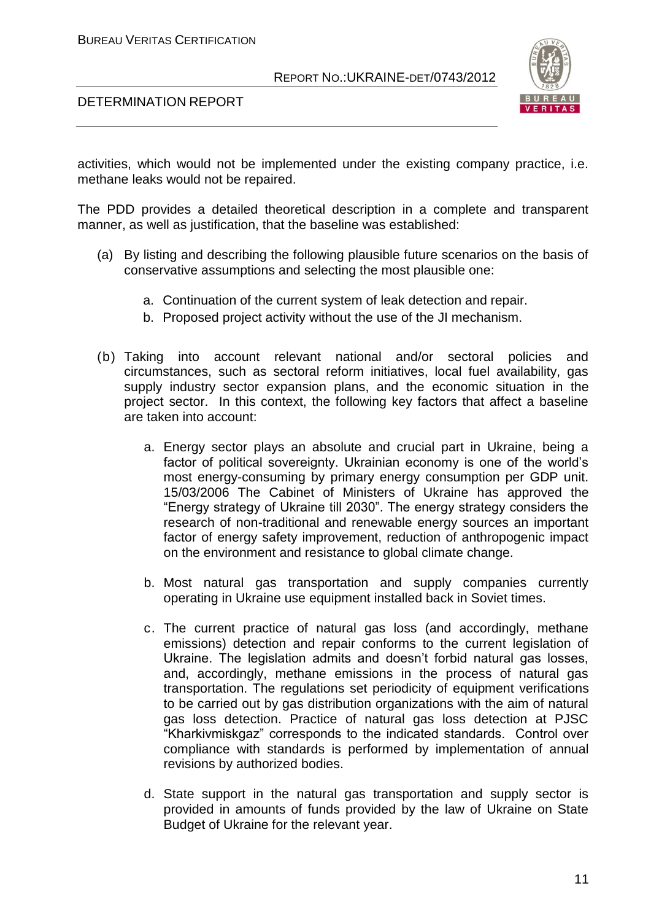activities, which would not be implemented under the existing company practice, i.e. methane leaks would not be repaired.

The PDD provides a detailed theoretical description in a complete and transparent manner, as well as justification, that the baseline was established:

(a) By listing and describing the following plausible future scenarios on the basis of conservative assumptions and selecting the most plausible one:

  a. Continuation of the current system of leak detection and repair.
  b. Proposed project activity without the use of the JI mechanism.

(b) Taking into account relevant national and/or sectoral policies and circumstances, such as sectoral reform initiatives, local fuel availability, gas supply industry sector expansion plans, and the economic situation in the project sector. In this context, the following key factors that affect a baseline are taken into account:

  a. Energy sector plays an absolute and crucial part in Ukraine, being a factor of political sovereignty. Ukrainian economy is one of the world's most energy-consuming by primary energy consumption per GDP unit. 15/03/2006 The Cabinet of Ministers of Ukraine has approved the "Energy strategy of Ukraine till 2030". The energy strategy considers the research of non-traditional and renewable energy sources an important factor of energy safety improvement, reduction of anthropogenic impact on the environment and resistance to global climate change.

  b. Most natural gas transportation and supply companies currently operating in Ukraine use equipment installed back in Soviet times.

  c. The current practice of natural gas loss (and accordingly, methane emissions) detection and repair conforms to the current legislation of Ukraine. The legislation admits and doesn't forbid natural gas losses, and, accordingly, methane emissions in the process of natural gas transportation. The regulations set periodicity of equipment verifications to be carried out by gas distribution organizations with the aim of natural gas loss detection. Practice of natural gas loss detection at PJSC "Kharkivmiskgaz" corresponds to the indicated standards. Control over compliance with standards is performed by implementation of annual revisions by authorized bodies.

  d. State support in the natural gas transportation and supply sector is provided in amounts of funds provided by the law of Ukraine on State Budget of Ukraine for the relevant year.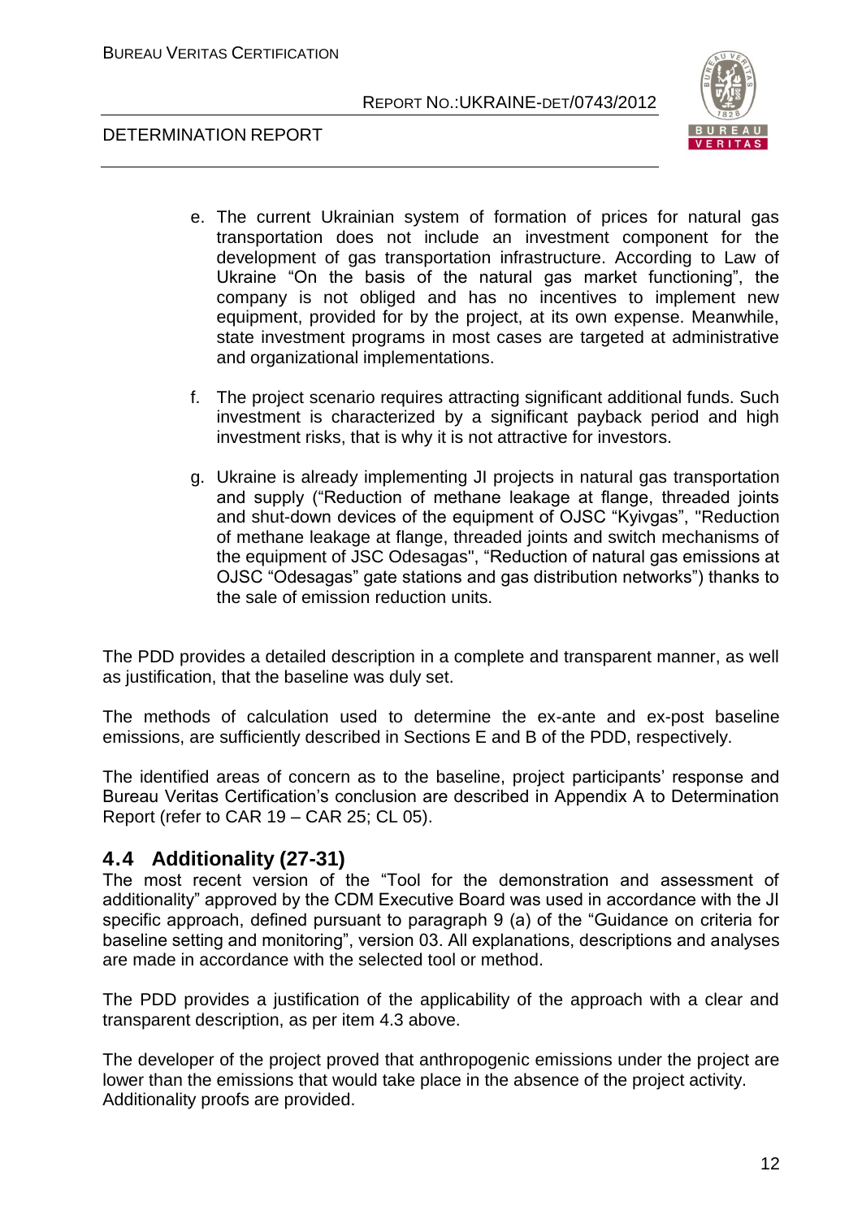e. The current Ukrainian system of formation of prices for natural gas transportation does not include an investment component for the development of gas transportation infrastructure. According to Law of Ukraine "On the basis of the natural gas market functioning", the company is not obliged and has no incentives to implement new equipment, provided for by the project, at its own expense. Meanwhile, state investment programs in most cases are targeted at administrative and organizational implementations.

f. The project scenario requires attracting significant additional funds. Such investment is characterized by a significant payback period and high investment risks, that is why it is not attractive for investors.

g. Ukraine is already implementing JI projects in natural gas transportation and supply ("Reduction of methane leakage at flange, threaded joints and shut-down devices of the equipment of OJSC "Kyivgas", "Reduction of methane leakage at flange, threaded joints and switch mechanisms of the equipment of JSC Odesagas", "Reduction of natural gas emissions at OJSC "Odesagas" gate stations and gas distribution networks") thanks to the sale of emission reduction units.

The PDD provides a detailed description in a complete and transparent manner, as well as justification, that the baseline was duly set.

The methods of calculation used to determine the ex-ante and ex-post baseline emissions, are sufficiently described in Sections E and B of the PDD, respectively.

The identified areas of concern as to the baseline, project participants' response and Bureau Veritas Certification's conclusion are described in Appendix A to Determination Report (refer to CAR 19 – CAR 25; CL 05).

## 4.4 Additionality (27-31)

The most recent version of the "Tool for the demonstration and assessment of additionality" approved by the CDM Executive Board was used in accordance with the JI specific approach, defined pursuant to paragraph 9 (a) of the "Guidance on criteria for baseline setting and monitoring", version 03. All explanations, descriptions and analyses are made in accordance with the selected tool or method.

The PDD provides a justification of the applicability of the approach with a clear and transparent description, as per item 4.3 above.

The developer of the project proved that anthropogenic emissions under the project are lower than the emissions that would take place in the absence of the project activity. Additionality proofs are provided.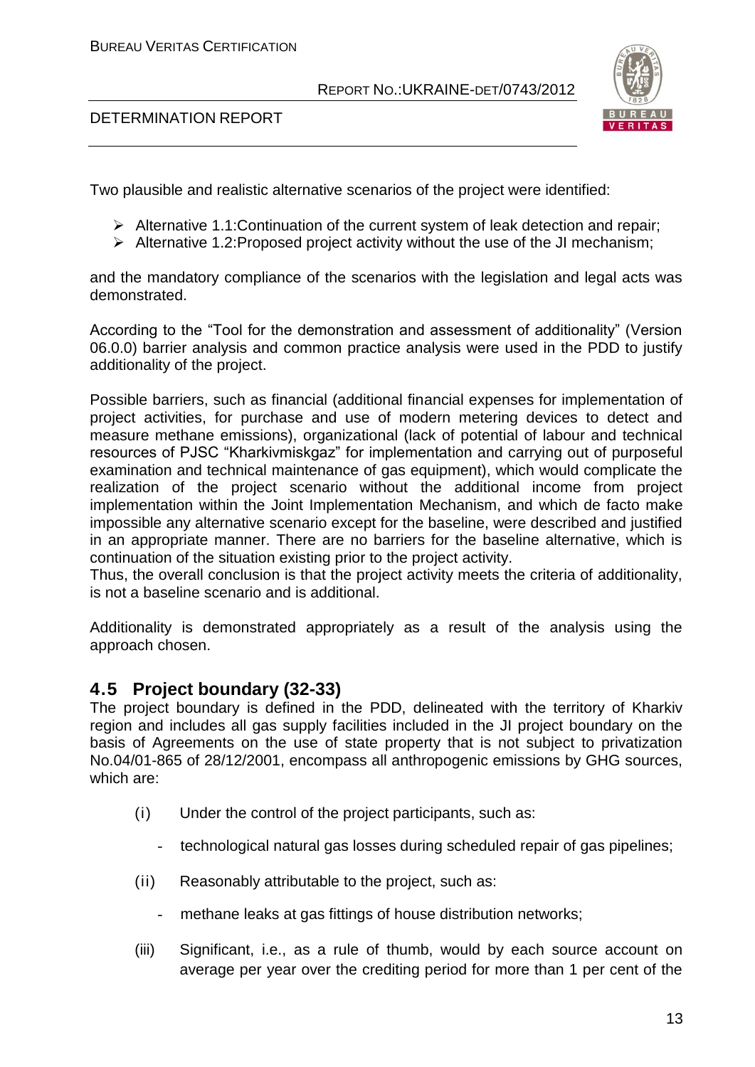Two plausible and realistic alternative scenarios of the project were identified:

- Alternative 1.1:Continuation of the current system of leak detection and repair;
- Alternative 1.2:Proposed project activity without the use of the JI mechanism;

and the mandatory compliance of the scenarios with the legislation and legal acts was demonstrated.

According to the "Tool for the demonstration and assessment of additionality" (Version 06.0.0) barrier analysis and common practice analysis were used in the PDD to justify additionality of the project.

Possible barriers, such as financial (additional financial expenses for implementation of project activities, for purchase and use of modern metering devices to detect and measure methane emissions), organizational (lack of potential of labour and technical resources of PJSC "Kharkivmiskgaz" for implementation and carrying out of purposeful examination and technical maintenance of gas equipment), which would complicate the realization of the project scenario without the additional income from project implementation within the Joint Implementation Mechanism, and which de facto make impossible any alternative scenario except for the baseline, were described and justified in an appropriate manner. There are no barriers for the baseline alternative, which is continuation of the situation existing prior to the project activity.
Thus, the overall conclusion is that the project activity meets the criteria of additionality, is not a baseline scenario and is additional.

Additionality is demonstrated appropriately as a result of the analysis using the approach chosen.

## 4.5 Project boundary (32-33)

The project boundary is defined in the PDD, delineated with the territory of Kharkiv region and includes all gas supply facilities included in the JI project boundary on the basis of Agreements on the use of state property that is not subject to privatization No.04/01-865 of 28/12/2001, encompass all anthropogenic emissions by GHG sources, which are:

(i) Under the control of the project participants, such as:

- technological natural gas losses during scheduled repair of gas pipelines;

(ii) Reasonably attributable to the project, such as:

- methane leaks at gas fittings of house distribution networks;

(iii) Significant, i.e., as a rule of thumb, would by each source account on average per year over the crediting period for more than 1 per cent of the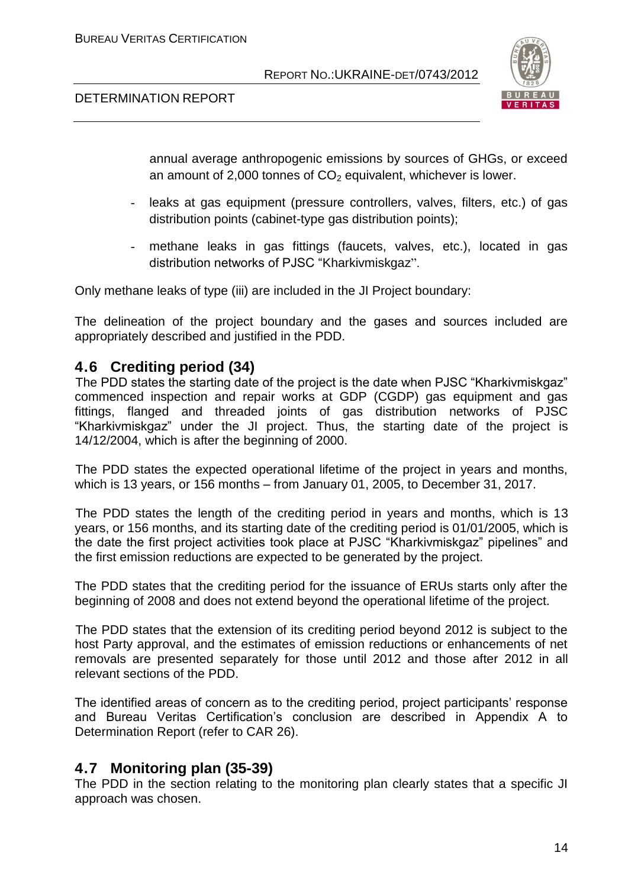annual average anthropogenic emissions by sources of GHGs, or exceed an amount of 2,000 tonnes of $CO_2$ equivalent, whichever is lower.

- leaks at gas equipment (pressure controllers, valves, filters, etc.) of gas distribution points (cabinet-type gas distribution points);
- methane leaks in gas fittings (faucets, valves, etc.), located in gas distribution networks of PJSC "Kharkivmiskgaz".

Only methane leaks of type (iii) are included in the JI Project boundary:

The delineation of the project boundary and the gases and sources included are appropriately described and justified in the PDD.

## 4.6 Crediting period (34)

The PDD states the starting date of the project is the date when PJSC "Kharkivmiskgaz" commenced inspection and repair works at GDP (CGDP) gas equipment and gas fittings, flanged and threaded joints of gas distribution networks of PJSC "Kharkivmiskgaz" under the JI project. Thus, the starting date of the project is 14/12/2004, which is after the beginning of 2000.

The PDD states the expected operational lifetime of the project in years and months, which is 13 years, or 156 months – from January 01, 2005, to December 31, 2017.

The PDD states the length of the crediting period in years and months, which is 13 years, or 156 months, and its starting date of the crediting period is 01/01/2005, which is the date the first project activities took place at PJSC "Kharkivmiskgaz" pipelines" and the first emission reductions are expected to be generated by the project.

The PDD states that the crediting period for the issuance of ERUs starts only after the beginning of 2008 and does not extend beyond the operational lifetime of the project.

The PDD states that the extension of its crediting period beyond 2012 is subject to the host Party approval, and the estimates of emission reductions or enhancements of net removals are presented separately for those until 2012 and those after 2012 in all relevant sections of the PDD.

The identified areas of concern as to the crediting period, project participants' response and Bureau Veritas Certification's conclusion are described in Appendix A to Determination Report (refer to CAR 26).

## 4.7 Monitoring plan (35-39)

The PDD in the section relating to the monitoring plan clearly states that a specific JI approach was chosen.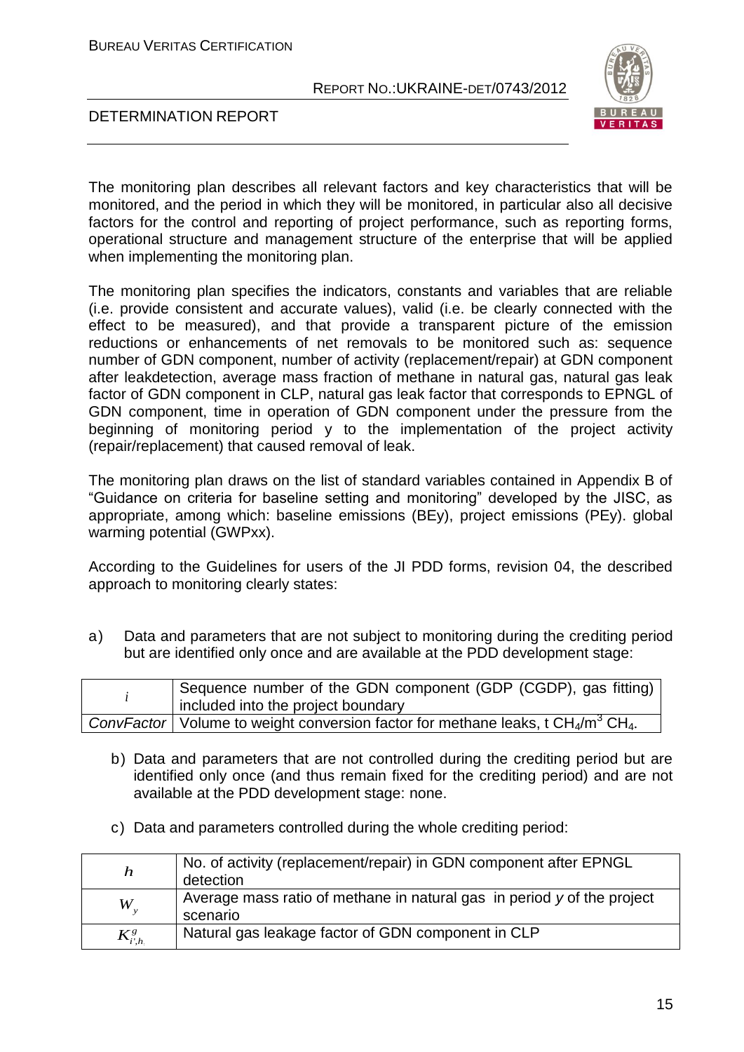The monitoring plan describes all relevant factors and key characteristics that will be monitored, and the period in which they will be monitored, in particular also all decisive factors for the control and reporting of project performance, such as reporting forms, operational structure and management structure of the enterprise that will be applied when implementing the monitoring plan.

The monitoring plan specifies the indicators, constants and variables that are reliable (i.e. provide consistent and accurate values), valid (i.e. be clearly connected with the effect to be measured), and that provide a transparent picture of the emission reductions or enhancements of net removals to be monitored such as: sequence number of GDN component, number of activity (replacement/repair) at GDN component after leakdetection, average mass fraction of methane in natural gas, natural gas leak factor of GDN component in CLP, natural gas leak factor that corresponds to EPNGL of GDN component, time in operation of GDN component under the pressure from the beginning of monitoring period y to the implementation of the project activity (repair/replacement) that caused removal of leak.

The monitoring plan draws on the list of standard variables contained in Appendix B of "Guidance on criteria for baseline setting and monitoring" developed by the JISC, as appropriate, among which: baseline emissions (BEy), project emissions (PEy). global warming potential (GWPxx).

According to the Guidelines for users of the JI PDD forms, revision 04, the described approach to monitoring clearly states:

a) Data and parameters that are not subject to monitoring during the crediting period but are identified only once and are available at the PDD development stage:

| | |
|---|---|
| $i$ | Sequence number of the GDN component (GDP (CGDP), gas fitting) included into the project boundary |
| *ConvFactor* | Volume to weight conversion factor for methane leaks, t $CH_4/m^3$ $CH_4$. |

b) Data and parameters that are not controlled during the crediting period but are identified only once (and thus remain fixed for the crediting period) and are not available at the PDD development stage: none.

c) Data and parameters controlled during the whole crediting period:

| | |
|---|---|
| $h$ | No. of activity (replacement/repair) in GDN component after EPNGL detection |
| $W_y$ | Average mass ratio of methane in natural gas in period *y* of the project scenario |
| $K^{g}_{i',h_i}$ | Natural gas leakage factor of GDN component in CLP |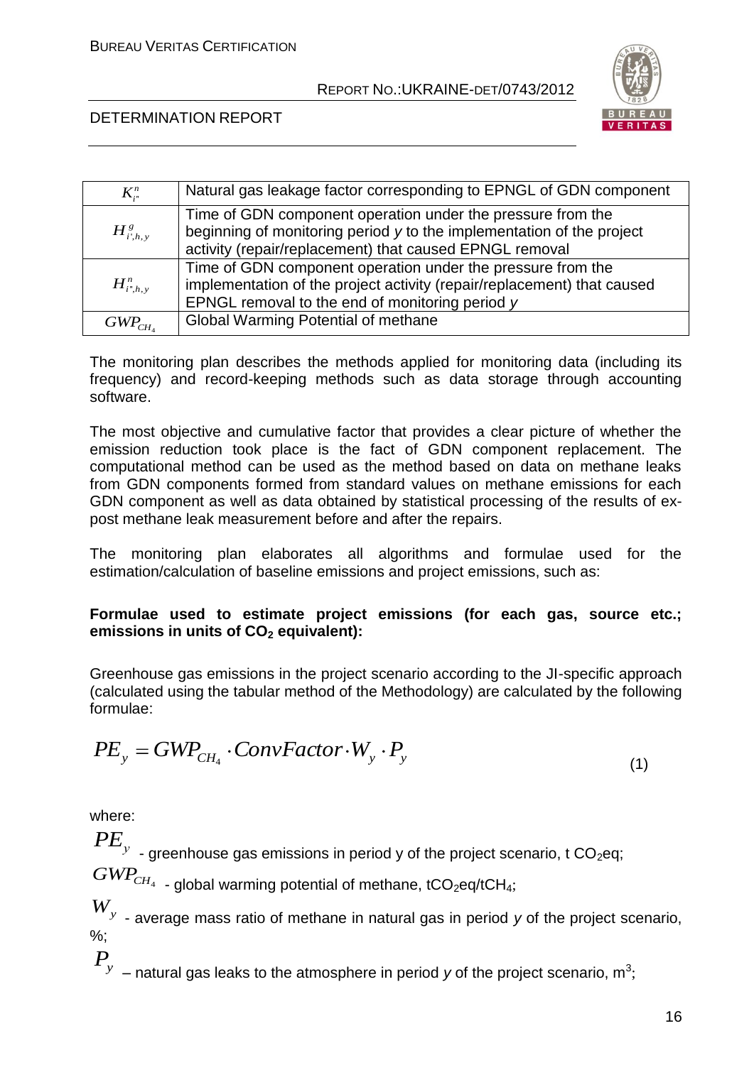| | |
|---|---|
| $K^{n}_{i''}$ | Natural gas leakage factor corresponding to EPNGL of GDN component |
| $H^{g}_{i',h,y}$ | Time of GDN component operation under the pressure from the beginning of monitoring period *y* to the implementation of the project activity (repair/replacement) that caused EPNGL removal |
| $H^{n}_{i'',h,y}$ | Time of GDN component operation under the pressure from the implementation of the project activity (repair/replacement) that caused EPNGL removal to the end of monitoring period *y* |
| $GWP_{CH_4}$ | Global Warming Potential of methane |

The monitoring plan describes the methods applied for monitoring data (including its frequency) and record-keeping methods such as data storage through accounting software.

The most objective and cumulative factor that provides a clear picture of whether the emission reduction took place is the fact of GDN component replacement. The computational method can be used as the method based on data on methane leaks from GDN components formed from standard values on methane emissions for each GDN component as well as data obtained by statistical processing of the results of ex-post methane leak measurement before and after the repairs.

The monitoring plan elaborates all algorithms and formulae used for the estimation/calculation of baseline emissions and project emissions, such as:

**Formulae used to estimate project emissions (for each gas, source etc.; emissions in units of $CO_2$ equivalent):**

Greenhouse gas emissions in the project scenario according to the JI-specific approach (calculated using the tabular method of the Methodology) are calculated by the following formulae:

$$PE_y = GWP_{CH_4} \cdot ConvFactor \cdot W_y \cdot P_y \tag{1}$$

where:

$PE_y$ - greenhouse gas emissions in period y of the project scenario, t $CO_2$eq;

$GWP_{CH_4}$ - global warming potential of methane, $tCO_2eq/tCH_4$;

$W_y$ - average mass ratio of methane in natural gas in period *y* of the project scenario, %;

$P_y$ – natural gas leaks to the atmosphere in period *y* of the project scenario, $m^3$;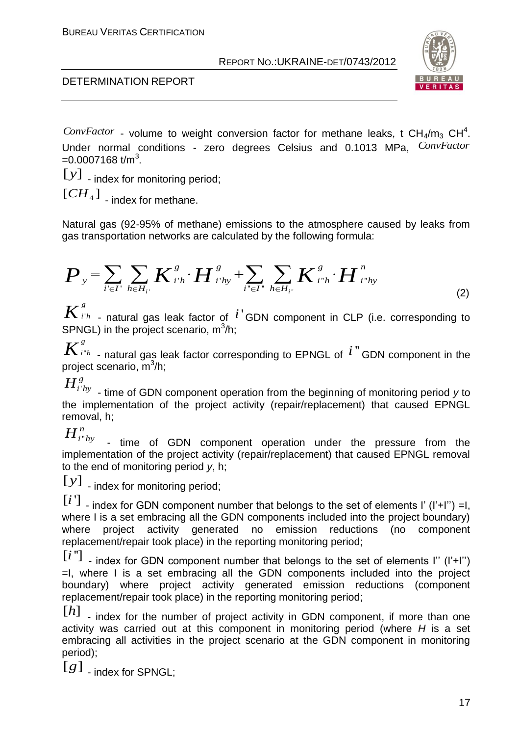$ConvFactor$ - volume to weight conversion factor for methane leaks, t $CH_4/m_3$ $CH^4$. Under normal conditions - zero degrees Celsius and 0.1013 MPa, $ConvFactor$ =0.0007168 t/m$^3$.

$[y]$ - index for monitoring period;

$[CH_4]$ - index for methane.

Natural gas (92-95% of methane) emissions to the atmosphere caused by leaks from gas transportation networks are calculated by the following formula:

$$P_y = \sum_{i' \in I'} \sum_{h \in H_{i'}} K^g_{i'h} \cdot H^g_{i'hy} + \sum_{i'' \in I''} \sum_{h \in H_{i''}} K^g_{i''h} \cdot H^n_{i''hy} \qquad (2)$$

$K^g_{i'h}$ - natural gas leak factor of $i'$ GDN component in CLP (i.e. corresponding to SPNGL) in the project scenario, m$^3$/h;

$K^g_{i''h}$ - natural gas leak factor corresponding to EPNGL of $i''$ GDN component in the project scenario, m$^3$/h;

$H^g_{i'hy}$ - time of GDN component operation from the beginning of monitoring period *y* to the implementation of the project activity (repair/replacement) that caused EPNGL removal, h;

$H^n_{i''hy}$ - time of GDN component operation under the pressure from the implementation of the project activity (repair/replacement) that caused EPNGL removal to the end of monitoring period *y*, h;

$[y]$ - index for monitoring period;

$[i']$ - index for GDN component number that belongs to the set of elements I' (I'+I'') =I, where I is a set embracing all the GDN components included into the project boundary) where project activity generated no emission reductions (no component replacement/repair took place) in the reporting monitoring period;

$[i'']$ - index for GDN component number that belongs to the set of elements I'' (I'+I'') =I, where I is a set embracing all the GDN components included into the project boundary) where project activity generated emission reductions (component replacement/repair took place) in the reporting monitoring period;

$[h]$ - index for the number of project activity in GDN component, if more than one activity was carried out at this component in monitoring period (where *H* is a set embracing all activities in the project scenario at the GDN component in monitoring period);

$[g]$ - index for SPNGL;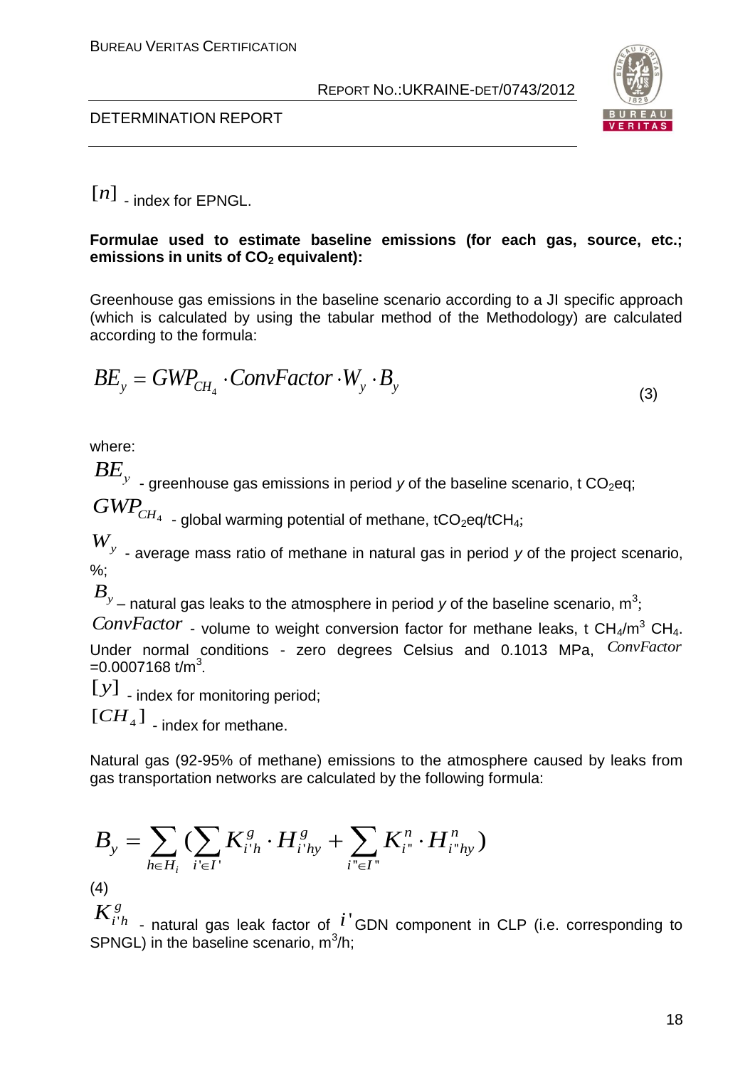$[n]$ - index for EPNGL.

**Formulae used to estimate baseline emissions (for each gas, source, etc.; emissions in units of $CO_2$ equivalent):**

Greenhouse gas emissions in the baseline scenario according to a JI specific approach (which is calculated by using the tabular method of the Methodology) are calculated according to the formula:

$$BE_y = GWP_{CH_4} \cdot ConvFactor \cdot W_y \cdot B_y \qquad (3)$$

where:

$BE_y$ - greenhouse gas emissions in period *y* of the baseline scenario, t $CO_2$eq;

$GWP_{CH_4}$ - global warming potential of methane, $tCO_2eq/tCH_4$;

$W_y$ - average mass ratio of methane in natural gas in period *y* of the project scenario, %;

$B_y$ – natural gas leaks to the atmosphere in period *y* of the baseline scenario, $m^3$;

$ConvFactor$ - volume to weight conversion factor for methane leaks, t $CH_4/m^3$ $CH_4$. Under normal conditions - zero degrees Celsius and 0.1013 MPa, $ConvFactor$ =0.0007168 $t/m^3$.

$[y]$ - index for monitoring period;

$[CH_4]$ - index for methane.

Natural gas (92-95% of methane) emissions to the atmosphere caused by leaks from gas transportation networks are calculated by the following formula:

$$B_y = \sum_{h \in H_i} \left( \sum_{i' \in I'} K^g_{i'h} \cdot H^g_{i'hy} + \sum_{i'' \in I''} K^n_{i''} \cdot H^n_{i''hy} \right)$$

(4)

$K^g_{i'h}$ - natural gas leak factor of $i'$ GDN component in CLP (i.e. corresponding to SPNGL) in the baseline scenario, $m^3/h$;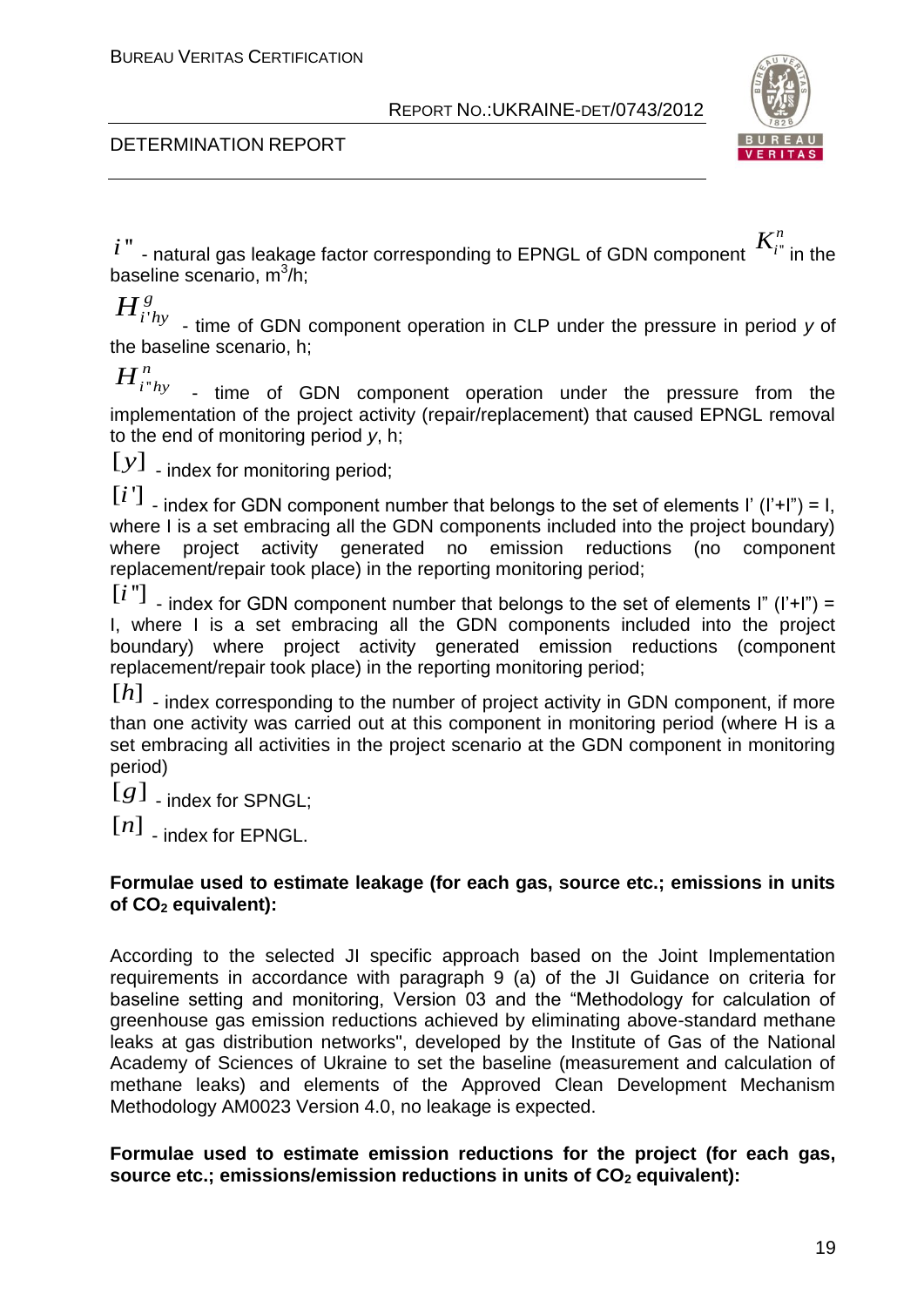$i"$ - natural gas leakage factor corresponding to EPNGL of GDN component $K_{i"}^{n}$ in the baseline scenario, $m^3/h$;

$H_{i'hy}^{g}$ - time of GDN component operation in CLP under the pressure in period *y* of the baseline scenario, h;

$H_{i"hy}^{n}$ - time of GDN component operation under the pressure from the implementation of the project activity (repair/replacement) that caused EPNGL removal to the end of monitoring period *y*, h;

$[y]$ - index for monitoring period;

$[i']$ - index for GDN component number that belongs to the set of elements I' (I'+I") = I, where I is a set embracing all the GDN components included into the project boundary) where project activity generated no emission reductions (no component replacement/repair took place) in the reporting monitoring period;

$[i"]$ - index for GDN component number that belongs to the set of elements I" (I'+I") = I, where I is a set embracing all the GDN components included into the project boundary) where project activity generated emission reductions (component replacement/repair took place) in the reporting monitoring period;

$[h]$ - index corresponding to the number of project activity in GDN component, if more than one activity was carried out at this component in monitoring period (where H is a set embracing all activities in the project scenario at the GDN component in monitoring period)

$[g]$ - index for SPNGL;

$[n]$ - index for EPNGL.

**Formulae used to estimate leakage (for each gas, source etc.; emissions in units of $CO_2$ equivalent):**

According to the selected JI specific approach based on the Joint Implementation requirements in accordance with paragraph 9 (a) of the JI Guidance on criteria for baseline setting and monitoring, Version 03 and the "Methodology for calculation of greenhouse gas emission reductions achieved by eliminating above-standard methane leaks at gas distribution networks", developed by the Institute of Gas of the National Academy of Sciences of Ukraine to set the baseline (measurement and calculation of methane leaks) and elements of the Approved Clean Development Mechanism Methodology AM0023 Version 4.0, no leakage is expected.

**Formulae used to estimate emission reductions for the project (for each gas, source etc.; emissions/emission reductions in units of $CO_2$ equivalent):**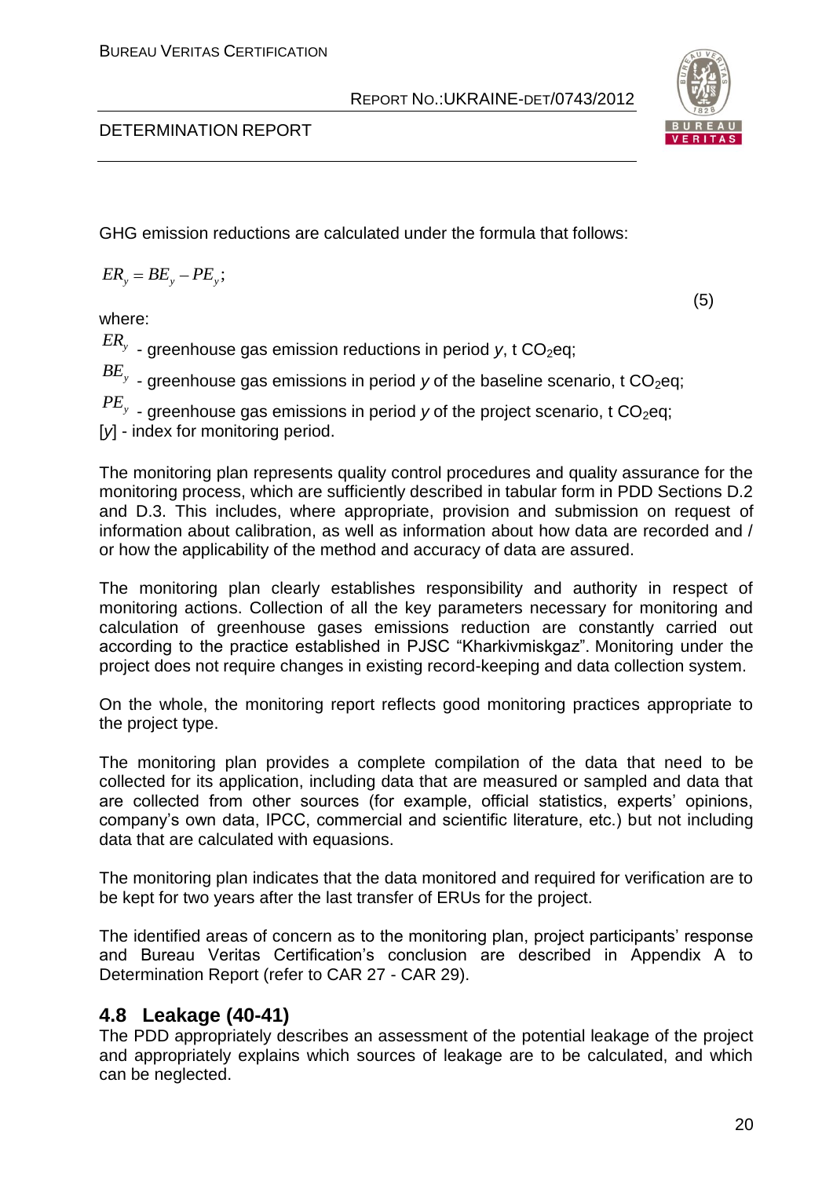GHG emission reductions are calculated under the formula that follows:

$$ER_y = BE_y - PE_y; \quad (5)$$

where:

$ER_y$ - greenhouse gas emission reductions in period *y*, t $CO_2$eq;

$BE_y$ - greenhouse gas emissions in period *y* of the baseline scenario, t $CO_2$eq;

$PE_y$ - greenhouse gas emissions in period *y* of the project scenario, t $CO_2$eq;

[*y*] - index for monitoring period.

The monitoring plan represents quality control procedures and quality assurance for the monitoring process, which are sufficiently described in tabular form in PDD Sections D.2 and D.3. This includes, where appropriate, provision and submission on request of information about calibration, as well as information about how data are recorded and / or how the applicability of the method and accuracy of data are assured.

The monitoring plan clearly establishes responsibility and authority in respect of monitoring actions. Collection of all the key parameters necessary for monitoring and calculation of greenhouse gases emissions reduction are constantly carried out according to the practice established in PJSC "Kharkivmiskgaz". Monitoring under the project does not require changes in existing record-keeping and data collection system.

On the whole, the monitoring report reflects good monitoring practices appropriate to the project type.

The monitoring plan provides a complete compilation of the data that need to be collected for its application, including data that are measured or sampled and data that are collected from other sources (for example, official statistics, experts' opinions, company's own data, IPCC, commercial and scientific literature, etc.) but not including data that are calculated with equasions.

The monitoring plan indicates that the data monitored and required for verification are to be kept for two years after the last transfer of ERUs for the project.

The identified areas of concern as to the monitoring plan, project participants' response and Bureau Veritas Certification's conclusion are described in Appendix A to Determination Report (refer to CAR 27 - CAR 29).

## 4.8 Leakage (40-41)

The PDD appropriately describes an assessment of the potential leakage of the project and appropriately explains which sources of leakage are to be calculated, and which can be neglected.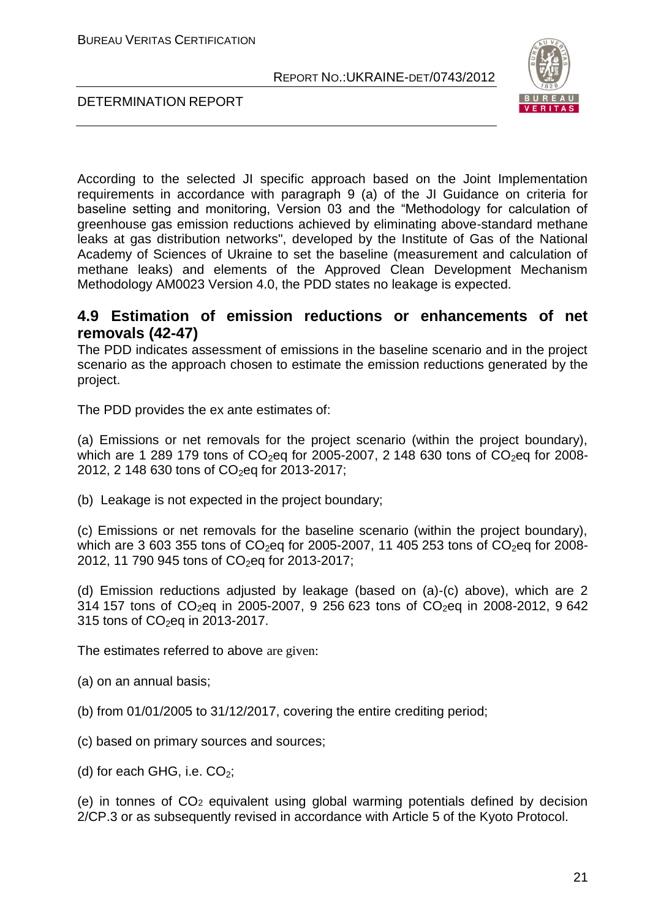According to the selected JI specific approach based on the Joint Implementation requirements in accordance with paragraph 9 (a) of the JI Guidance on criteria for baseline setting and monitoring, Version 03 and the "Methodology for calculation of greenhouse gas emission reductions achieved by eliminating above-standard methane leaks at gas distribution networks", developed by the Institute of Gas of the National Academy of Sciences of Ukraine to set the baseline (measurement and calculation of methane leaks) and elements of the Approved Clean Development Mechanism Methodology AM0023 Version 4.0, the PDD states no leakage is expected.

## 4.9 Estimation of emission reductions or enhancements of net removals (42-47)

The PDD indicates assessment of emissions in the baseline scenario and in the project scenario as the approach chosen to estimate the emission reductions generated by the project.

The PDD provides the ex ante estimates of:

(a) Emissions or net removals for the project scenario (within the project boundary), which are 1 289 179 tons of $CO_2$eq for 2005-2007, 2 148 630 tons of $CO_2$eq for 2008-2012, 2 148 630 tons of $CO_2$eq for 2013-2017;

(b) Leakage is not expected in the project boundary;

(c) Emissions or net removals for the baseline scenario (within the project boundary), which are 3 603 355 tons of $CO_2$eq for 2005-2007, 11 405 253 tons of $CO_2$eq for 2008-2012, 11 790 945 tons of $CO_2$eq for 2013-2017;

(d) Emission reductions adjusted by leakage (based on (a)-(c) above), which are 2 314 157 tons of $CO_2$eq in 2005-2007, 9 256 623 tons of $CO_2$eq in 2008-2012, 9 642 315 tons of $CO_2$eq in 2013-2017.

The estimates referred to above are given:

(a) on an annual basis;

(b) from 01/01/2005 to 31/12/2017, covering the entire crediting period;

(c) based on primary sources and sources;

(d) for each GHG, i.e. $CO_2$;

(e) in tonnes of $CO_2$ equivalent using global warming potentials defined by decision 2/CP.3 or as subsequently revised in accordance with Article 5 of the Kyoto Protocol.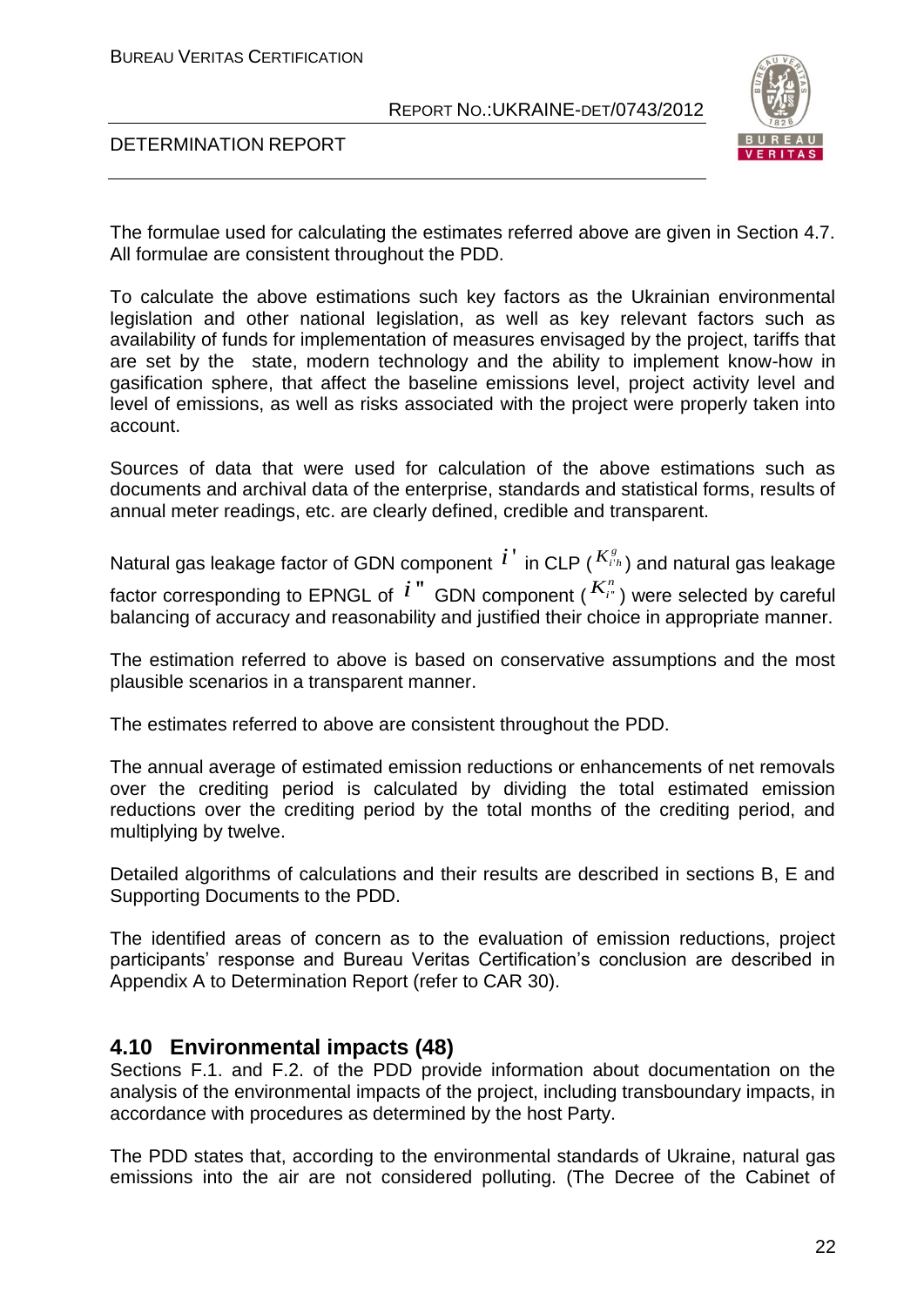The formulae used for calculating the estimates referred above are given in Section 4.7. All formulae are consistent throughout the PDD.

To calculate the above estimations such key factors as the Ukrainian environmental legislation and other national legislation, as well as key relevant factors such as availability of funds for implementation of measures envisaged by the project, tariffs that are set by the state, modern technology and the ability to implement know-how in gasification sphere, that affect the baseline emissions level, project activity level and level of emissions, as well as risks associated with the project were properly taken into account.

Sources of data that were used for calculation of the above estimations such as documents and archival data of the enterprise, standards and statistical forms, results of annual meter readings, etc. are clearly defined, credible and transparent.

Natural gas leakage factor of GDN component $i'$ in CLP ($K^{g}_{i'h}$) and natural gas leakage factor corresponding to EPNGL of $i''$ GDN component ($K^{n}_{i''}$) were selected by careful balancing of accuracy and reasonability and justified their choice in appropriate manner.

The estimation referred to above is based on conservative assumptions and the most plausible scenarios in a transparent manner.

The estimates referred to above are consistent throughout the PDD.

The annual average of estimated emission reductions or enhancements of net removals over the crediting period is calculated by dividing the total estimated emission reductions over the crediting period by the total months of the crediting period, and multiplying by twelve.

Detailed algorithms of calculations and their results are described in sections B, E and Supporting Documents to the PDD.

The identified areas of concern as to the evaluation of emission reductions, project participants' response and Bureau Veritas Certification's conclusion are described in Appendix A to Determination Report (refer to CAR 30).

## 4.10 Environmental impacts (48)

Sections F.1. and F.2. of the PDD provide information about documentation on the analysis of the environmental impacts of the project, including transboundary impacts, in accordance with procedures as determined by the host Party.

The PDD states that, according to the environmental standards of Ukraine, natural gas emissions into the air are not considered polluting. (The Decree of the Cabinet of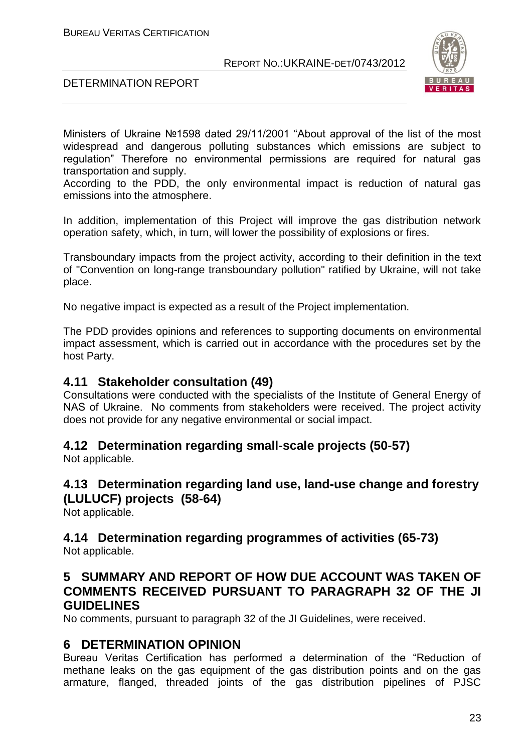Ministers of Ukraine №1598 dated 29/11/2001 "About approval of the list of the most widespread and dangerous polluting substances which emissions are subject to regulation" Therefore no environmental permissions are required for natural gas transportation and supply.
According to the PDD, the only environmental impact is reduction of natural gas emissions into the atmosphere.

In addition, implementation of this Project will improve the gas distribution network operation safety, which, in turn, will lower the possibility of explosions or fires.

Transboundary impacts from the project activity, according to their definition in the text of "Convention on long-range transboundary pollution" ratified by Ukraine, will not take place.

No negative impact is expected as a result of the Project implementation.

The PDD provides opinions and references to supporting documents on environmental impact assessment, which is carried out in accordance with the procedures set by the host Party.

### 4.11 Stakeholder consultation (49)

Consultations were conducted with the specialists of the Institute of General Energy of NAS of Ukraine. No comments from stakeholders were received. The project activity does not provide for any negative environmental or social impact.

### 4.12 Determination regarding small-scale projects (50-57)

Not applicable.

### 4.13 Determination regarding land use, land-use change and forestry (LULUCF) projects (58-64)

Not applicable.

### 4.14 Determination regarding programmes of activities (65-73)

Not applicable.

## 5 SUMMARY AND REPORT OF HOW DUE ACCOUNT WAS TAKEN OF COMMENTS RECEIVED PURSUANT TO PARAGRAPH 32 OF THE JI GUIDELINES

No comments, pursuant to paragraph 32 of the JI Guidelines, were received.

## 6 DETERMINATION OPINION

Bureau Veritas Certification has performed a determination of the "Reduction of methane leaks on the gas equipment of the gas distribution points and on the gas armature, flanged, threaded joints of the gas distribution pipelines of PJSC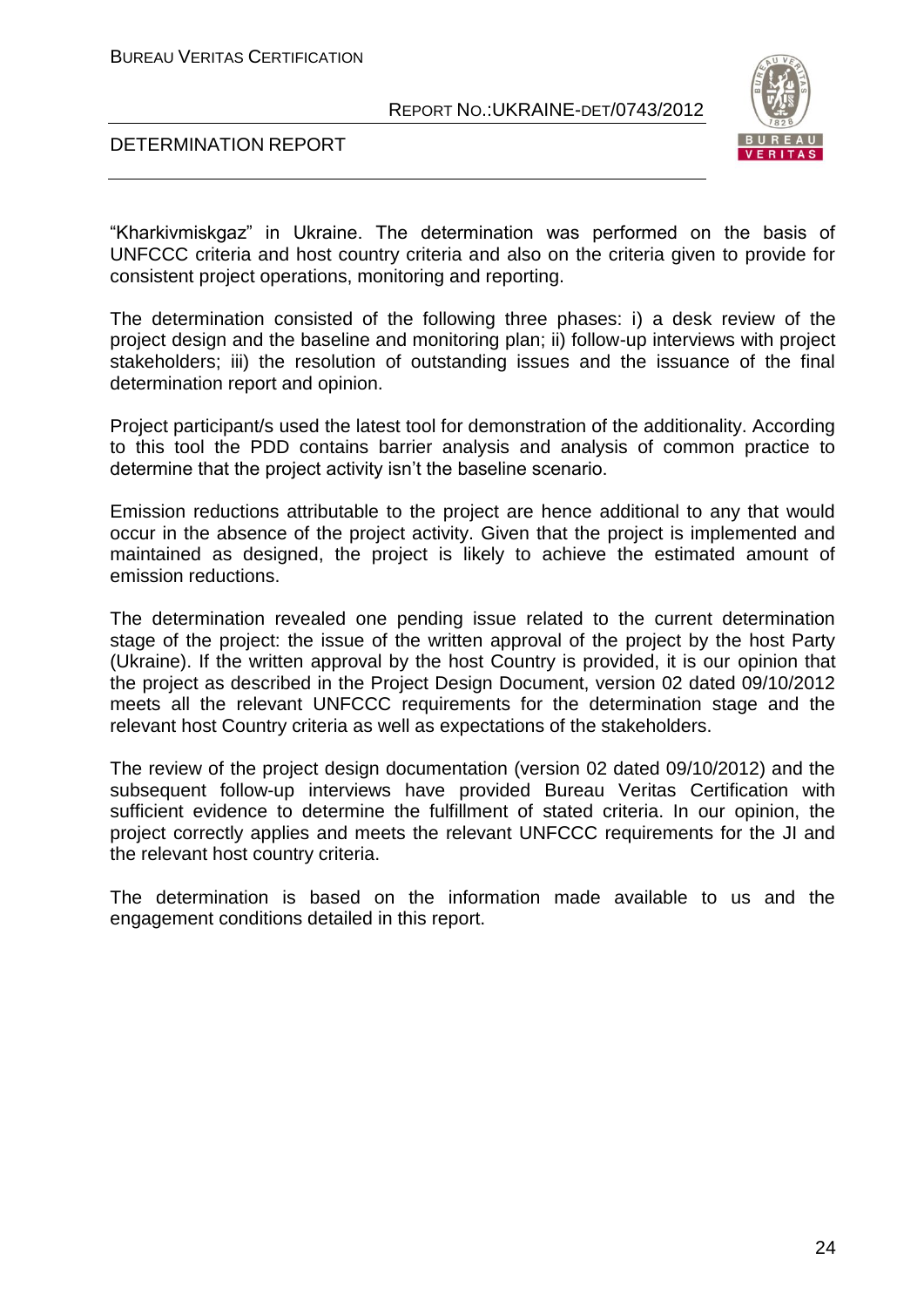"Kharkivmiskgaz" in Ukraine. The determination was performed on the basis of UNFCCC criteria and host country criteria and also on the criteria given to provide for consistent project operations, monitoring and reporting.

The determination consisted of the following three phases: i) a desk review of the project design and the baseline and monitoring plan; ii) follow-up interviews with project stakeholders; iii) the resolution of outstanding issues and the issuance of the final determination report and opinion.

Project participant/s used the latest tool for demonstration of the additionality. According to this tool the PDD contains barrier analysis and analysis of common practice to determine that the project activity isn't the baseline scenario.

Emission reductions attributable to the project are hence additional to any that would occur in the absence of the project activity. Given that the project is implemented and maintained as designed, the project is likely to achieve the estimated amount of emission reductions.

The determination revealed one pending issue related to the current determination stage of the project: the issue of the written approval of the project by the host Party (Ukraine). If the written approval by the host Country is provided, it is our opinion that the project as described in the Project Design Document, version 02 dated 09/10/2012 meets all the relevant UNFCCC requirements for the determination stage and the relevant host Country criteria as well as expectations of the stakeholders.

The review of the project design documentation (version 02 dated 09/10/2012) and the subsequent follow-up interviews have provided Bureau Veritas Certification with sufficient evidence to determine the fulfillment of stated criteria. In our opinion, the project correctly applies and meets the relevant UNFCCC requirements for the JI and the relevant host country criteria.

The determination is based on the information made available to us and the engagement conditions detailed in this report.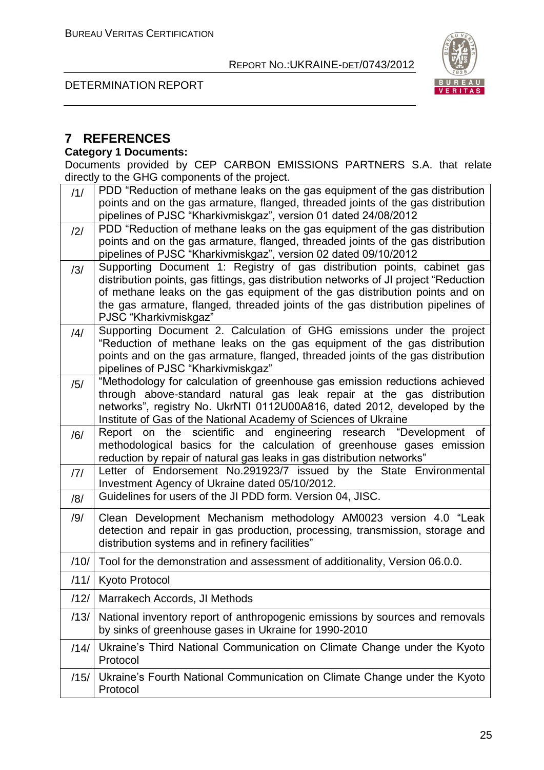# 7 REFERENCES

**Category 1 Documents:**

Documents provided by CEP CARBON EMISSIONS PARTNERS S.A. that relate directly to the GHG components of the project.

| | |
|---|---|
| /1/ | PDD "Reduction of methane leaks on the gas equipment of the gas distribution points and on the gas armature, flanged, threaded joints of the gas distribution pipelines of PJSC "Kharkivmiskgaz", version 01 dated 24/08/2012 |
| /2/ | PDD "Reduction of methane leaks on the gas equipment of the gas distribution points and on the gas armature, flanged, threaded joints of the gas distribution pipelines of PJSC "Kharkivmiskgaz", version 02 dated 09/10/2012 |
| /3/ | Supporting Document 1: Registry of gas distribution points, cabinet gas distribution points, gas fittings, gas distribution networks of JI project "Reduction of methane leaks on the gas equipment of the gas distribution points and on the gas armature, flanged, threaded joints of the gas distribution pipelines of PJSC "Kharkivmiskgaz" |
| /4/ | Supporting Document 2. Calculation of GHG emissions under the project "Reduction of methane leaks on the gas equipment of the gas distribution points and on the gas armature, flanged, threaded joints of the gas distribution pipelines of PJSC "Kharkivmiskgaz" |
| /5/ | "Methodology for calculation of greenhouse gas emission reductions achieved through above-standard natural gas leak repair at the gas distribution networks", registry No. UkrNTI 0112U00A816, dated 2012, developed by the Institute of Gas of the National Academy of Sciences of Ukraine |
| /6/ | Report on the scientific and engineering research "Development of methodological basics for the calculation of greenhouse gases emission reduction by repair of natural gas leaks in gas distribution networks" |
| /7/ | Letter of Endorsement No.291923/7 issued by the State Environmental Investment Agency of Ukraine dated 05/10/2012. |
| /8/ | Guidelines for users of the JI PDD form. Version 04, JISC. |
| /9/ | Clean Development Mechanism methodology AM0023 version 4.0 "Leak detection and repair in gas production, processing, transmission, storage and distribution systems and in refinery facilities" |
| /10/ | Tool for the demonstration and assessment of additionality, Version 06.0.0. |
| /11/ | Kyoto Protocol |
| /12/ | Marrakech Accords, JI Methods |
| /13/ | National inventory report of anthropogenic emissions by sources and removals by sinks of greenhouse gases in Ukraine for 1990-2010 |
| /14/ | Ukraine's Third National Communication on Climate Change under the Kyoto Protocol |
| /15/ | Ukraine's Fourth National Communication on Climate Change under the Kyoto Protocol |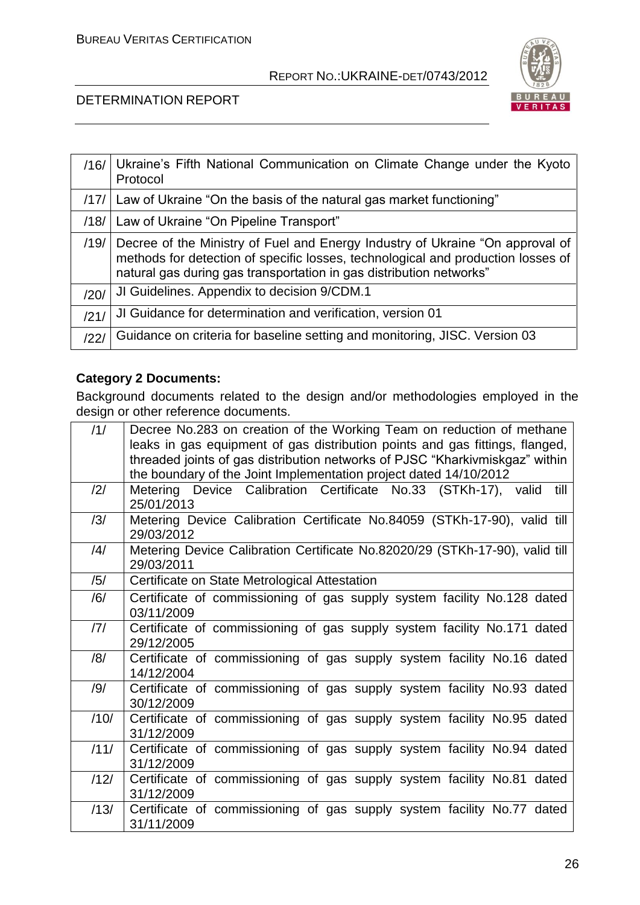| /16/ | Ukraine's Fifth National Communication on Climate Change under the Kyoto Protocol |
|---|---|
| /17/ | Law of Ukraine "On the basis of the natural gas market functioning" |
| /18/ | Law of Ukraine "On Pipeline Transport" |
| /19/ | Decree of the Ministry of Fuel and Energy Industry of Ukraine "On approval of methods for detection of specific losses, technological and production losses of natural gas during gas transportation in gas distribution networks" |
| /20/ | JI Guidelines. Appendix to decision 9/CDM.1 |
| /21/ | JI Guidance for determination and verification, version 01 |
| /22/ | Guidance on criteria for baseline setting and monitoring, JISC. Version 03 |

**Category 2 Documents:**

Background documents related to the design and/or methodologies employed in the design or other reference documents.

| /1/ | Decree No.283 on creation of the Working Team on reduction of methane leaks in gas equipment of gas distribution points and gas fittings, flanged, threaded joints of gas distribution networks of PJSC "Kharkivmiskgaz" within the boundary of the Joint Implementation project dated 14/10/2012 |
|---|---|
| /2/ | Metering Device Calibration Certificate No.33 (STKh-17), valid till 25/01/2013 |
| /3/ | Metering Device Calibration Certificate No.84059 (STKh-17-90), valid till 29/03/2012 |
| /4/ | Metering Device Calibration Certificate No.82020/29 (STKh-17-90), valid till 29/03/2011 |
| /5/ | Certificate on State Metrological Attestation |
| /6/ | Certificate of commissioning of gas supply system facility No.128 dated 03/11/2009 |
| /7/ | Certificate of commissioning of gas supply system facility No.171 dated 29/12/2005 |
| /8/ | Certificate of commissioning of gas supply system facility No.16 dated 14/12/2004 |
| /9/ | Certificate of commissioning of gas supply system facility No.93 dated 30/12/2009 |
| /10/ | Certificate of commissioning of gas supply system facility No.95 dated 31/12/2009 |
| /11/ | Certificate of commissioning of gas supply system facility No.94 dated 31/12/2009 |
| /12/ | Certificate of commissioning of gas supply system facility No.81 dated 31/12/2009 |
| /13/ | Certificate of commissioning of gas supply system facility No.77 dated 31/11/2009 |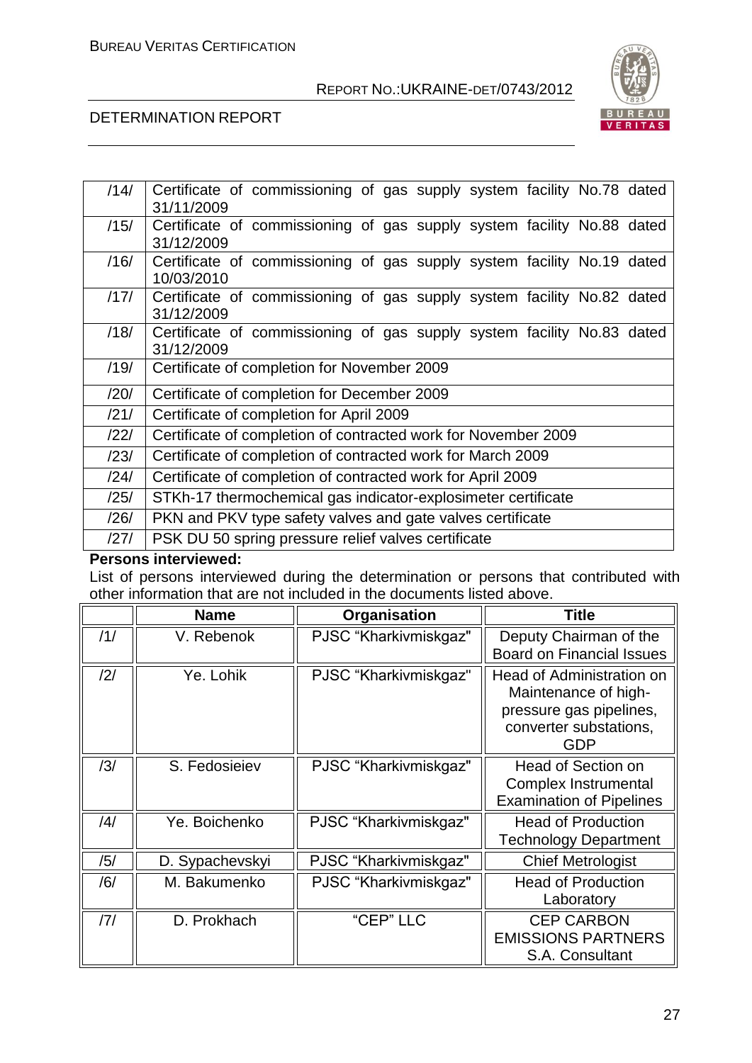| | |
|---|---|
| /14/ | Certificate of commissioning of gas supply system facility No.78 dated 31/11/2009 |
| /15/ | Certificate of commissioning of gas supply system facility No.88 dated 31/12/2009 |
| /16/ | Certificate of commissioning of gas supply system facility No.19 dated 10/03/2010 |
| /17/ | Certificate of commissioning of gas supply system facility No.82 dated 31/12/2009 |
| /18/ | Certificate of commissioning of gas supply system facility No.83 dated 31/12/2009 |
| /19/ | Certificate of completion for November 2009 |
| /20/ | Certificate of completion for December 2009 |
| /21/ | Certificate of completion for April 2009 |
| /22/ | Certificate of completion of contracted work for November 2009 |
| /23/ | Certificate of completion of contracted work for March 2009 |
| /24/ | Certificate of completion of contracted work for April 2009 |
| /25/ | STKh-17 thermochemical gas indicator-explosimeter certificate |
| /26/ | PKN and PKV type safety valves and gate valves certificate |
| /27/ | PSK DU 50 spring pressure relief valves certificate |

**Persons interviewed:**

List of persons interviewed during the determination or persons that contributed with other information that are not included in the documents listed above.

| | Name | Organisation | Title |
|---|---|---|---|
| /1/ | V. Rebenok | PJSC "Kharkivmiskgaz" | Deputy Chairman of the Board on Financial Issues |
| /2/ | Ye. Lohik | PJSC "Kharkivmiskgaz" | Head of Administration on Maintenance of high-pressure gas pipelines, converter substations, GDP |
| /3/ | S. Fedosieiev | PJSC "Kharkivmiskgaz" | Head of Section on Complex Instrumental Examination of Pipelines |
| /4/ | Ye. Boichenko | PJSC "Kharkivmiskgaz" | Head of Production Technology Department |
| /5/ | D. Sypachevskyi | PJSC "Kharkivmiskgaz" | Chief Metrologist |
| /6/ | M. Bakumenko | PJSC "Kharkivmiskgaz" | Head of Production Laboratory |
| /7/ | D. Prokhach | "CEP" LLC | CEP CARBON EMISSIONS PARTNERS S.A. Consultant |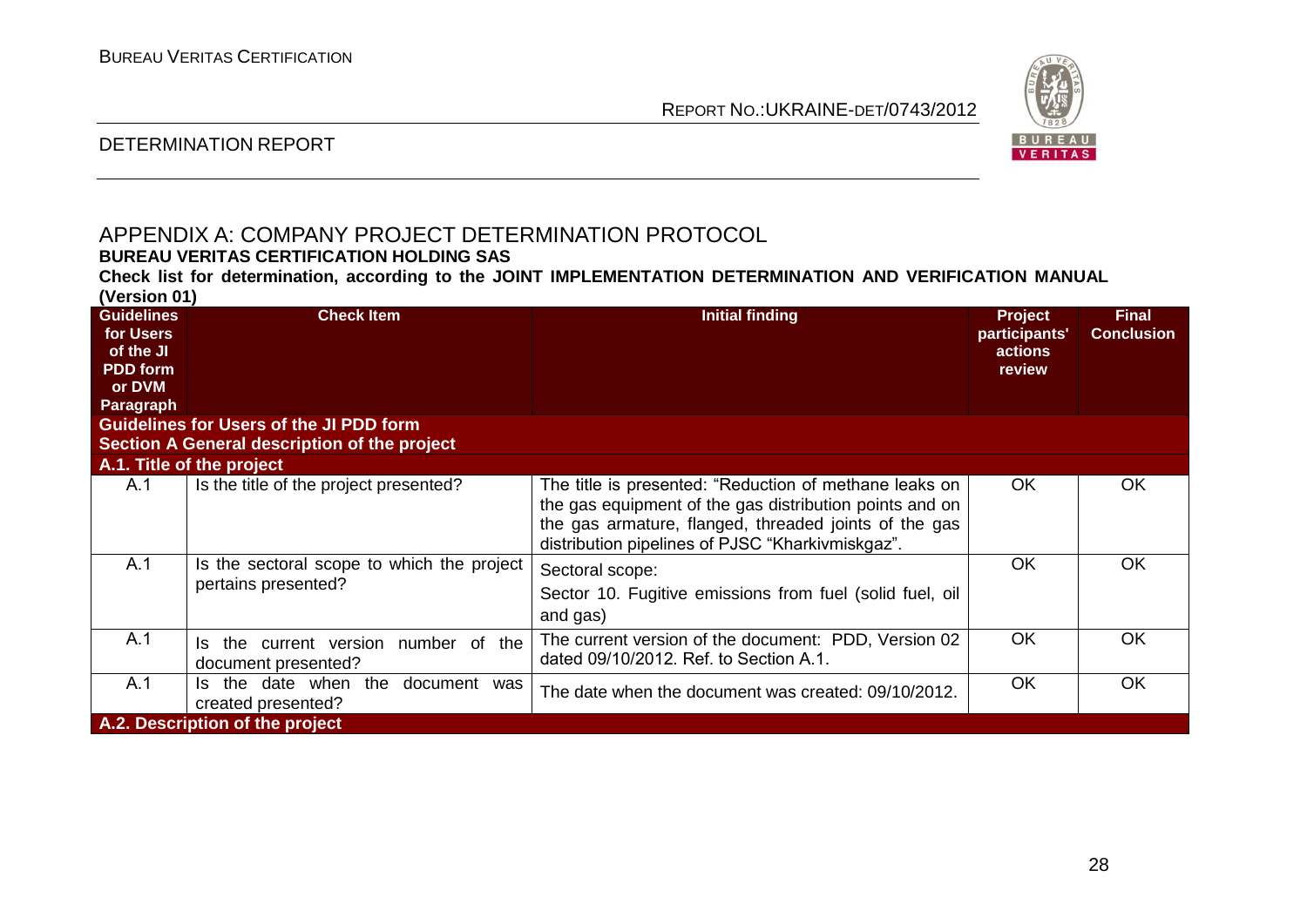## APPENDIX A: COMPANY PROJECT DETERMINATION PROTOCOL

**BUREAU VERITAS CERTIFICATION HOLDING SAS**

**Check list for determination, according to the JOINT IMPLEMENTATION DETERMINATION AND VERIFICATION MANUAL (Version 01)**

| Guidelines for Users of the JI PDD form or DVM Paragraph | Check Item | Initial finding | Project participants' actions review | Final Conclusion |
|---|---|---|---|---|
| **Guidelines for Users of the JI PDD form** | | | | |
| **Section A General description of the project** | | | | |
| **A.1. Title of the project** | | | | |
| A.1 | Is the title of the project presented? | The title is presented: "Reduction of methane leaks on the gas equipment of the gas distribution points and on the gas armature, flanged, threaded joints of the gas distribution pipelines of PJSC "Kharkivmiskgaz". | OK | OK |
| A.1 | Is the sectoral scope to which the project pertains presented? | Sectoral scope:<br>Sector 10. Fugitive emissions from fuel (solid fuel, oil and gas) | OK | OK |
| A.1 | Is the current version number of the document presented? | The current version of the document: PDD, Version 02 dated 09/10/2012. Ref. to Section A.1. | OK | OK |
| A.1 | Is the date when the document was created presented? | The date when the document was created: 09/10/2012. | OK | OK |
| **A.2. Description of the project** | | | | |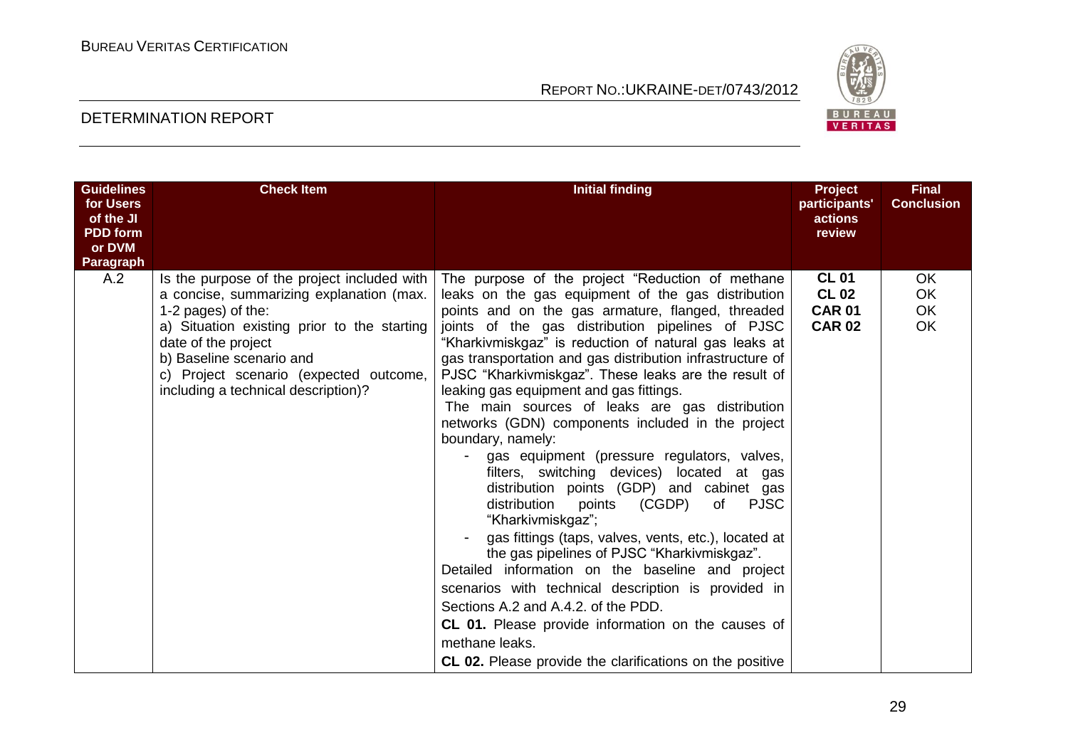| Guidelines for Users of the JI PDD form or DVM Paragraph | Check Item | Initial finding | Project participants' actions review | Final Conclusion |
|---|---|---|---|---|
| A.2 | Is the purpose of the project included with a concise, summarizing explanation (max. 1-2 pages) of the:<br>a) Situation existing prior to the starting date of the project<br>b) Baseline scenario and<br>c) Project scenario (expected outcome, including a technical description)? | The purpose of the project "Reduction of methane leaks on the gas equipment of the gas distribution points and on the gas armature, flanged, threaded joints of the gas distribution pipelines of PJSC "Kharkivmiskgaz" is reduction of natural gas leaks at gas transportation and gas distribution infrastructure of PJSC "Kharkivmiskgaz". These leaks are the result of leaking gas equipment and gas fittings.<br>The main sources of leaks are gas distribution networks (GDN) components included in the project boundary, namely:<br>- gas equipment (pressure regulators, valves, filters, switching devices) located at gas distribution points (GDP) and cabinet gas distribution points (CGDP) of PJSC "Kharkivmiskgaz";<br>- gas fittings (taps, valves, vents, etc.), located at the gas pipelines of PJSC "Kharkivmiskgaz".<br>Detailed information on the baseline and project scenarios with technical description is provided in Sections A.2 and A.4.2. of the PDD.<br>**CL 01.** Please provide information on the causes of methane leaks.<br>**CL 02.** Please provide the clarifications on the positive | **CL 01**<br>**CL 02**<br>**CAR 01**<br>**CAR 02** | OK<br>OK<br>OK<br>OK |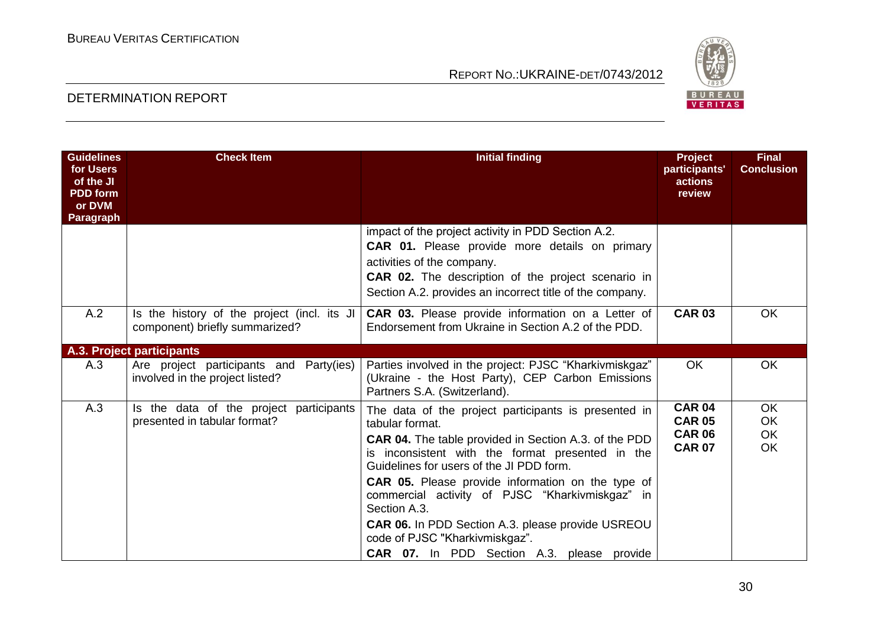| Guidelines for Users of the JI PDD form or DVM Paragraph | Check Item | Initial finding | Project participants' actions review | Final Conclusion |
|---|---|---|---|---|
| | | impact of the project activity in PDD Section A.2.<br>**CAR 01.** Please provide more details on primary activities of the company.<br>**CAR 02.** The description of the project scenario in Section A.2. provides an incorrect title of the company. | | |
| A.2 | Is the history of the project (incl. its JI component) briefly summarized? | **CAR 03.** Please provide information on a Letter of Endorsement from Ukraine in Section A.2 of the PDD. | **CAR 03** | OK |
| **A.3. Project participants** | | | | |
| A.3 | Are project participants and Party(ies) involved in the project listed? | Parties involved in the project: PJSC "Kharkivmiskgaz" (Ukraine - the Host Party), CEP Carbon Emissions Partners S.A. (Switzerland). | OK | OK |
| A.3 | Is the data of the project participants presented in tabular format? | The data of the project participants is presented in tabular format.<br>**CAR 04.** The table provided in Section A.3. of the PDD is inconsistent with the format presented in the Guidelines for users of the JI PDD form.<br>**CAR 05.** Please provide information on the type of commercial activity of PJSC "Kharkivmiskgaz" in Section A.3.<br>**CAR 06.** In PDD Section A.3. please provide USREOU code of PJSC "Kharkivmiskgaz".<br>**CAR 07.** In PDD Section A.3. please provide | **CAR 04**<br>**CAR 05**<br>**CAR 06**<br>**CAR 07** | OK<br>OK<br>OK<br>OK |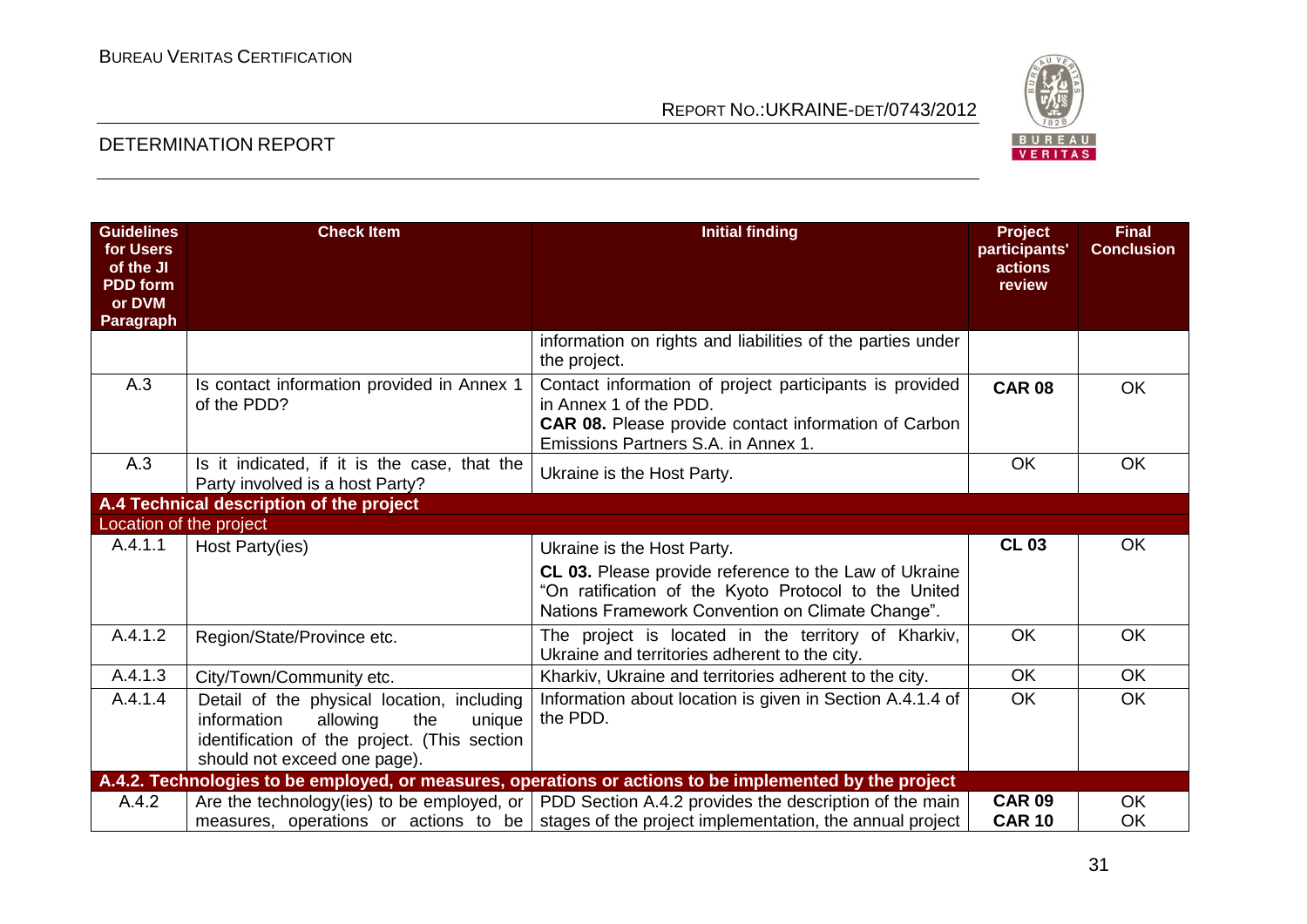| Guidelines for Users of the JI PDD form or DVM Paragraph | Check Item | Initial finding | Project participants' actions review | Final Conclusion |
|---|---|---|---|---|
| | | information on rights and liabilities of the parties under the project. | | |
| A.3 | Is contact information provided in Annex 1 of the PDD? | Contact information of project participants is provided in Annex 1 of the PDD. **CAR 08.** Please provide contact information of Carbon Emissions Partners S.A. in Annex 1. | **CAR 08** | OK |
| A.3 | Is it indicated, if it is the case, that the Party involved is a host Party? | Ukraine is the Host Party. | OK | OK |
| **A.4 Technical description of the project** | | | | |
| Location of the project | | | | |
| A.4.1.1 | Host Party(ies) | Ukraine is the Host Party. **CL 03.** Please provide reference to the Law of Ukraine "On ratification of the Kyoto Protocol to the United Nations Framework Convention on Climate Change". | **CL 03** | OK |
| A.4.1.2 | Region/State/Province etc. | The project is located in the territory of Kharkiv, Ukraine and territories adherent to the city. | OK | OK |
| A.4.1.3 | City/Town/Community etc. | Kharkiv, Ukraine and territories adherent to the city. | OK | OK |
| A.4.1.4 | Detail of the physical location, including information allowing the unique identification of the project. (This section should not exceed one page). | Information about location is given in Section A.4.1.4 of the PDD. | OK | OK |
| **A.4.2. Technologies to be employed, or measures, operations or actions to be implemented by the project** | | | | |
| A.4.2 | Are the technology(ies) to be employed, or measures, operations or actions to be | PDD Section A.4.2 provides the description of the main stages of the project implementation, the annual project | **CAR 09** **CAR 10** | OK OK |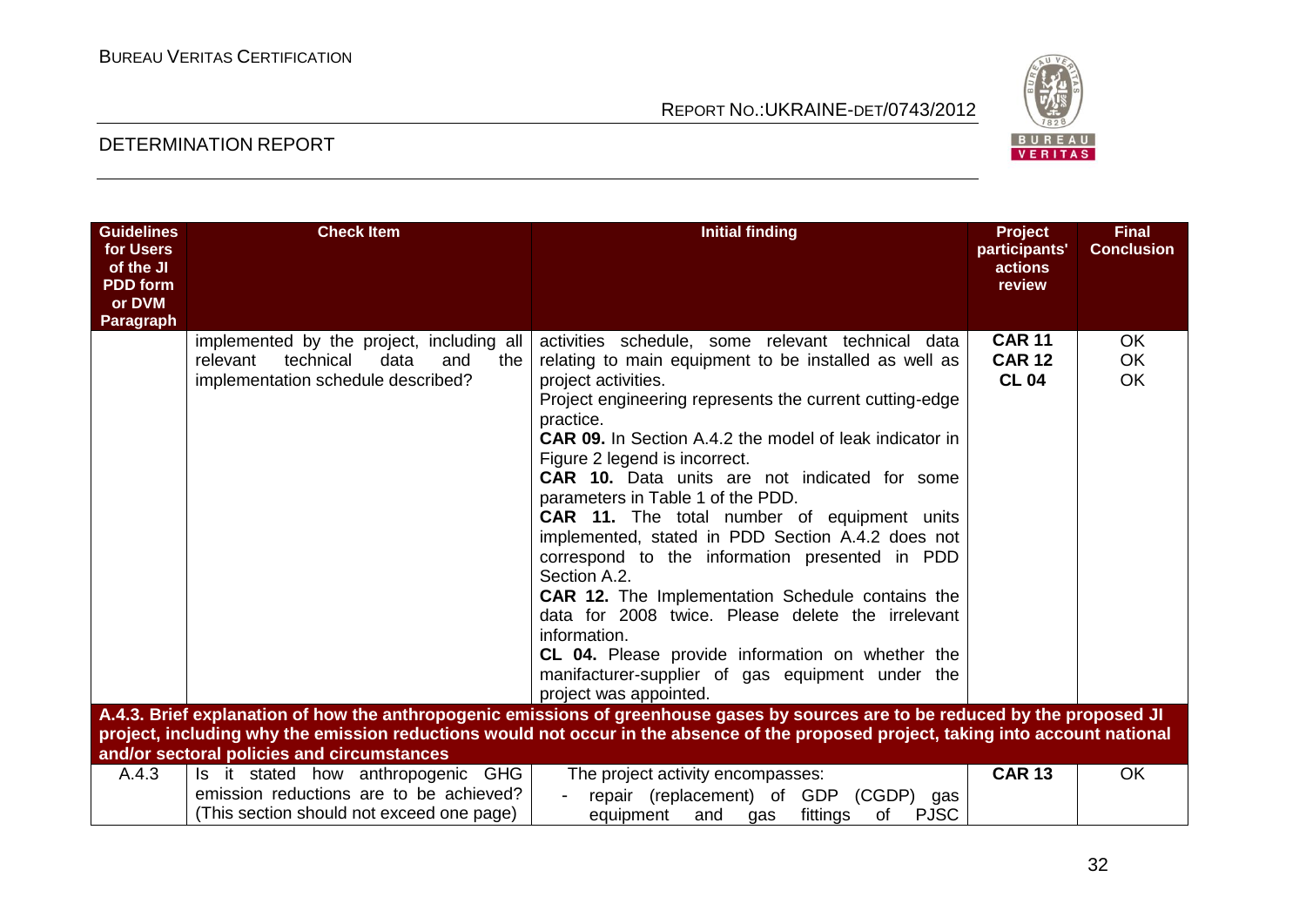| Guidelines for Users of the JI PDD form or DVM Paragraph | Check Item | Initial finding | Project participants' actions review | Final Conclusion |
|---|---|---|---|---|
| | implemented by the project, including all relevant technical data and the implementation schedule described? | activities schedule, some relevant technical data relating to main equipment to be installed as well as project activities.<br>Project engineering represents the current cutting-edge practice.<br>**CAR 09.** In Section A.4.2 the model of leak indicator in Figure 2 legend is incorrect.<br>**CAR 10.** Data units are not indicated for some parameters in Table 1 of the PDD.<br>**CAR 11.** The total number of equipment units implemented, stated in PDD Section A.4.2 does not correspond to the information presented in PDD Section A.2.<br>**CAR 12.** The Implementation Schedule contains the data for 2008 twice. Please delete the irrelevant information.<br>**CL 04.** Please provide information on whether the manufacturer-supplier of gas equipment under the project was appointed. | **CAR 11**<br>**CAR 12**<br>**CL 04** | OK<br>OK<br>OK |
| **A.4.3. Brief explanation of how the anthropogenic emissions of greenhouse gases by sources are to be reduced by the proposed JI project, including why the emission reductions would not occur in the absence of the proposed project, taking into account national and/or sectoral policies and circumstances** | | | | |
| A.4.3 | Is it stated how anthropogenic GHG emission reductions are to be achieved? (This section should not exceed one page) | The project activity encompasses:<br>- repair (replacement) of GDP (CGDP) gas equipment and gas fittings of PJSC | **CAR 13** | OK |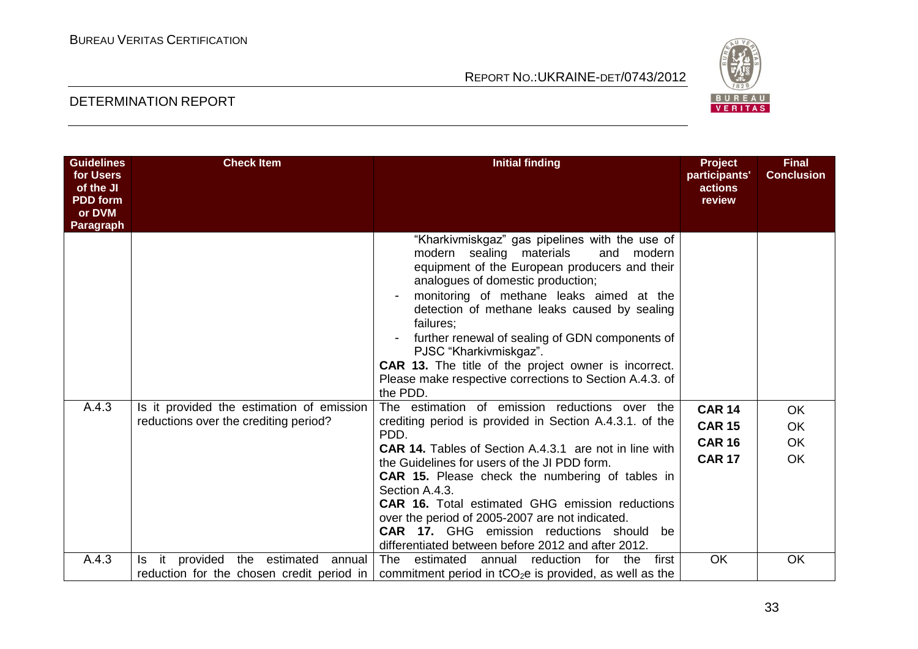| Guidelines for Users of the JI PDD form or DVM Paragraph | Check Item | Initial finding | Project participants' actions review | Final Conclusion |
|---|---|---|---|---|
| | | "Kharkivmiskgaz" gas pipelines with the use of modern sealing materials and modern equipment of the European producers and their analogues of domestic production;<br>- monitoring of methane leaks aimed at the detection of methane leaks caused by sealing failures;<br>- further renewal of sealing of GDN components of PJSC "Kharkivmiskgaz".<br>**CAR 13.** The title of the project owner is incorrect. Please make respective corrections to Section A.4.3. of the PDD. | | |
| A.4.3 | Is it provided the estimation of emission reductions over the crediting period? | The estimation of emission reductions over the crediting period is provided in Section A.4.3.1. of the PDD.<br>**CAR 14.** Tables of Section A.4.3.1 are not in line with the Guidelines for users of the JI PDD form.<br>**CAR 15.** Please check the numbering of tables in Section A.4.3.<br>**CAR 16.** Total estimated GHG emission reductions over the period of 2005-2007 are not indicated.<br>**CAR 17.** GHG emission reductions should be differentiated between before 2012 and after 2012. | **CAR 14**<br>**CAR 15**<br>**CAR 16**<br>**CAR 17** | OK<br>OK<br>OK<br>OK |
| A.4.3 | Is it provided the estimated annual reduction for the chosen credit period in | The estimated annual reduction for the first commitment period in $tCO_2e$ is provided, as well as the | OK | OK |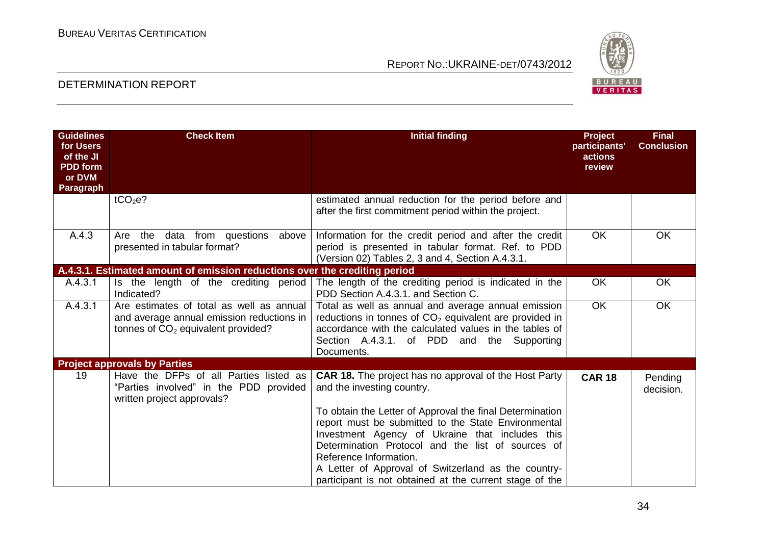| Guidelines for Users of the JI PDD form or DVM Paragraph | Check Item | Initial finding | Project participants' actions review | Final Conclusion |
|---|---|---|---|---|
| | $tCO_2e$? | estimated annual reduction for the period before and after the first commitment period within the project. | | |
| A.4.3 | Are the data from questions above presented in tabular format? | Information for the credit period and after the credit period is presented in tabular format. Ref. to PDD (Version 02) Tables 2, 3 and 4, Section A.4.3.1. | OK | OK |
| **A.4.3.1. Estimated amount of emission reductions over the crediting period** | | | | |
| A.4.3.1 | Is the length of the crediting period Indicated? | The length of the crediting period is indicated in the PDD Section A.4.3.1. and Section C. | OK | OK |
| A.4.3.1 | Are estimates of total as well as annual and average annual emission reductions in tonnes of $CO_2$ equivalent provided? | Total as well as annual and average annual emission reductions in tonnes of $CO_2$ equivalent are provided in accordance with the calculated values in the tables of Section A.4.3.1. of PDD and the Supporting Documents. | OK | OK |
| **Project approvals by Parties** | | | | |
| 19 | Have the DFPs of all Parties listed as "Parties involved" in the PDD provided written project approvals? | **CAR 18.** The project has no approval of the Host Party and the investing country.<br><br>To obtain the Letter of Approval the final Determination report must be submitted to the State Environmental Investment Agency of Ukraine that includes this Determination Protocol and the list of sources of Reference Information.<br>A Letter of Approval of Switzerland as the country-participant is not obtained at the current stage of the | **CAR 18** | Pending decision. |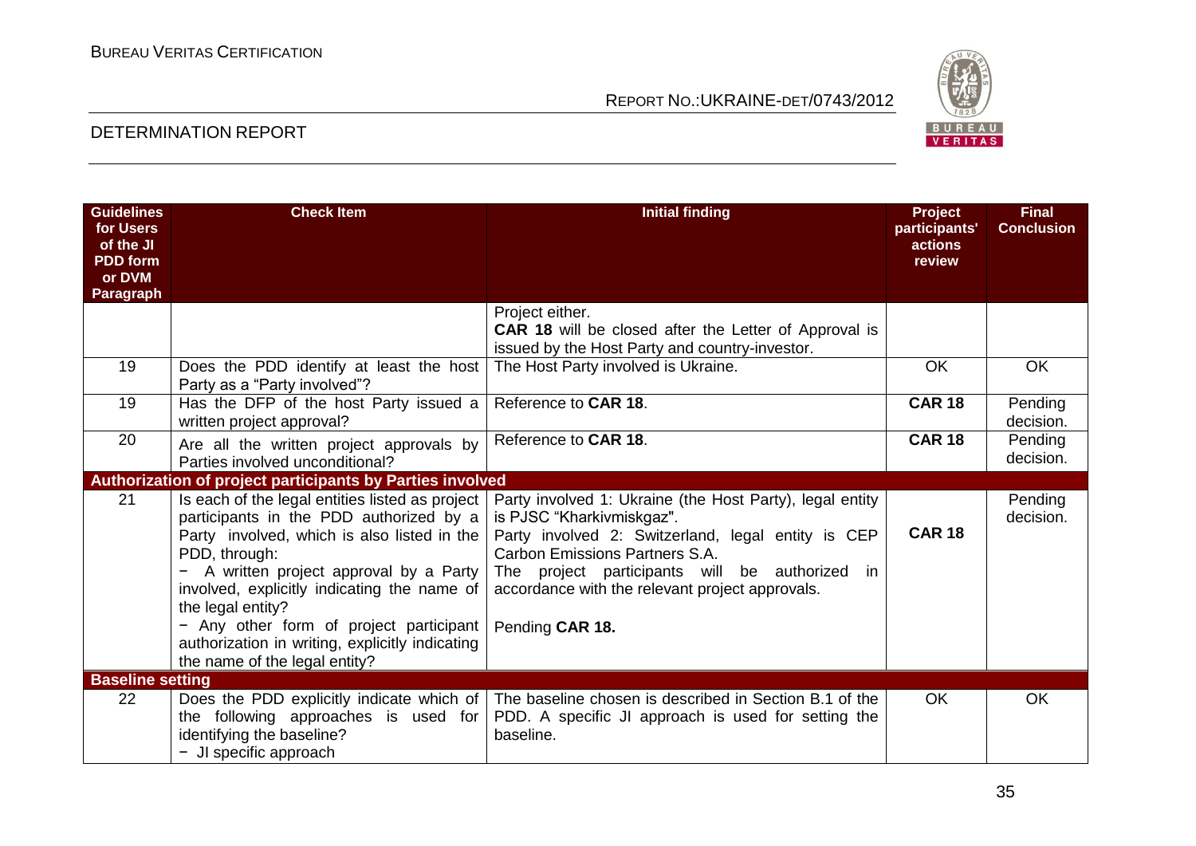| Guidelines for Users of the JI PDD form or DVM Paragraph | Check Item | Initial finding | Project participants' actions review | Final Conclusion |
|---|---|---|---|---|
| | | Project either.<br>**CAR 18** will be closed after the Letter of Approval is issued by the Host Party and country-investor. | | |
| 19 | Does the PDD identify at least the host Party as a "Party involved"? | The Host Party involved is Ukraine. | OK | OK |
| 19 | Has the DFP of the host Party issued a written project approval? | Reference to **CAR 18**. | **CAR 18** | Pending decision. |
| 20 | Are all the written project approvals by Parties involved unconditional? | Reference to **CAR 18**. | **CAR 18** | Pending decision. |
| **Authorization of project participants by Parties involved** | | | | |
| 21 | Is each of the legal entities listed as project participants in the PDD authorized by a Party involved, which is also listed in the PDD, through:<br>− A written project approval by a Party involved, explicitly indicating the name of the legal entity?<br>− Any other form of project participant authorization in writing, explicitly indicating the name of the legal entity? | Party involved 1: Ukraine (the Host Party), legal entity is PJSC "Kharkivmiskgaz".<br>Party involved 2: Switzerland, legal entity is CEP Carbon Emissions Partners S.A.<br>The project participants will be authorized in accordance with the relevant project approvals.<br><br>Pending **CAR 18.** | **CAR 18** | Pending decision. |
| **Baseline setting** | | | | |
| 22 | Does the PDD explicitly indicate which of the following approaches is used for identifying the baseline?<br>− JI specific approach | The baseline chosen is described in Section B.1 of the PDD. A specific JI approach is used for setting the baseline. | OK | OK |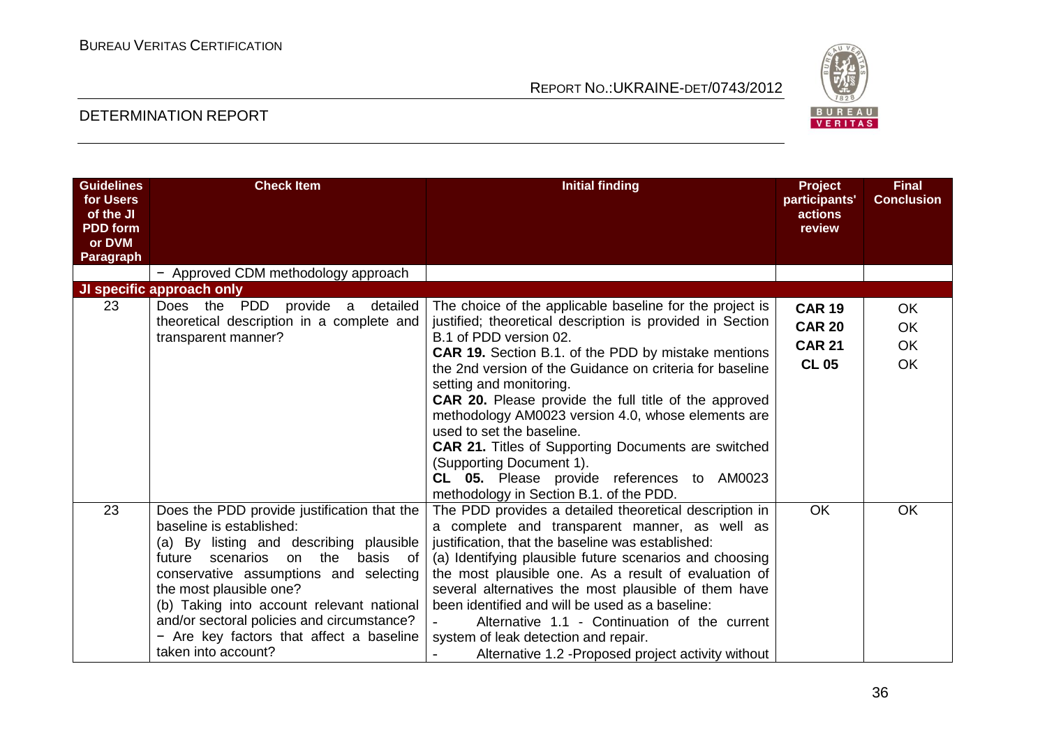| Guidelines for Users of the JI PDD form or DVM Paragraph | Check Item | Initial finding | Project participants' actions review | Final Conclusion |
|---|---|---|---|---|
| | − Approved CDM methodology approach | | | |
| **JI specific approach only** | | | | |
| 23 | Does the PDD provide a detailed theoretical description in a complete and transparent manner? | The choice of the applicable baseline for the project is justified; theoretical description is provided in Section B.1 of PDD version 02.<br>**CAR 19.** Section B.1. of the PDD by mistake mentions the 2nd version of the Guidance on criteria for baseline setting and monitoring.<br>**CAR 20.** Please provide the full title of the approved methodology AM0023 version 4.0, whose elements are used to set the baseline.<br>**CAR 21.** Titles of Supporting Documents are switched (Supporting Document 1).<br>**CL 05.** Please provide references to AM0023 methodology in Section B.1. of the PDD. | **CAR 19**<br>**CAR 20**<br>**CAR 21**<br>**CL 05** | OK<br>OK<br>OK<br>OK |
| 23 | Does the PDD provide justification that the baseline is established:<br>(a) By listing and describing plausible future scenarios on the basis of conservative assumptions and selecting the most plausible one?<br>(b) Taking into account relevant national and/or sectoral policies and circumstance?<br>− Are key factors that affect a baseline taken into account? | The PDD provides a detailed theoretical description in a complete and transparent manner, as well as justification, that the baseline was established:<br>(a) Identifying plausible future scenarios and choosing the most plausible one. As a result of evaluation of several alternatives the most plausible of them have been identified and will be used as a baseline:<br>- Alternative 1.1 - Continuation of the current system of leak detection and repair.<br>- Alternative 1.2 -Proposed project activity without | OK | OK |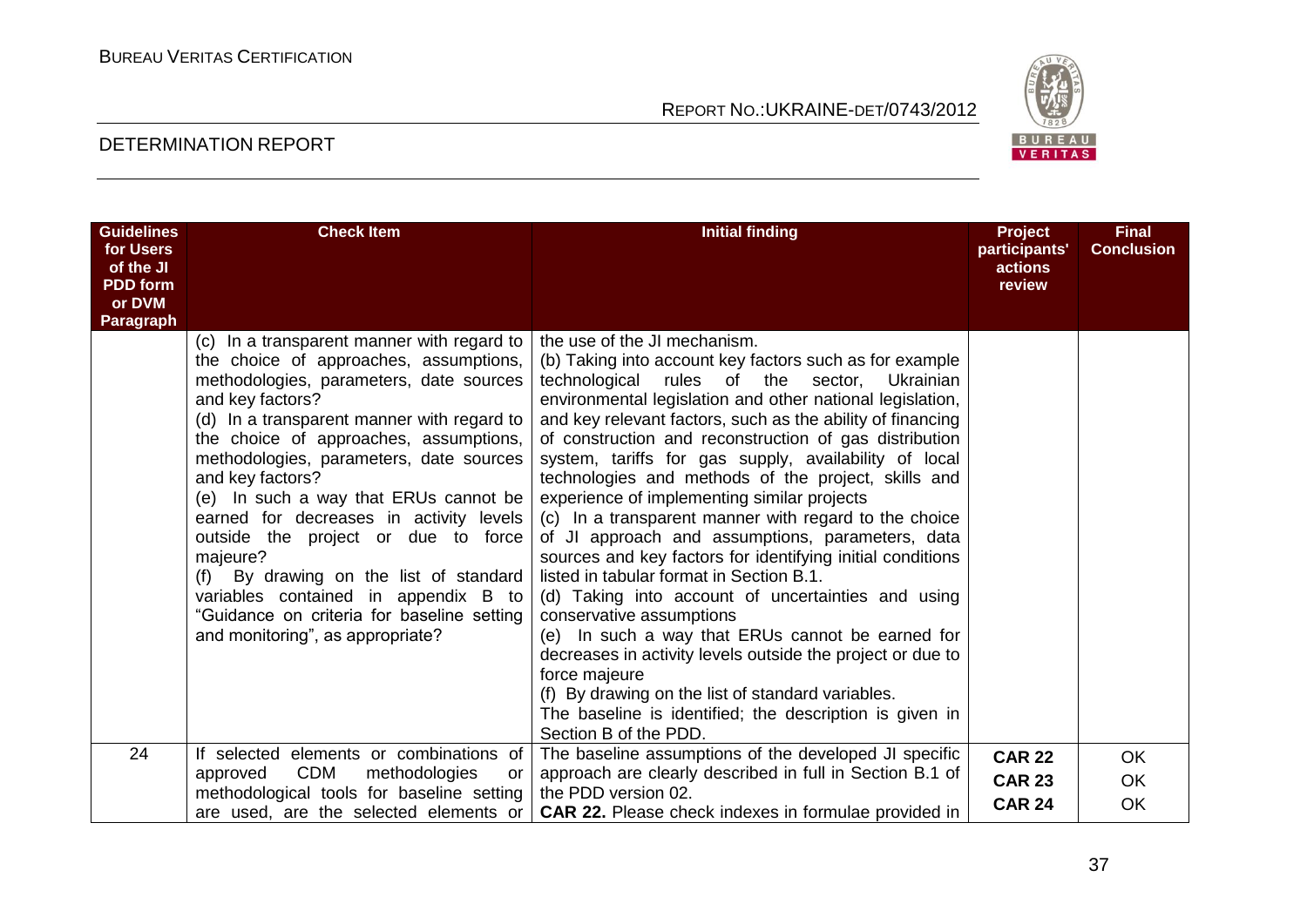| Guidelines for Users of the JI PDD form or DVM Paragraph | Check Item | Initial finding | Project participants' actions review | Final Conclusion |
|---|---|---|---|---|
| | (c) In a transparent manner with regard to the choice of approaches, assumptions, methodologies, parameters, date sources and key factors?<br>(d) In a transparent manner with regard to the choice of approaches, assumptions, methodologies, parameters, date sources and key factors?<br>(e) In such a way that ERUs cannot be earned for decreases in activity levels outside the project or due to force majeure?<br>(f) By drawing on the list of standard variables contained in appendix B to "Guidance on criteria for baseline setting and monitoring", as appropriate? | the use of the JI mechanism.<br>(b) Taking into account key factors such as for example technological rules of the sector, Ukrainian environmental legislation and other national legislation, and key relevant factors, such as the ability of financing of construction and reconstruction of gas distribution system, tariffs for gas supply, availability of local technologies and methods of the project, skills and experience of implementing similar projects<br>(c) In a transparent manner with regard to the choice of JI approach and assumptions, parameters, data sources and key factors for identifying initial conditions listed in tabular format in Section B.1.<br>(d) Taking into account of uncertainties and using conservative assumptions<br>(e) In such a way that ERUs cannot be earned for decreases in activity levels outside the project or due to force majeure<br>(f) By drawing on the list of standard variables.<br>The baseline is identified; the description is given in Section B of the PDD. | | |
| 24 | If selected elements or combinations of approved CDM methodologies or methodological tools for baseline setting are used, are the selected elements or | The baseline assumptions of the developed JI specific approach are clearly described in full in Section B.1 of the PDD version 02.<br>**CAR 22.** Please check indexes in formulae provided in | **CAR 22**<br>**CAR 23**<br>**CAR 24** | OK<br>OK<br>OK |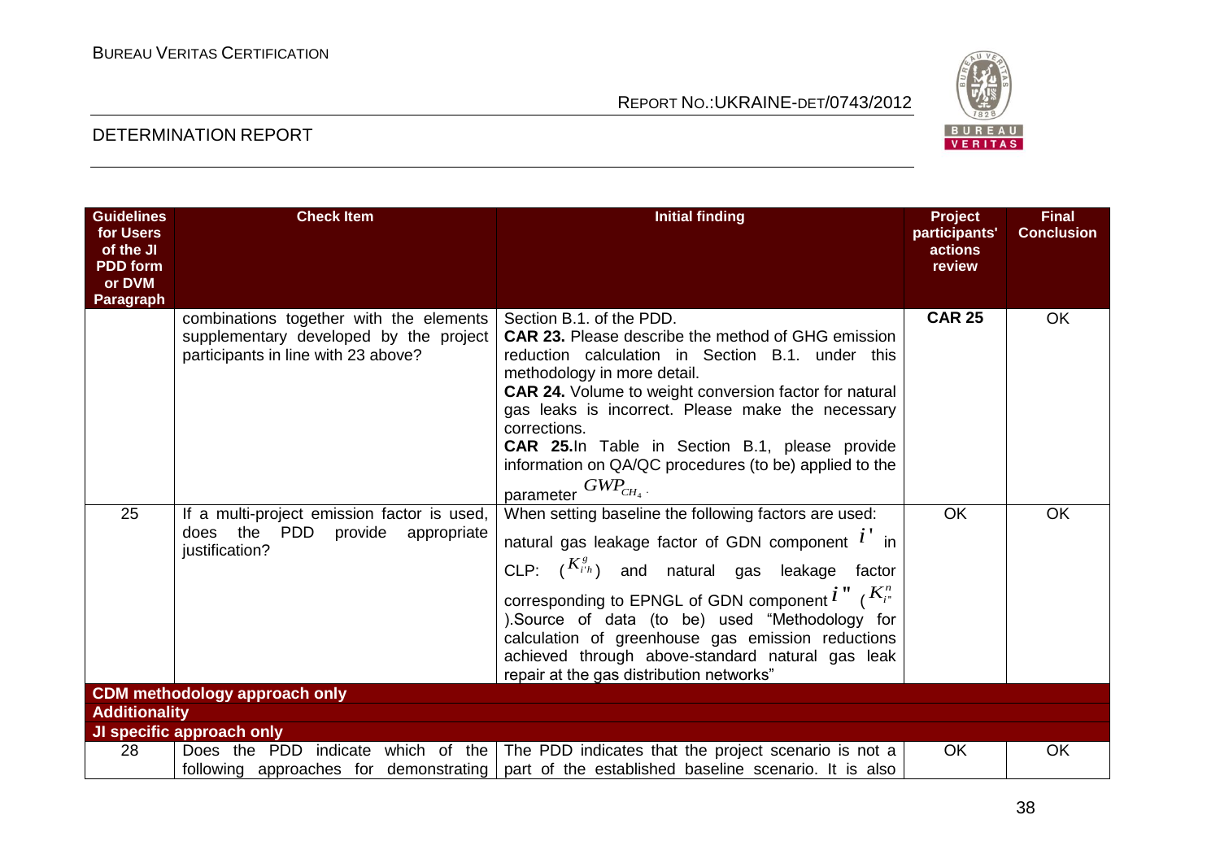| Guidelines for Users of the JI PDD form or DVM Paragraph | Check Item | Initial finding | Project participants' actions review | Final Conclusion |
|---|---|---|---|---|
| | combinations together with the elements supplementary developed by the project participants in line with 23 above? | Section B.1. of the PDD.<br>**CAR 23.** Please describe the method of GHG emission reduction calculation in Section B.1. under this methodology in more detail.<br>**CAR 24.** Volume to weight conversion factor for natural gas leaks is incorrect. Please make the necessary corrections.<br>**CAR 25.**In Table in Section B.1, please provide information on QA/QC procedures (to be) applied to the parameter $GWP_{CH_4}$. | **CAR 25** | OK |
| 25 | If a multi-project emission factor is used, does the PDD provide appropriate justification? | When setting baseline the following factors are used: natural gas leakage factor of GDN component $i'$ in CLP: ($K^g_{i'h}$) and natural gas leakage factor corresponding to EPNGL of GDN component $i''$ ($K^n_{i''}$).Source of data (to be) used "Methodology for calculation of greenhouse gas emission reductions achieved through above-standard natural gas leak repair at the gas distribution networks" | OK | OK |
| **CDM methodology approach only** | | | | |
| **Additionality** | | | | |
| **JI specific approach only** | | | | |
| 28 | Does the PDD indicate which of the following approaches for demonstrating | The PDD indicates that the project scenario is not a part of the established baseline scenario. It is also | OK | OK |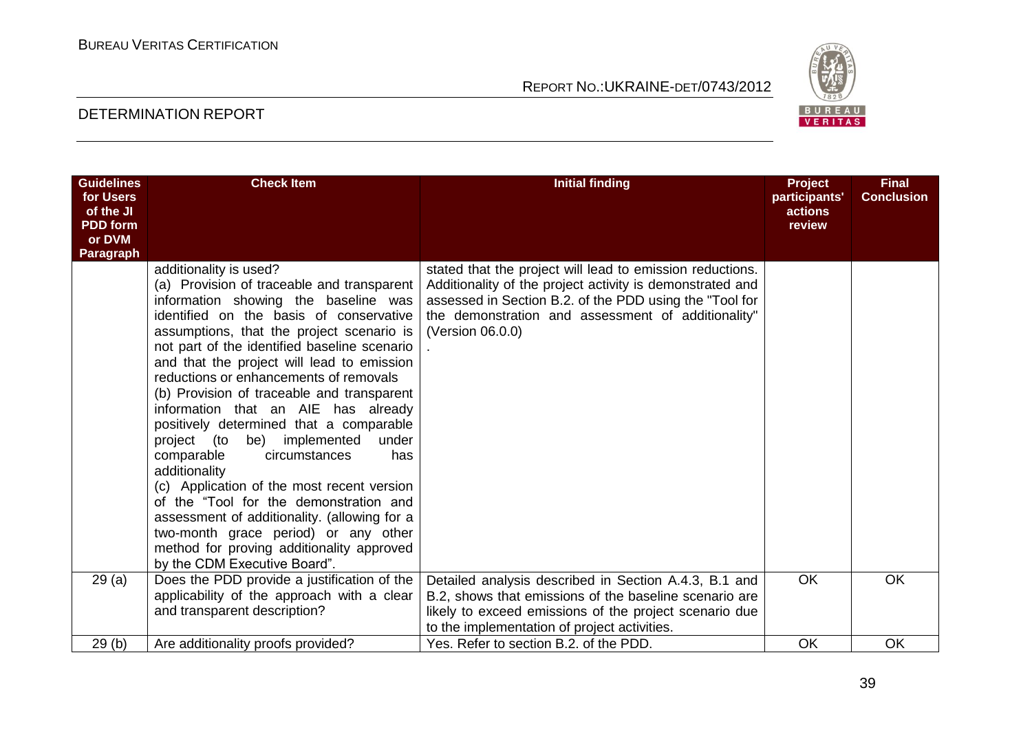| Guidelines for Users of the JI PDD form or DVM Paragraph | Check Item | Initial finding | Project participants' actions review | Final Conclusion |
|---|---|---|---|---|
| | additionality is used?<br>(a) Provision of traceable and transparent information showing the baseline was identified on the basis of conservative assumptions, that the project scenario is not part of the identified baseline scenario and that the project will lead to emission reductions or enhancements of removals<br>(b) Provision of traceable and transparent information that an AIE has already positively determined that a comparable project (to be) implemented under comparable circumstances has additionality<br>(c) Application of the most recent version of the "Tool for the demonstration and assessment of additionality. (allowing for a two-month grace period) or any other method for proving additionality approved by the CDM Executive Board". | stated that the project will lead to emission reductions. Additionality of the project activity is demonstrated and assessed in Section B.2. of the PDD using the "Tool for the demonstration and assessment of additionality" (Version 06.0.0)<br>. | | |
| 29 (a) | Does the PDD provide a justification of the applicability of the approach with a clear and transparent description? | Detailed analysis described in Section A.4.3, B.1 and B.2, shows that emissions of the baseline scenario are likely to exceed emissions of the project scenario due to the implementation of project activities. | OK | OK |
| 29 (b) | Are additionality proofs provided? | Yes. Refer to section B.2. of the PDD. | OK | OK |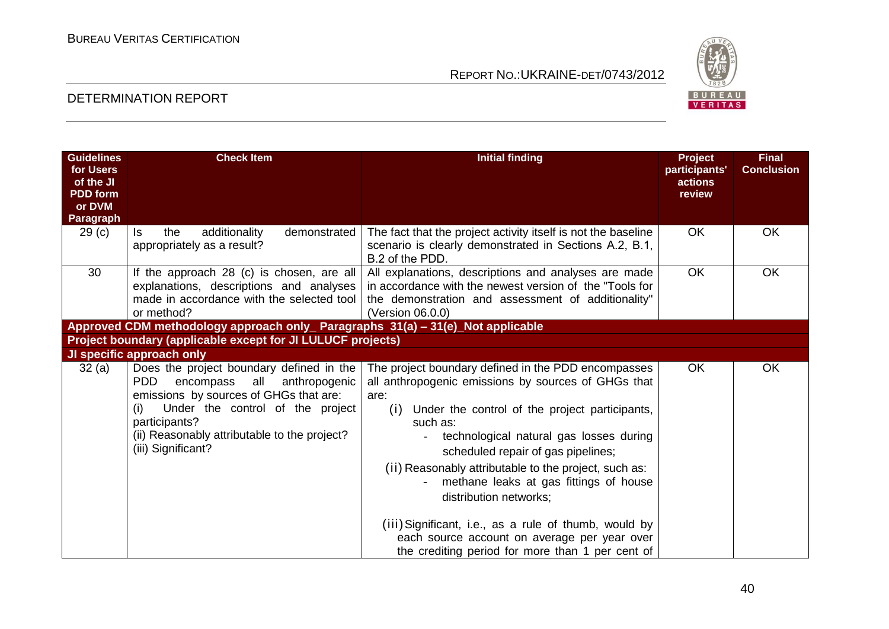| Guidelines for Users of the JI PDD form or DVM Paragraph | Check Item | Initial finding | Project participants' actions review | Final Conclusion |
|---|---|---|---|---|
| 29 (c) | Is the additionality demonstrated appropriately as a result? | The fact that the project activity itself is not the baseline scenario is clearly demonstrated in Sections A.2, B.1, B.2 of the PDD. | OK | OK |
| 30 | If the approach 28 (c) is chosen, are all explanations, descriptions and analyses made in accordance with the selected tool or method? | All explanations, descriptions and analyses are made in accordance with the newest version of the "Tools for the demonstration and assessment of additionality" (Version 06.0.0) | OK | OK |
| **Approved CDM methodology approach only_ Paragraphs 31(a) – 31(e)_Not applicable** | | | | |
| **Project boundary (applicable except for JI LULUCF projects)** | | | | |
| **JI specific approach only** | | | | |
| 32 (a) | Does the project boundary defined in the PDD encompass all anthropogenic emissions by sources of GHGs that are:<br>(i) Under the control of the project participants?<br>(ii) Reasonably attributable to the project?<br>(iii) Significant? | The project boundary defined in the PDD encompasses all anthropogenic emissions by sources of GHGs that are:<br>(i) Under the control of the project participants, such as:<br>- technological natural gas losses during scheduled repair of gas pipelines;<br>(ii) Reasonably attributable to the project, such as:<br>- methane leaks at gas fittings of house distribution networks;<br>(iii) Significant, i.e., as a rule of thumb, would by each source account on average per year over the crediting period for more than 1 per cent of | OK | OK |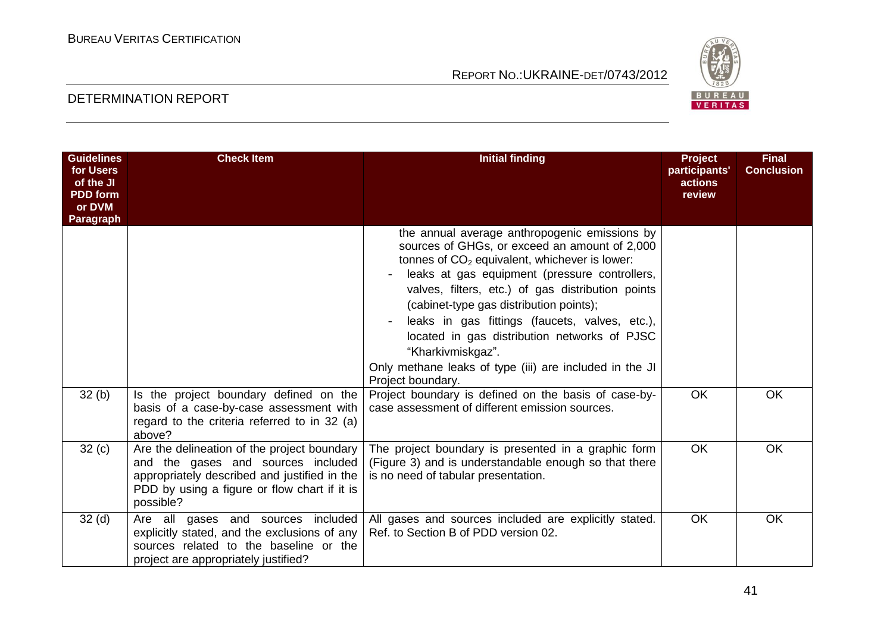| Guidelines for Users of the JI PDD form or DVM Paragraph | Check Item | Initial finding | Project participants' actions review | Final Conclusion |
|---|---|---|---|---|
| | | the annual average anthropogenic emissions by sources of GHGs, or exceed an amount of 2,000 tonnes of $CO_2$ equivalent, whichever is lower:<br>- leaks at gas equipment (pressure controllers, valves, filters, etc.) of gas distribution points (cabinet-type gas distribution points);<br>- leaks in gas fittings (faucets, valves, etc.), located in gas distribution networks of PJSC "Kharkivmiskgaz".<br>Only methane leaks of type (iii) are included in the JI Project boundary. | | |
| 32 (b) | Is the project boundary defined on the basis of a case-by-case assessment with regard to the criteria referred to in 32 (a) above? | Project boundary is defined on the basis of case-by-case assessment of different emission sources. | OK | OK |
| 32 (c) | Are the delineation of the project boundary and the gases and sources included appropriately described and justified in the PDD by using a figure or flow chart if it is possible? | The project boundary is presented in a graphic form (Figure 3) and is understandable enough so that there is no need of tabular presentation. | OK | OK |
| 32 (d) | Are all gases and sources included explicitly stated, and the exclusions of any sources related to the baseline or the project are appropriately justified? | All gases and sources included are explicitly stated. Ref. to Section B of PDD version 02. | OK | OK |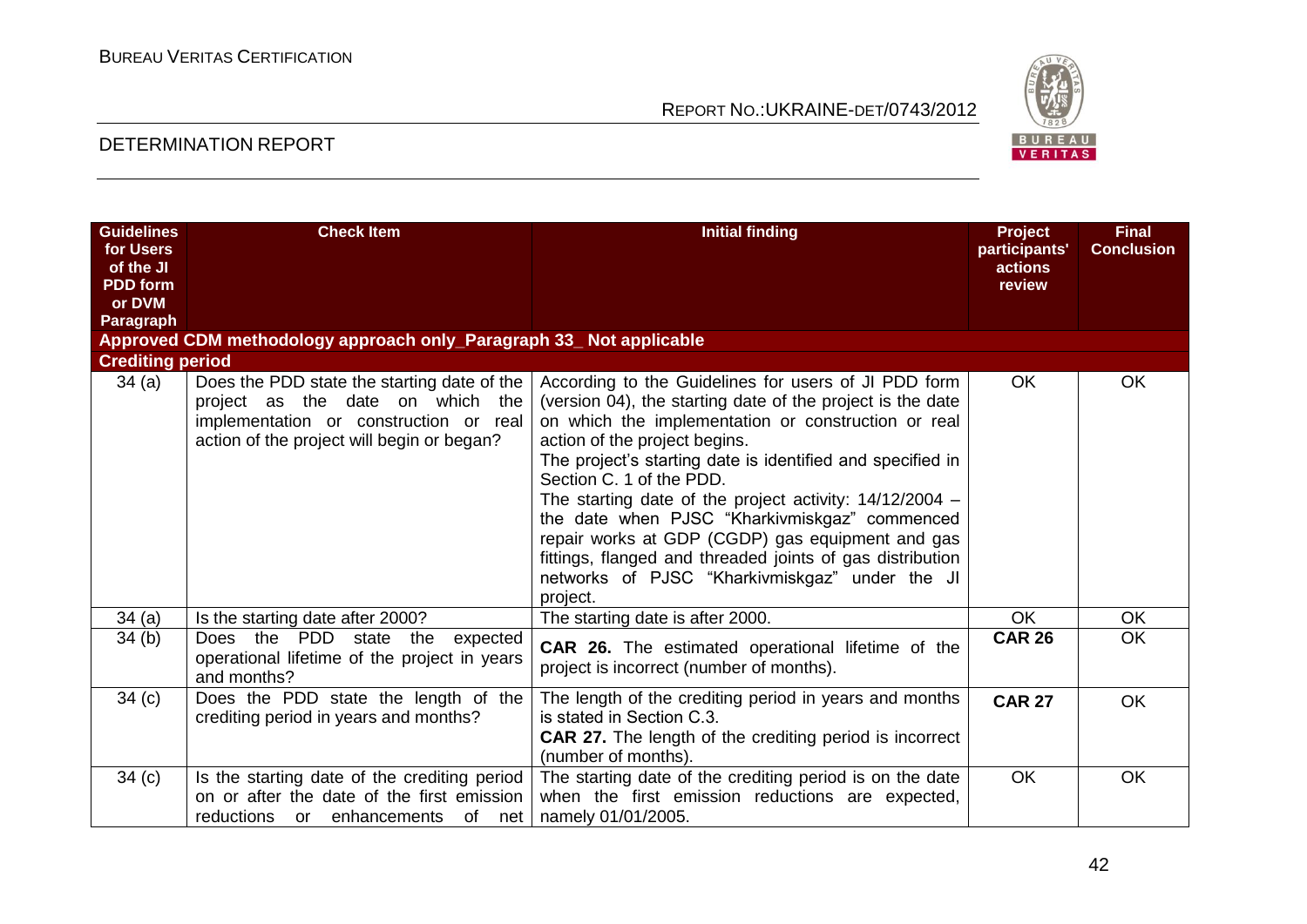| Guidelines for Users of the JI PDD form or DVM Paragraph | Check Item | Initial finding | Project participants' actions review | Final Conclusion |
|---|---|---|---|---|
| **Approved CDM methodology approach only_Paragraph 33_ Not applicable** | | | | |
| **Crediting period** | | | | |
| 34 (a) | Does the PDD state the starting date of the project as the date on which the implementation or construction or real action of the project will begin or began? | According to the Guidelines for users of JI PDD form (version 04), the starting date of the project is the date on which the implementation or construction or real action of the project begins.<br>The project's starting date is identified and specified in Section C. 1 of the PDD.<br>The starting date of the project activity: 14/12/2004 – the date when PJSC "Kharkivmiskgaz" commenced repair works at GDP (CGDP) gas equipment and gas fittings, flanged and threaded joints of gas distribution networks of PJSC "Kharkivmiskgaz" under the JI project. | OK | OK |
| 34 (a) | Is the starting date after 2000? | The starting date is after 2000. | OK | OK |
| 34 (b) | Does the PDD state the expected operational lifetime of the project in years and months? | **CAR 26.** The estimated operational lifetime of the project is incorrect (number of months). | **CAR 26** | OK |
| 34 (c) | Does the PDD state the length of the crediting period in years and months? | The length of the crediting period in years and months is stated in Section C.3.<br>**CAR 27.** The length of the crediting period is incorrect (number of months). | **CAR 27** | OK |
| 34 (c) | Is the starting date of the crediting period on or after the date of the first emission reductions or enhancements of net | The starting date of the crediting period is on the date when the first emission reductions are expected, namely 01/01/2005. | OK | OK |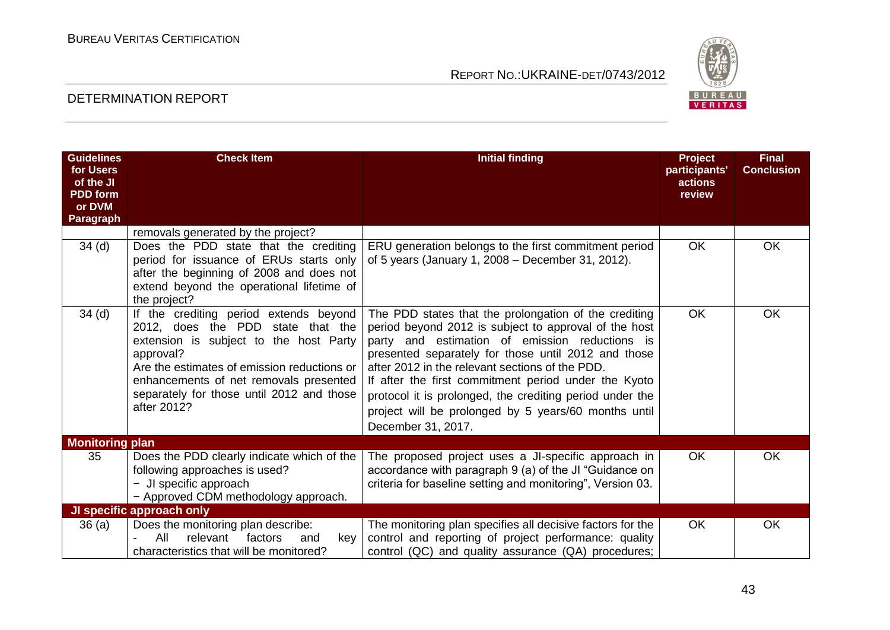| Guidelines for Users of the JI PDD form or DVM Paragraph | Check Item | Initial finding | Project participants' actions review | Final Conclusion |
|---|---|---|---|---|
| | removals generated by the project? | | | |
| 34 (d) | Does the PDD state that the crediting period for issuance of ERUs starts only after the beginning of 2008 and does not extend beyond the operational lifetime of the project? | ERU generation belongs to the first commitment period of 5 years (January 1, 2008 – December 31, 2012). | OK | OK |
| 34 (d) | If the crediting period extends beyond 2012, does the PDD state that the extension is subject to the host Party approval?<br>Are the estimates of emission reductions or enhancements of net removals presented separately for those until 2012 and those after 2012? | The PDD states that the prolongation of the crediting period beyond 2012 is subject to approval of the host party and estimation of emission reductions is presented separately for those until 2012 and those after 2012 in the relevant sections of the PDD.<br>If after the first commitment period under the Kyoto protocol it is prolonged, the crediting period under the project will be prolonged by 5 years/60 months until December 31, 2017. | OK | OK |
| **Monitoring plan** | | | | |
| 35 | Does the PDD clearly indicate which of the following approaches is used?<br>− JI specific approach<br>− Approved CDM methodology approach. | The proposed project uses a JI-specific approach in accordance with paragraph 9 (a) of the JI "Guidance on criteria for baseline setting and monitoring", Version 03. | OK | OK |
| **JI specific approach only** | | | | |
| 36 (a) | Does the monitoring plan describe:<br>- All relevant factors and key characteristics that will be monitored? | The monitoring plan specifies all decisive factors for the control and reporting of project performance: quality control (QC) and quality assurance (QA) procedures; | OK | OK |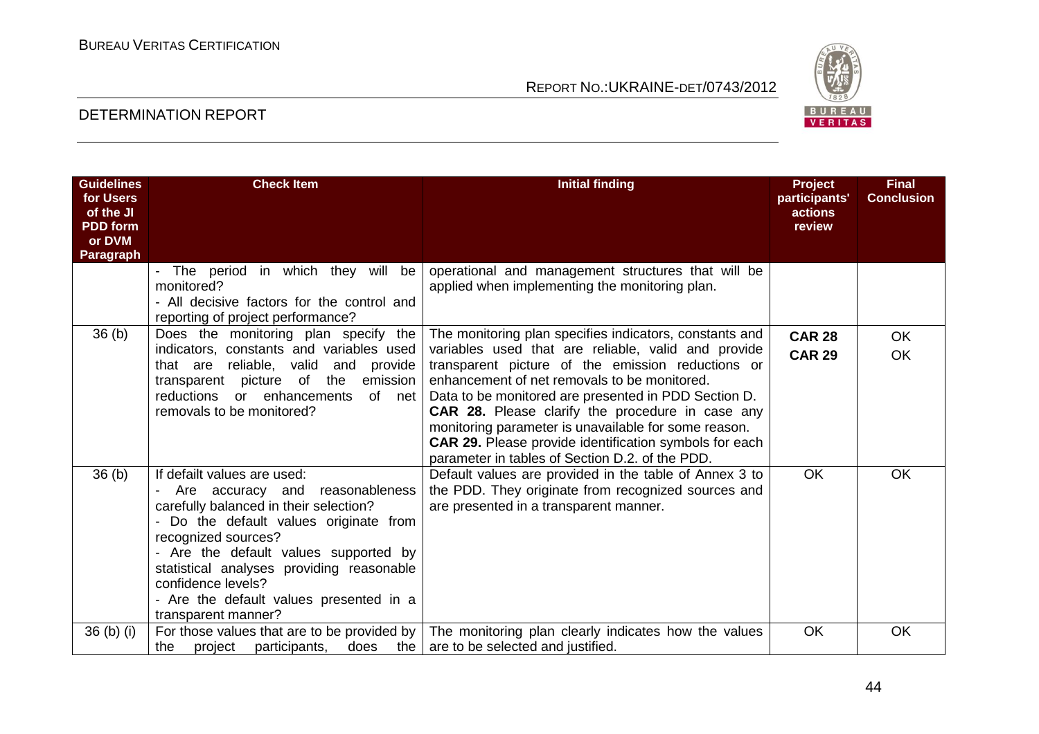| Guidelines for Users of the JI PDD form or DVM Paragraph | Check Item | Initial finding | Project participants' actions review | Final Conclusion |
|---|---|---|---|---|
| | - The period in which they will be monitored?<br>- All decisive factors for the control and reporting of project performance? | operational and management structures that will be applied when implementing the monitoring plan. | | |
| 36 (b) | Does the monitoring plan specify the indicators, constants and variables used that are reliable, valid and provide transparent picture of the emission reductions or enhancements of net removals to be monitored? | The monitoring plan specifies indicators, constants and variables used that are reliable, valid and provide transparent picture of the emission reductions or enhancement of net removals to be monitored.<br>Data to be monitored are presented in PDD Section D.<br>**CAR 28.** Please clarify the procedure in case any monitoring parameter is unavailable for some reason.<br>**CAR 29.** Please provide identification symbols for each parameter in tables of Section D.2. of the PDD. | **CAR 28**<br>**CAR 29** | OK<br>OK |
| 36 (b) | If default values are used:<br>- Are accuracy and reasonableness carefully balanced in their selection?<br>- Do the default values originate from recognized sources?<br>- Are the default values supported by statistical analyses providing reasonable confidence levels?<br>- Are the default values presented in a transparent manner? | Default values are provided in the table of Annex 3 to the PDD. They originate from recognized sources and are presented in a transparent manner. | OK | OK |
| 36 (b) (i) | For those values that are to be provided by the project participants, does the | The monitoring plan clearly indicates how the values are to be selected and justified. | OK | OK |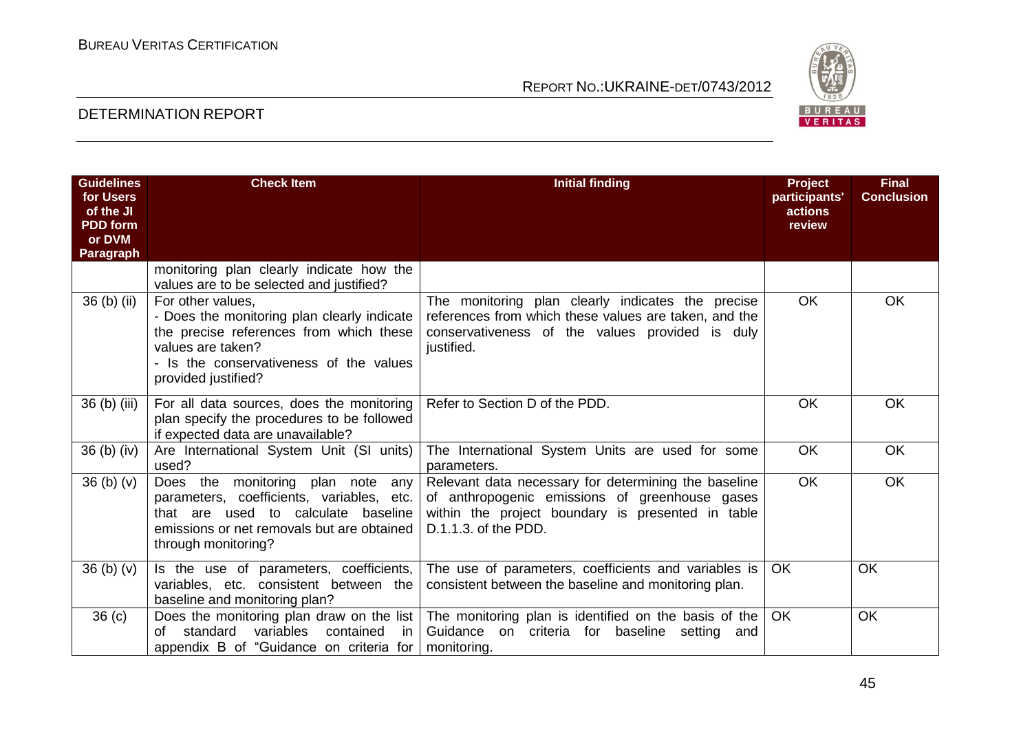| Guidelines for Users of the JI PDD form or DVM Paragraph | Check Item | Initial finding | Project participants' actions review | Final Conclusion |
|---|---|---|---|---|
| | monitoring plan clearly indicate how the values are to be selected and justified? | | | |
| 36 (b) (ii) | For other values,<br>- Does the monitoring plan clearly indicate the precise references from which these values are taken?<br>- Is the conservativeness of the values provided justified? | The monitoring plan clearly indicates the precise references from which these values are taken, and the conservativeness of the values provided is duly justified. | OK | OK |
| 36 (b) (iii) | For all data sources, does the monitoring plan specify the procedures to be followed if expected data are unavailable? | Refer to Section D of the PDD. | OK | OK |
| 36 (b) (iv) | Are International System Unit (SI units) used? | The International System Units are used for some parameters. | OK | OK |
| 36 (b) (v) | Does the monitoring plan note any parameters, coefficients, variables, etc. that are used to calculate baseline emissions or net removals but are obtained through monitoring? | Relevant data necessary for determining the baseline of anthropogenic emissions of greenhouse gases within the project boundary is presented in table D.1.1.3. of the PDD. | OK | OK |
| 36 (b) (v) | Is the use of parameters, coefficients, variables, etc. consistent between the baseline and monitoring plan? | The use of parameters, coefficients and variables is consistent between the baseline and monitoring plan. | OK | OK |
| 36 (c) | Does the monitoring plan draw on the list of standard variables contained in appendix B of "Guidance on criteria for | The monitoring plan is identified on the basis of the Guidance on criteria for baseline setting and monitoring. | OK | OK |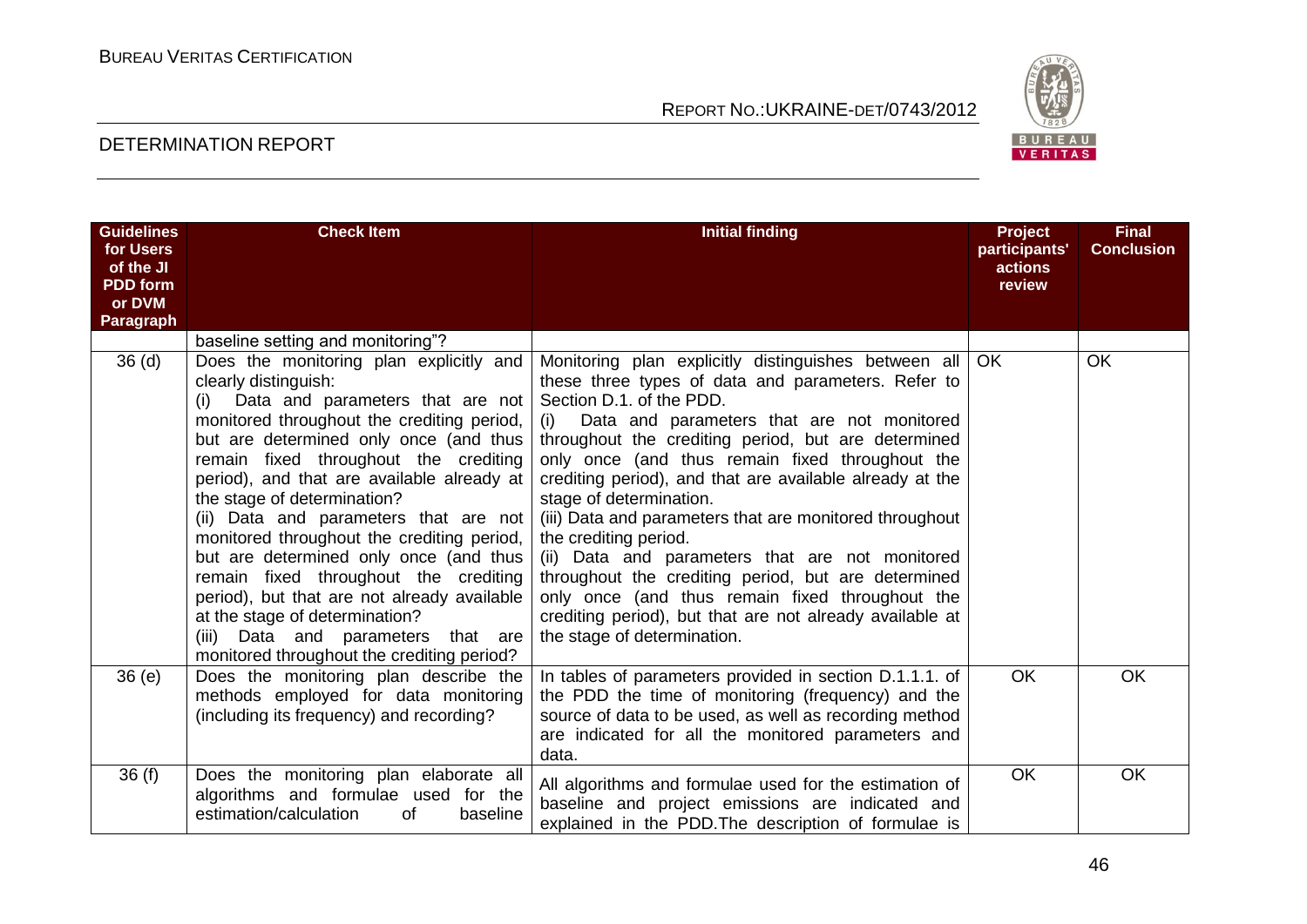| Guidelines for Users of the JI PDD form or DVM Paragraph | Check Item | Initial finding | Project participants' actions review | Final Conclusion |
|---|---|---|---|---|
| | baseline setting and monitoring"? | | | |
| 36 (d) | Does the monitoring plan explicitly and clearly distinguish:<br>(i) Data and parameters that are not monitored throughout the crediting period, but are determined only once (and thus remain fixed throughout the crediting period), and that are available already at the stage of determination?<br>(ii) Data and parameters that are not monitored throughout the crediting period, but are determined only once (and thus remain fixed throughout the crediting period), but that are not already available at the stage of determination?<br>(iii) Data and parameters that are monitored throughout the crediting period? | Monitoring plan explicitly distinguishes between all these three types of data and parameters. Refer to Section D.1. of the PDD.<br>(i) Data and parameters that are not monitored throughout the crediting period, but are determined only once (and thus remain fixed throughout the crediting period), and that are available already at the stage of determination.<br>(iii) Data and parameters that are monitored throughout the crediting period.<br>(ii) Data and parameters that are not monitored throughout the crediting period, but are determined only once (and thus remain fixed throughout the crediting period), but that are not already available at the stage of determination. | OK | OK |
| 36 (e) | Does the monitoring plan describe the methods employed for data monitoring (including its frequency) and recording? | In tables of parameters provided in section D.1.1.1. of the PDD the time of monitoring (frequency) and the source of data to be used, as well as recording method are indicated for all the monitored parameters and data. | OK | OK |
| 36 (f) | Does the monitoring plan elaborate all algorithms and formulae used for the estimation/calculation of baseline | All algorithms and formulae used for the estimation of baseline and project emissions are indicated and explained in the PDD.The description of formulae is | OK | OK |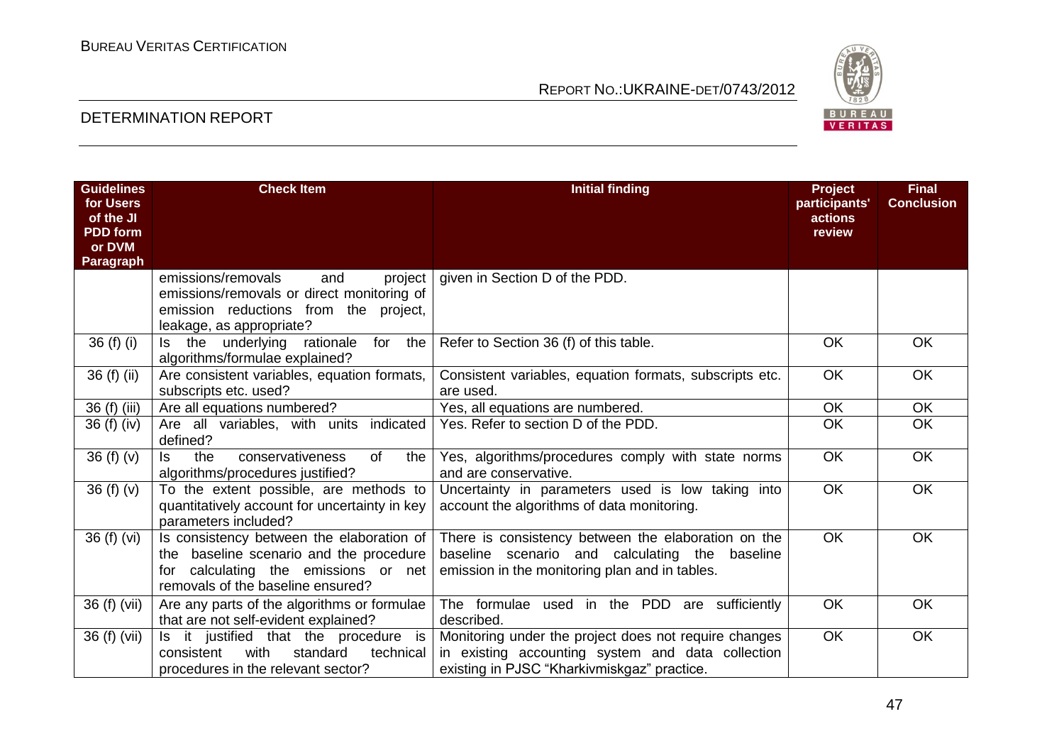| Guidelines for Users of the JI PDD form or DVM Paragraph | Check Item | Initial finding | Project participants' actions review | Final Conclusion |
|---|---|---|---|---|
| | emissions/removals and project emissions/removals or direct monitoring of emission reductions from the project, leakage, as appropriate? | given in Section D of the PDD. | | |
| 36 (f) (i) | Is the underlying rationale for the algorithms/formulae explained? | Refer to Section 36 (f) of this table. | OK | OK |
| 36 (f) (ii) | Are consistent variables, equation formats, subscripts etc. used? | Consistent variables, equation formats, subscripts etc. are used. | OK | OK |
| 36 (f) (iii) | Are all equations numbered? | Yes, all equations are numbered. | OK | OK |
| 36 (f) (iv) | Are all variables, with units indicated defined? | Yes. Refer to section D of the PDD. | OK | OK |
| 36 (f) (v) | Is the conservativeness of the algorithms/procedures justified? | Yes, algorithms/procedures comply with state norms and are conservative. | OK | OK |
| 36 (f) (v) | To the extent possible, are methods to quantitatively account for uncertainty in key parameters included? | Uncertainty in parameters used is low taking into account the algorithms of data monitoring. | OK | OK |
| 36 (f) (vi) | Is consistency between the elaboration of the baseline scenario and the procedure for calculating the emissions or net removals of the baseline ensured? | There is consistency between the elaboration on the baseline scenario and calculating the baseline emission in the monitoring plan and in tables. | OK | OK |
| 36 (f) (vii) | Are any parts of the algorithms or formulae that are not self-evident explained? | The formulae used in the PDD are sufficiently described. | OK | OK |
| 36 (f) (vii) | Is it justified that the procedure is consistent with standard technical procedures in the relevant sector? | Monitoring under the project does not require changes in existing accounting system and data collection existing in PJSC "Kharkivmiskgaz" practice. | OK | OK |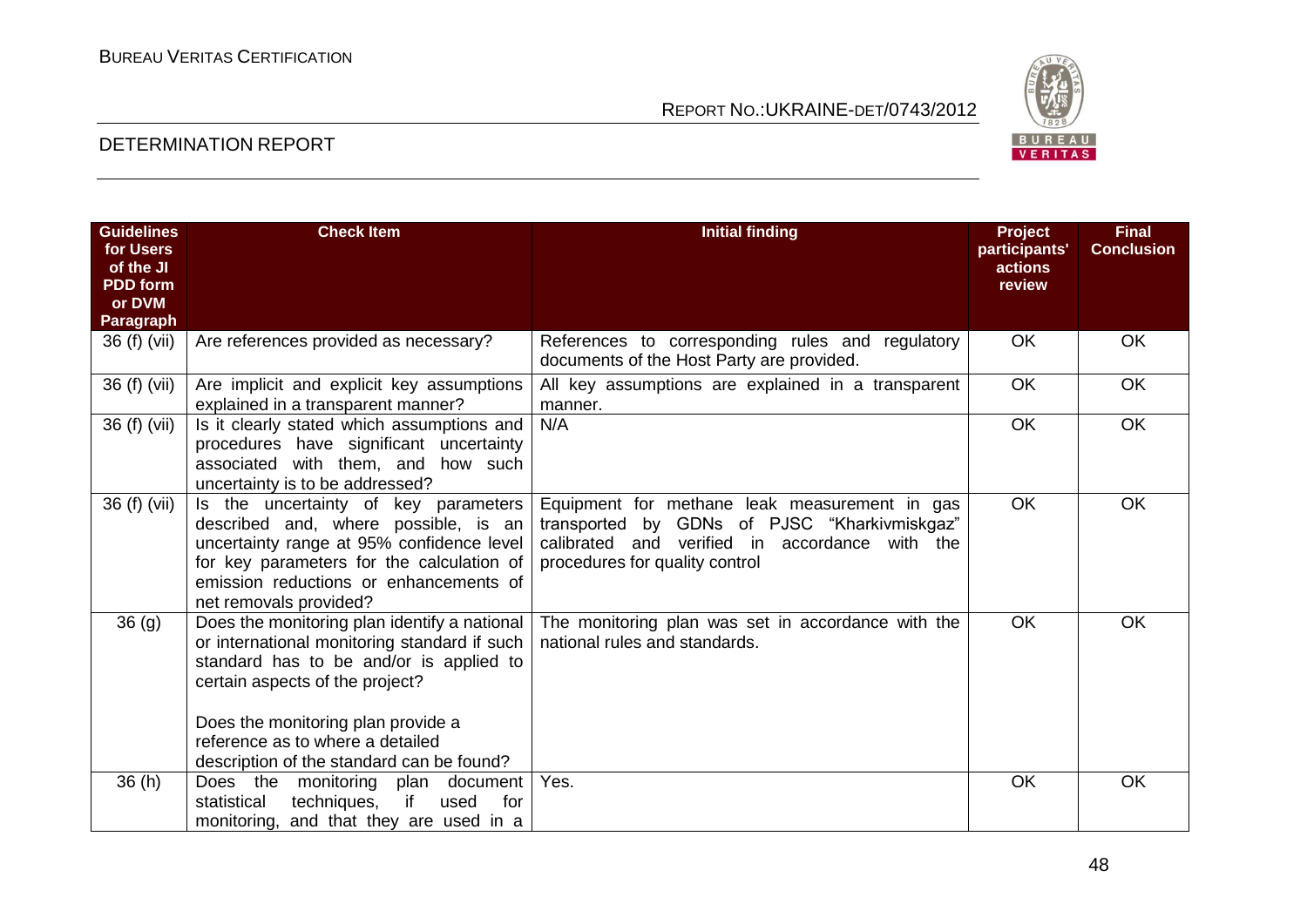| Guidelines for Users of the JI PDD form or DVM Paragraph | Check Item | Initial finding | Project participants' actions review | Final Conclusion |
|---|---|---|---|---|
| 36 (f) (vii) | Are references provided as necessary? | References to corresponding rules and regulatory documents of the Host Party are provided. | OK | OK |
| 36 (f) (vii) | Are implicit and explicit key assumptions explained in a transparent manner? | All key assumptions are explained in a transparent manner. | OK | OK |
| 36 (f) (vii) | Is it clearly stated which assumptions and procedures have significant uncertainty associated with them, and how such uncertainty is to be addressed? | N/A | OK | OK |
| 36 (f) (vii) | Is the uncertainty of key parameters described and, where possible, is an uncertainty range at 95% confidence level for key parameters for the calculation of emission reductions or enhancements of net removals provided? | Equipment for methane leak measurement in gas transported by GDNs of PJSC "Kharkivmiskgaz" calibrated and verified in accordance with the procedures for quality control | OK | OK |
| 36 (g) | Does the monitoring plan identify a national or international monitoring standard if such standard has to be and/or is applied to certain aspects of the project?<br><br>Does the monitoring plan provide a reference as to where a detailed description of the standard can be found? | The monitoring plan was set in accordance with the national rules and standards. | OK | OK |
| 36 (h) | Does the monitoring plan document statistical techniques, if used for monitoring, and that they are used in a | Yes. | OK | OK |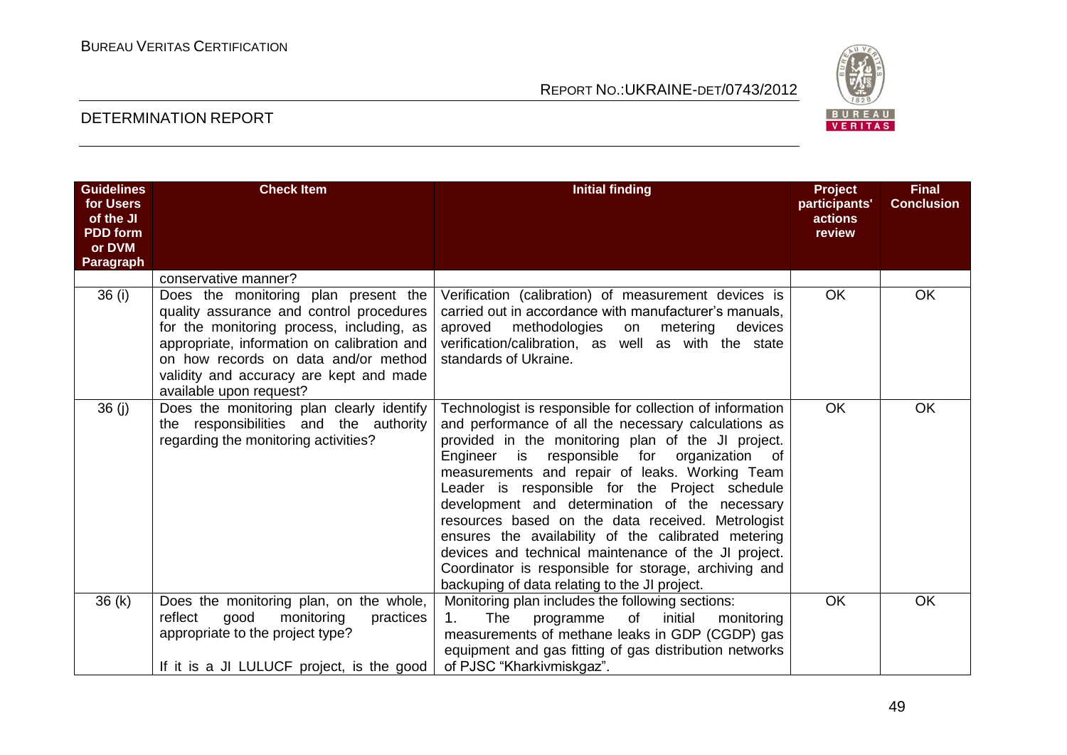| Guidelines for Users of the JI PDD form or DVM Paragraph | Check Item | Initial finding | Project participants' actions review | Final Conclusion |
|---|---|---|---|---|
| | conservative manner? | | | |
| 36 (i) | Does the monitoring plan present the quality assurance and control procedures for the monitoring process, including, as appropriate, information on calibration and on how records on data and/or method validity and accuracy are kept and made available upon request? | Verification (calibration) of measurement devices is carried out in accordance with manufacturer's manuals, aproved methodologies on metering devices verification/calibration, as well as with the state standards of Ukraine. | OK | OK |
| 36 (j) | Does the monitoring plan clearly identify the responsibilities and the authority regarding the monitoring activities? | Technologist is responsible for collection of information and performance of all the necessary calculations as provided in the monitoring plan of the JI project. Engineer is responsible for organization of measurements and repair of leaks. Working Team Leader is responsible for the Project schedule development and determination of the necessary resources based on the data received. Metrologist ensures the availability of the calibrated metering devices and technical maintenance of the JI project. Coordinator is responsible for storage, archiving and backuping of data relating to the JI project. | OK | OK |
| 36 (k) | Does the monitoring plan, on the whole, reflect good monitoring practices appropriate to the project type?<br><br>If it is a JI LULUCF project, is the good | Monitoring plan includes the following sections:<br>1. The programme of initial monitoring measurements of methane leaks in GDP (CGDP) gas equipment and gas fitting of gas distribution networks of PJSC "Kharkivmiskgaz". | OK | OK |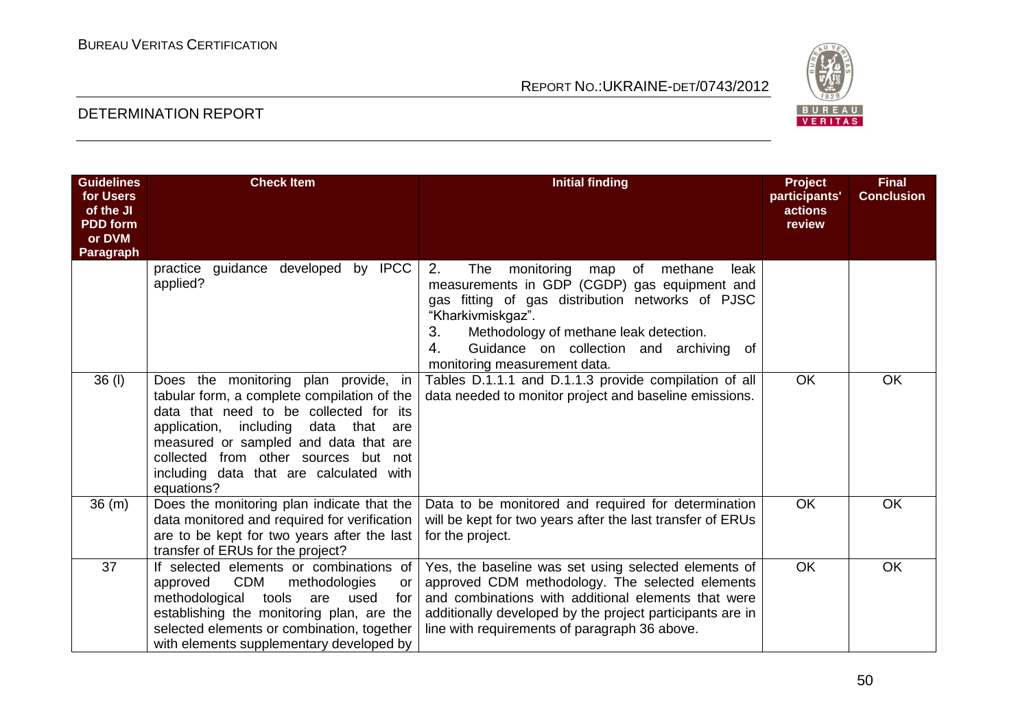| Guidelines for Users of the JI PDD form or DVM Paragraph | Check Item | Initial finding | Project participants' actions review | Final Conclusion |
|---|---|---|---|---|
| | practice guidance developed by IPCC applied? | 2. The monitoring map of methane leak measurements in GDP (CGDP) gas equipment and gas fitting of gas distribution networks of PJSC "Kharkivmiskgaz".<br>3. Methodology of methane leak detection.<br>4. Guidance on collection and archiving of monitoring measurement data. | | |
| 36 (l) | Does the monitoring plan provide, in tabular form, a complete compilation of the data that need to be collected for its application, including data that are measured or sampled and data that are collected from other sources but not including data that are calculated with equations? | Tables D.1.1.1 and D.1.1.3 provide compilation of all data needed to monitor project and baseline emissions. | OK | OK |
| 36 (m) | Does the monitoring plan indicate that the data monitored and required for verification are to be kept for two years after the last transfer of ERUs for the project? | Data to be monitored and required for determination will be kept for two years after the last transfer of ERUs for the project. | OK | OK |
| 37 | If selected elements or combinations of approved CDM methodologies or methodological tools are used for establishing the monitoring plan, are the selected elements or combination, together with elements supplementary developed by | Yes, the baseline was set using selected elements of approved CDM methodology. The selected elements and combinations with additional elements that were additionally developed by the project participants are in line with requirements of paragraph 36 above. | OK | OK |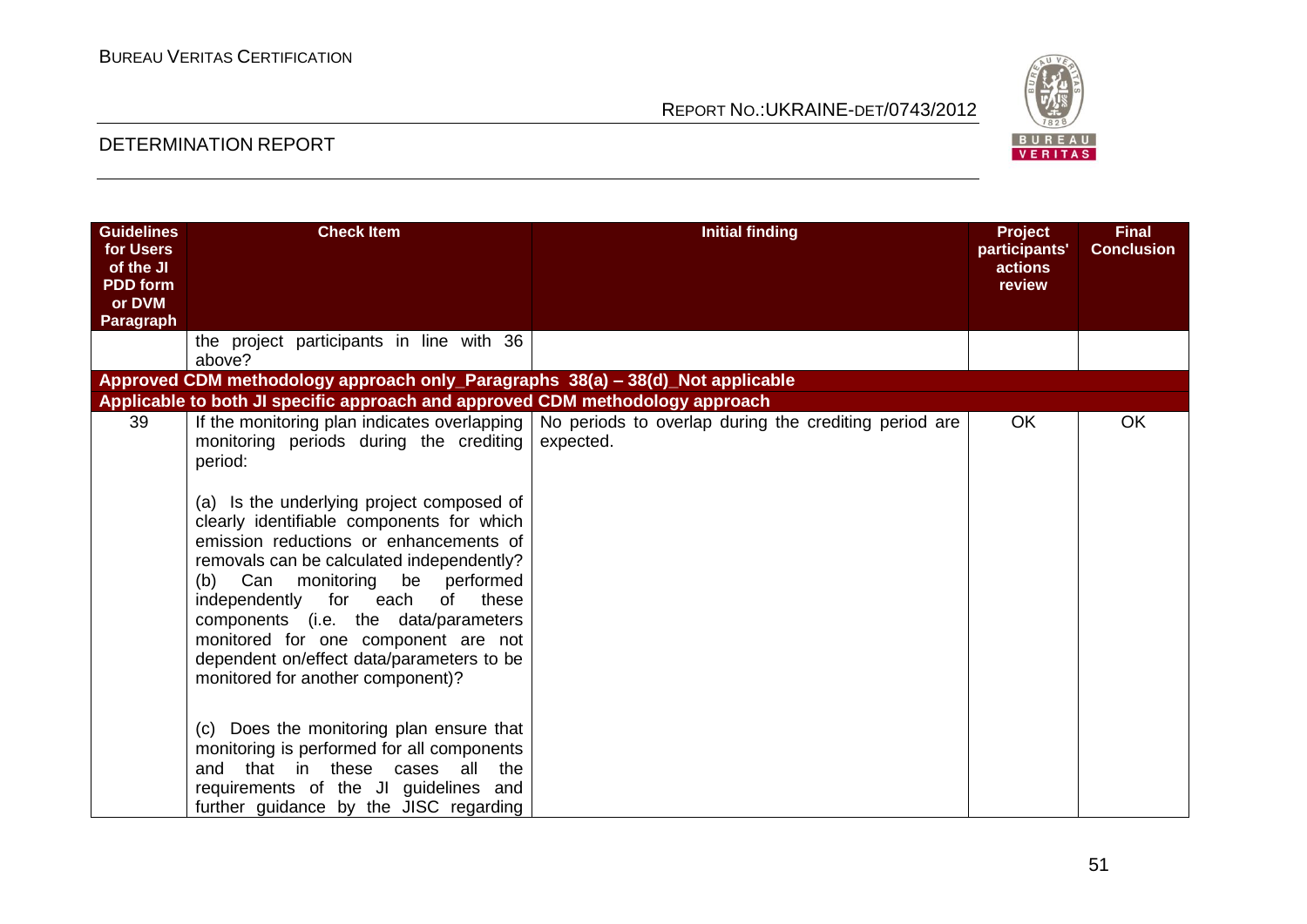| Guidelines for Users of the JI PDD form or DVM Paragraph | Check Item | Initial finding | Project participants' actions review | Final Conclusion |
|---|---|---|---|---|
| | the project participants in line with 36 above? | | | |
| **Approved CDM methodology approach only_Paragraphs 38(a) – 38(d)_Not applicable** | | | | |
| **Applicable to both JI specific approach and approved CDM methodology approach** | | | | |
| 39 | If the monitoring plan indicates overlapping monitoring periods during the crediting period:<br><br>(a) Is the underlying project composed of clearly identifiable components for which emission reductions or enhancements of removals can be calculated independently?<br>(b) Can monitoring be performed independently for each of these components (i.e. the data/parameters monitored for one component are not dependent on/effect data/parameters to be monitored for another component)?<br><br>(c) Does the monitoring plan ensure that monitoring is performed for all components and that in these cases all the requirements of the JI guidelines and further guidance by the JISC regarding | No periods to overlap during the crediting period are expected. | OK | OK |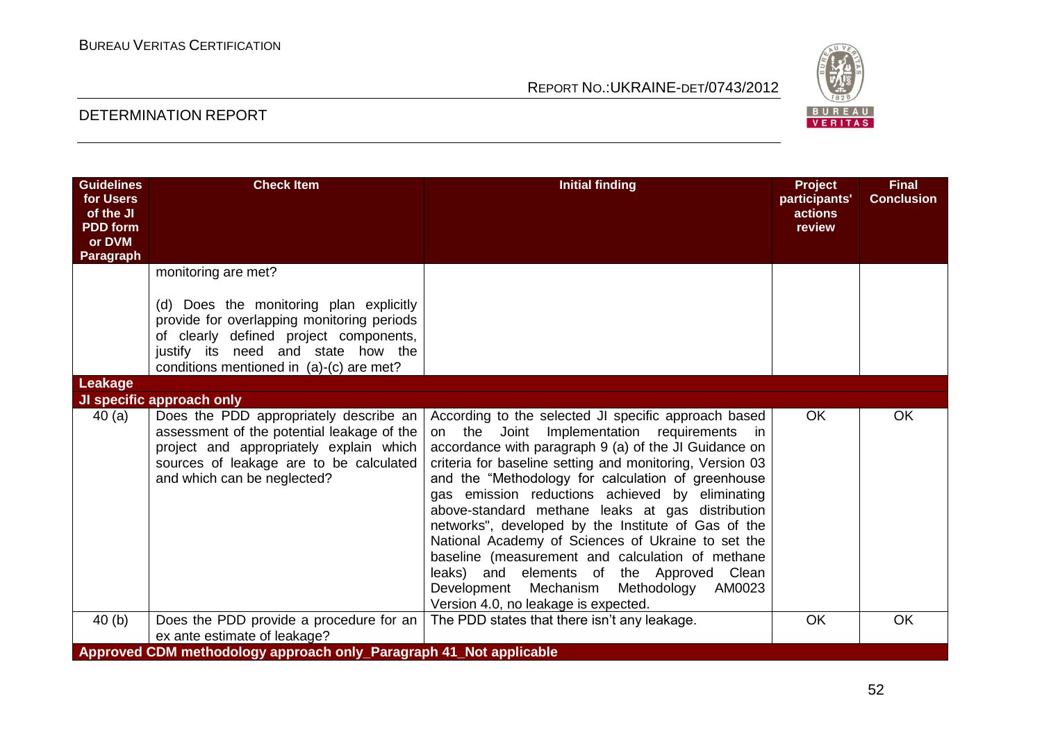| Guidelines for Users of the JI PDD form or DVM Paragraph | Check Item | Initial finding | Project participants' actions review | Final Conclusion |
|---|---|---|---|---|
| | monitoring are met?<br><br>(d) Does the monitoring plan explicitly provide for overlapping monitoring periods of clearly defined project components, justify its need and state how the conditions mentioned in (a)-(c) are met? | | | |
| **Leakage** | | | | |
| **JI specific approach only** | | | | |
| 40 (a) | Does the PDD appropriately describe an assessment of the potential leakage of the project and appropriately explain which sources of leakage are to be calculated and which can be neglected? | According to the selected JI specific approach based on the Joint Implementation requirements in accordance with paragraph 9 (a) of the JI Guidance on criteria for baseline setting and monitoring, Version 03 and the "Methodology for calculation of greenhouse gas emission reductions achieved by eliminating above-standard methane leaks at gas distribution networks", developed by the Institute of Gas of the National Academy of Sciences of Ukraine to set the baseline (measurement and calculation of methane leaks) and elements of the Approved Clean Development Mechanism Methodology AM0023 Version 4.0, no leakage is expected. | OK | OK |
| 40 (b) | Does the PDD provide a procedure for an ex ante estimate of leakage? | The PDD states that there isn't any leakage. | OK | OK |
| **Approved CDM methodology approach only_Paragraph 41_Not applicable** | | | | |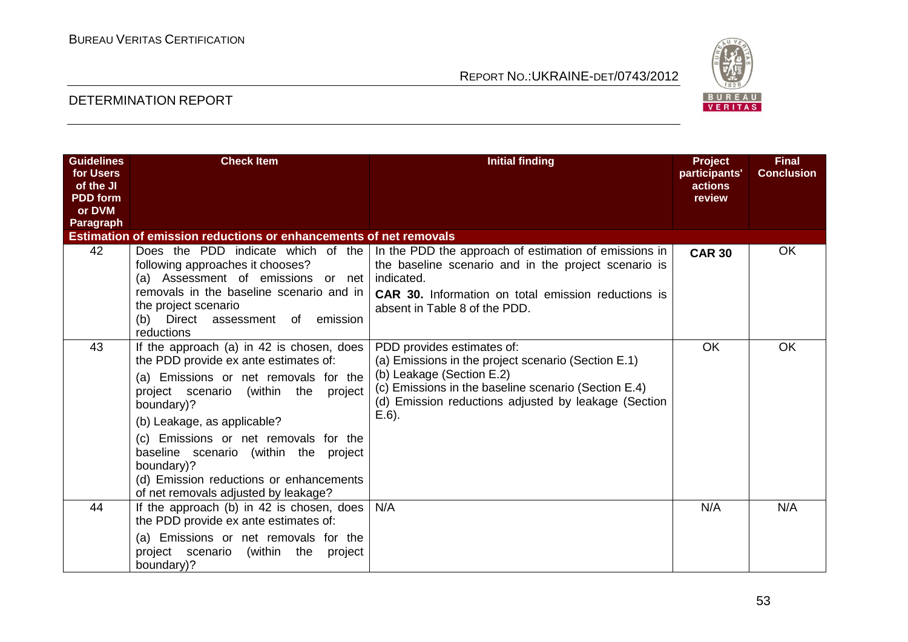| Guidelines for Users of the JI PDD form or DVM Paragraph | Check Item | Initial finding | Project participants' actions review | Final Conclusion |
|---|---|---|---|---|
| **Estimation of emission reductions or enhancements of net removals** | | | | |
| 42 | Does the PDD indicate which of the following approaches it chooses?<br>(a) Assessment of emissions or net removals in the baseline scenario and in the project scenario<br>(b) Direct assessment of emission reductions | In the PDD the approach of estimation of emissions in the baseline scenario and in the project scenario is indicated.<br>**CAR 30.** Information on total emission reductions is absent in Table 8 of the PDD. | **CAR 30** | OK |
| 43 | If the approach (a) in 42 is chosen, does the PDD provide ex ante estimates of:<br>(a) Emissions or net removals for the project scenario (within the project boundary)?<br>(b) Leakage, as applicable?<br>(c) Emissions or net removals for the baseline scenario (within the project boundary)?<br>(d) Emission reductions or enhancements of net removals adjusted by leakage? | PDD provides estimates of:<br>(a) Emissions in the project scenario (Section E.1)<br>(b) Leakage (Section E.2)<br>(c) Emissions in the baseline scenario (Section E.4)<br>(d) Emission reductions adjusted by leakage (Section E.6). | OK | OK |
| 44 | If the approach (b) in 42 is chosen, does the PDD provide ex ante estimates of:<br>(a) Emissions or net removals for the project scenario (within the project boundary)? | N/A | N/A | N/A |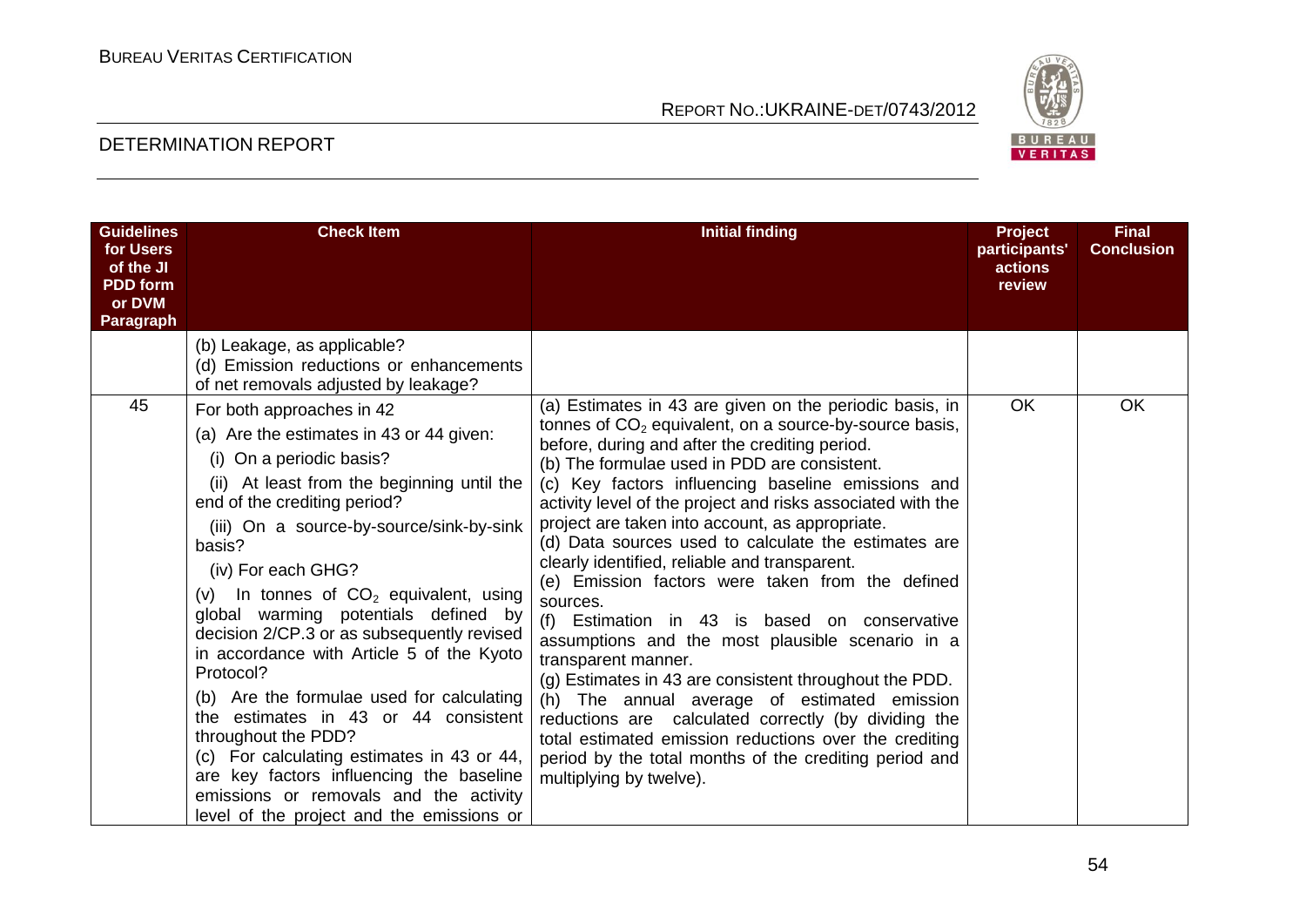| Guidelines for Users of the JI PDD form or DVM Paragraph | Check Item | Initial finding | Project participants' actions review | Final Conclusion |
|---|---|---|---|---|
| | (b) Leakage, as applicable?<br>(d) Emission reductions or enhancements of net removals adjusted by leakage? | | | |
| 45 | For both approaches in 42<br>(a) Are the estimates in 43 or 44 given:<br>(i) On a periodic basis?<br>(ii) At least from the beginning until the end of the crediting period?<br>(iii) On a source-by-source/sink-by-sink basis?<br>(iv) For each GHG?<br>(v) In tonnes of $CO_2$ equivalent, using global warming potentials defined by decision 2/CP.3 or as subsequently revised in accordance with Article 5 of the Kyoto Protocol?<br>(b) Are the formulae used for calculating the estimates in 43 or 44 consistent throughout the PDD?<br>(c) For calculating estimates in 43 or 44, are key factors influencing the baseline emissions or removals and the activity level of the project and the emissions or | (a) Estimates in 43 are given on the periodic basis, in tonnes of $CO_2$ equivalent, on a source-by-source basis, before, during and after the crediting period.<br>(b) The formulae used in PDD are consistent.<br>(c) Key factors influencing baseline emissions and activity level of the project and risks associated with the project are taken into account, as appropriate.<br>(d) Data sources used to calculate the estimates are clearly identified, reliable and transparent.<br>(e) Emission factors were taken from the defined sources.<br>(f) Estimation in 43 is based on conservative assumptions and the most plausible scenario in a transparent manner.<br>(g) Estimates in 43 are consistent throughout the PDD.<br>(h) The annual average of estimated emission reductions are calculated correctly (by dividing the total estimated emission reductions over the crediting period by the total months of the crediting period and multiplying by twelve). | OK | OK |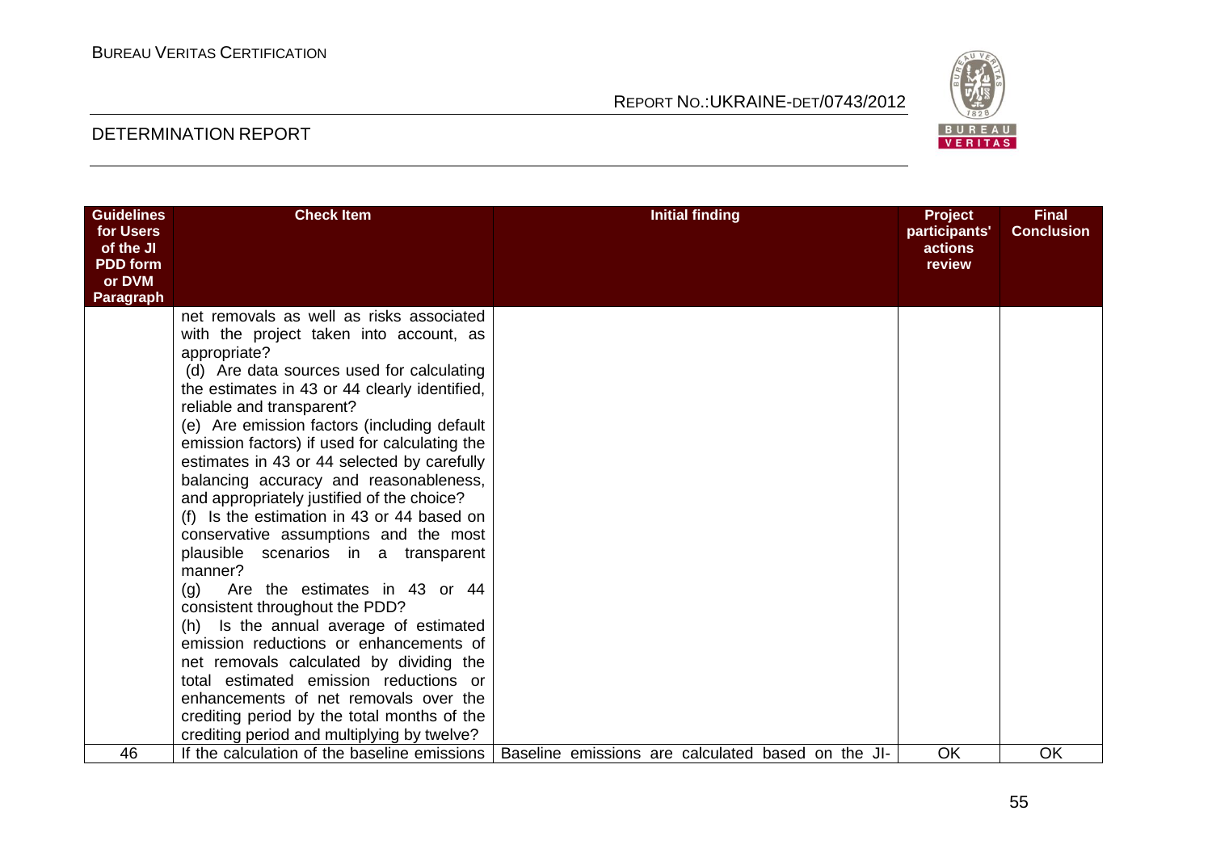| Guidelines for Users of the JI PDD form or DVM Paragraph | Check Item | Initial finding | Project participants' actions review | Final Conclusion |
|---|---|---|---|---|
| | net removals as well as risks associated with the project taken into account, as appropriate?<br>(d) Are data sources used for calculating the estimates in 43 or 44 clearly identified, reliable and transparent?<br>(e) Are emission factors (including default emission factors) if used for calculating the estimates in 43 or 44 selected by carefully balancing accuracy and reasonableness, and appropriately justified of the choice?<br>(f) Is the estimation in 43 or 44 based on conservative assumptions and the most plausible scenarios in a transparent manner?<br>(g) Are the estimates in 43 or 44 consistent throughout the PDD?<br>(h) Is the annual average of estimated emission reductions or enhancements of net removals calculated by dividing the total estimated emission reductions or enhancements of net removals over the crediting period by the total months of the crediting period and multiplying by twelve? | | | |
| 46 | If the calculation of the baseline emissions | Baseline emissions are calculated based on the JI- | OK | OK |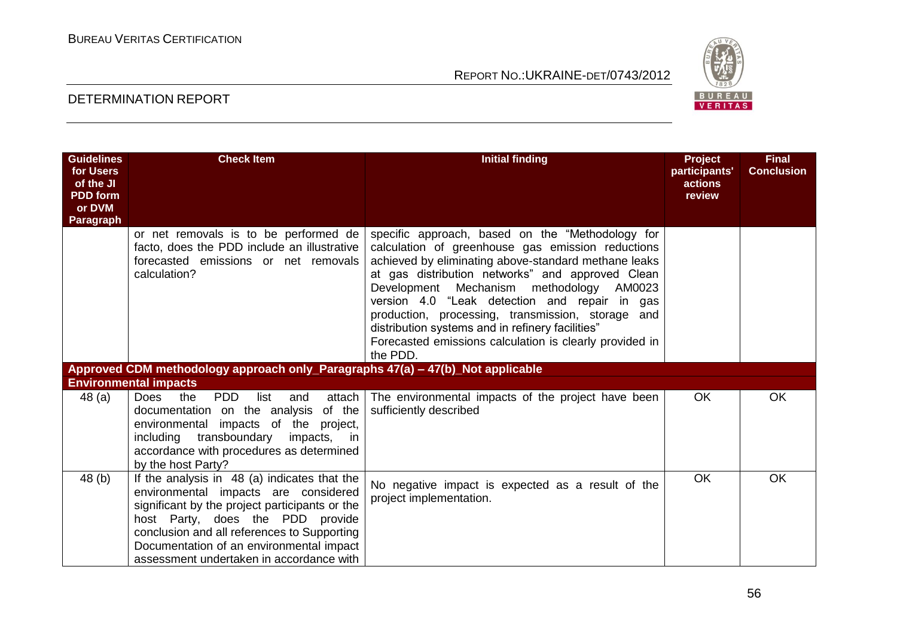| Guidelines for Users of the JI PDD form or DVM Paragraph | Check Item | Initial finding | Project participants' actions review | Final Conclusion |
|---|---|---|---|---|
| | or net removals is to be performed de facto, does the PDD include an illustrative forecasted emissions or net removals calculation? | specific approach, based on the "Methodology for calculation of greenhouse gas emission reductions achieved by eliminating above-standard methane leaks at gas distribution networks" and approved Clean Development Mechanism methodology AM0023 version 4.0 "Leak detection and repair in gas production, processing, transmission, storage and distribution systems and in refinery facilities"<br>Forecasted emissions calculation is clearly provided in the PDD. | | |
| **Approved CDM methodology approach only_Paragraphs 47(a) – 47(b)_Not applicable** | | | | |
| **Environmental impacts** | | | | |
| 48 (a) | Does the PDD list and attach documentation on the analysis of the environmental impacts of the project, including transboundary impacts, in accordance with procedures as determined by the host Party? | The environmental impacts of the project have been sufficiently described | OK | OK |
| 48 (b) | If the analysis in 48 (a) indicates that the environmental impacts are considered significant by the project participants or the host Party, does the PDD provide conclusion and all references to Supporting Documentation of an environmental impact assessment undertaken in accordance with | No negative impact is expected as a result of the project implementation. | OK | OK |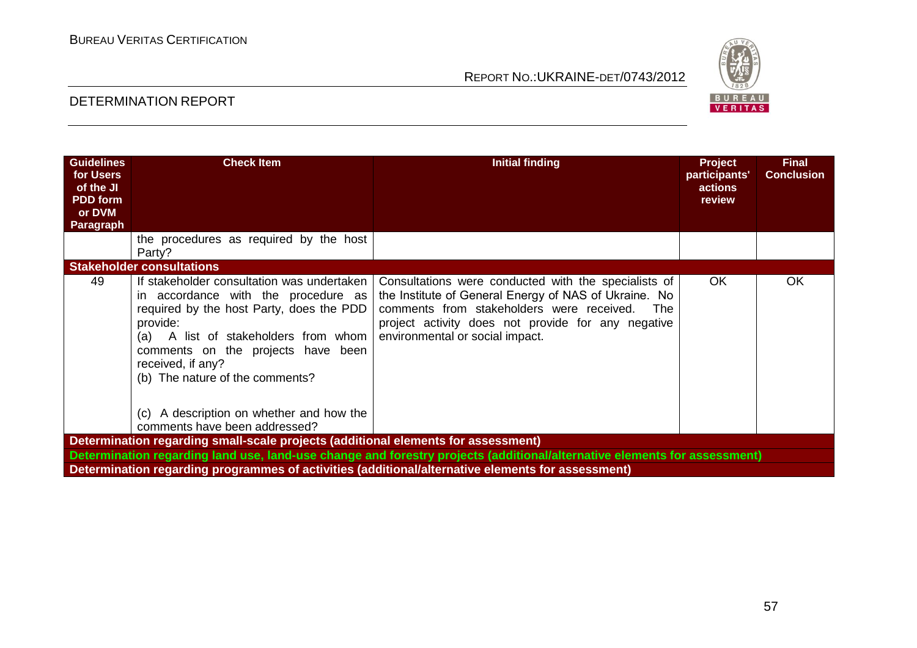| Guidelines for Users of the JI PDD form or DVM Paragraph | Check Item | Initial finding | Project participants' actions review | Final Conclusion |
|---|---|---|---|---|
| | the procedures as required by the host Party? | | | |
| **Stakeholder consultations** | | | | |
| 49 | If stakeholder consultation was undertaken in accordance with the procedure as required by the host Party, does the PDD provide:<br>(a) A list of stakeholders from whom comments on the projects have been received, if any?<br>(b) The nature of the comments?<br>(c) A description on whether and how the comments have been addressed? | Consultations were conducted with the specialists of the Institute of General Energy of NAS of Ukraine. No comments from stakeholders were received. The project activity does not provide for any negative environmental or social impact. | OK | OK |
| **Determination regarding small-scale projects (additional elements for assessment)** | | | | |
| **Determination regarding land use, land-use change and forestry projects (additional/alternative elements for assessment)** | | | | |
| **Determination regarding programmes of activities (additional/alternative elements for assessment)** | | | | |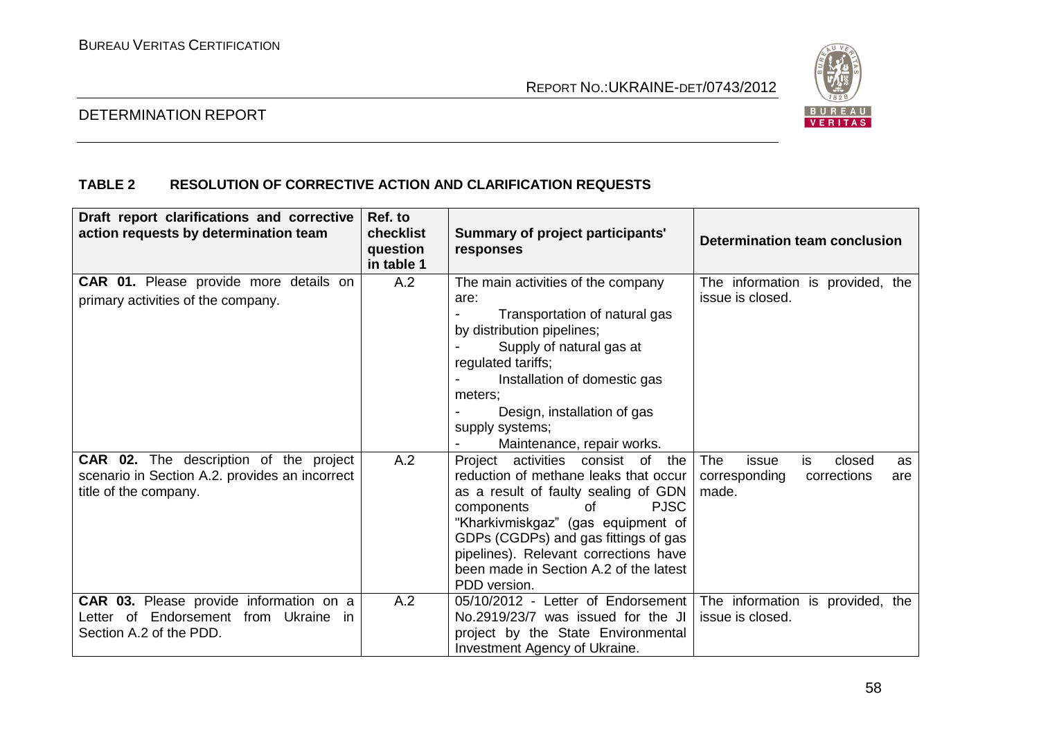**TABLE 2 RESOLUTION OF CORRECTIVE ACTION AND CLARIFICATION REQUESTS**

| Draft report clarifications and corrective action requests by determination team | Ref. to checklist question in table 1 | Summary of project participants' responses | Determination team conclusion |
|---|---|---|---|
| **CAR 01.** Please provide more details on primary activities of the company. | A.2 | The main activities of the company are:<br>- Transportation of natural gas by distribution pipelines;<br>- Supply of natural gas at regulated tariffs;<br>- Installation of domestic gas meters;<br>- Design, installation of gas supply systems;<br>- Maintenance, repair works. | The information is provided, the issue is closed. |
| **CAR 02.** The description of the project scenario in Section A.2. provides an incorrect title of the company. | A.2 | Project activities consist of the reduction of methane leaks that occur as a result of faulty sealing of GDN components of PJSC "Kharkivmiskgaz" (gas equipment of GDPs (CGDPs) and gas fittings of gas pipelines). Relevant corrections have been made in Section A.2 of the latest PDD version. | The issue is closed as corresponding corrections are made. |
| **CAR 03.** Please provide information on a Letter of Endorsement from Ukraine in Section A.2 of the PDD. | A.2 | 05/10/2012 - Letter of Endorsement No.2919/23/7 was issued for the JI project by the State Environmental Investment Agency of Ukraine. | The information is provided, the issue is closed. |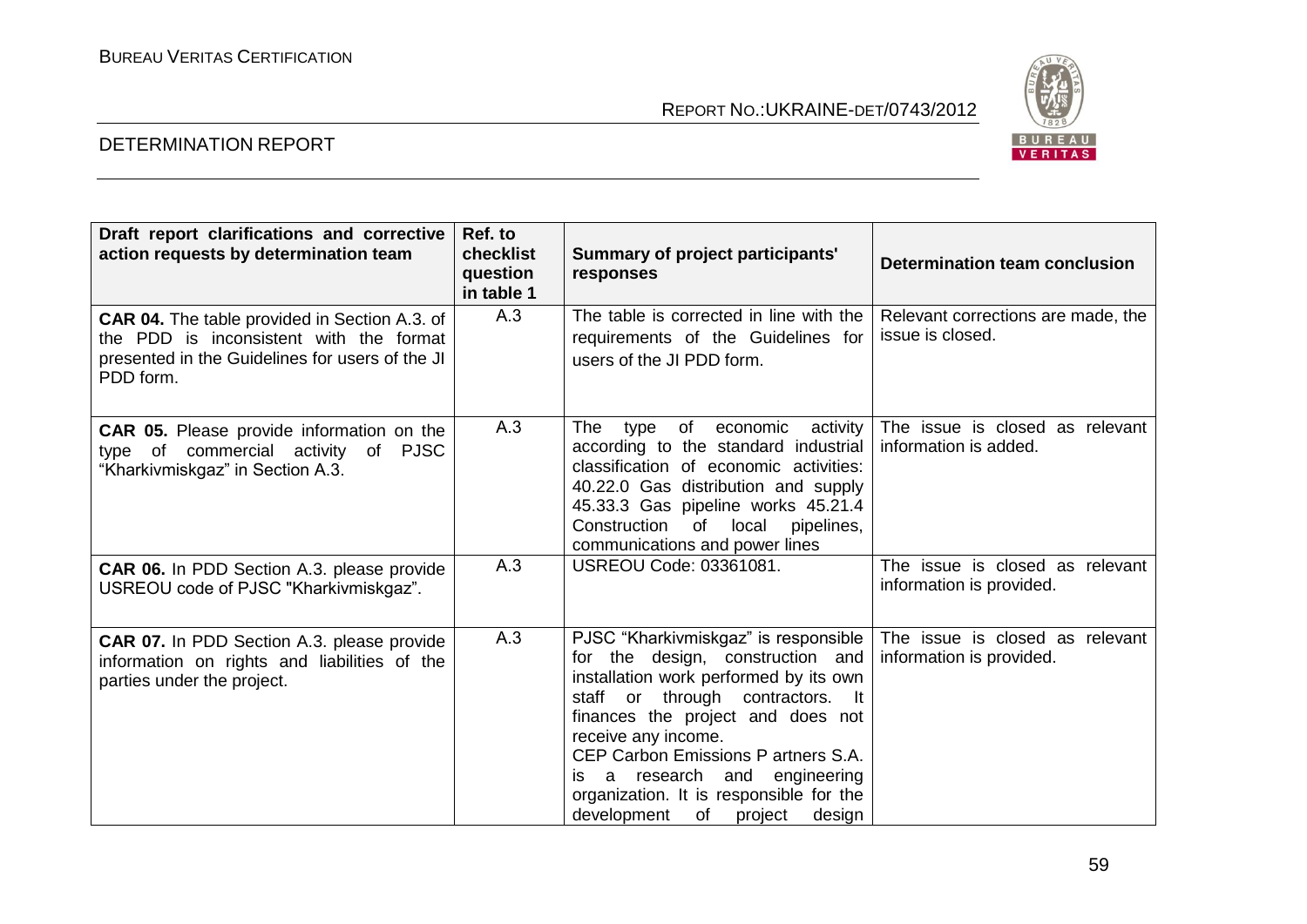| Draft report clarifications and corrective action requests by determination team | Ref. to checklist question in table 1 | Summary of project participants' responses | Determination team conclusion |
|---|---|---|---|
| **CAR 04.** The table provided in Section A.3. of the PDD is inconsistent with the format presented in the Guidelines for users of the JI PDD form. | A.3 | The table is corrected in line with the requirements of the Guidelines for users of the JI PDD form. | Relevant corrections are made, the issue is closed. |
| **CAR 05.** Please provide information on the type of commercial activity of PJSC "Kharkivmiskgaz" in Section A.3. | A.3 | The type of economic activity according to the standard industrial classification of economic activities: 40.22.0 Gas distribution and supply 45.33.3 Gas pipeline works 45.21.4 Construction of local pipelines, communications and power lines | The issue is closed as relevant information is added. |
| **CAR 06.** In PDD Section A.3. please provide USREOU code of PJSC "Kharkivmiskgaz". | A.3 | USREOU Code: 03361081. | The issue is closed as relevant information is provided. |
| **CAR 07.** In PDD Section A.3. please provide information on rights and liabilities of the parties under the project. | A.3 | PJSC "Kharkivmiskgaz" is responsible for the design, construction and installation work performed by its own staff or through contractors. It finances the project and does not receive any income. CEP Carbon Emissions P artners S.A. is a research and engineering organization. It is responsible for the development of project design | The issue is closed as relevant information is provided. |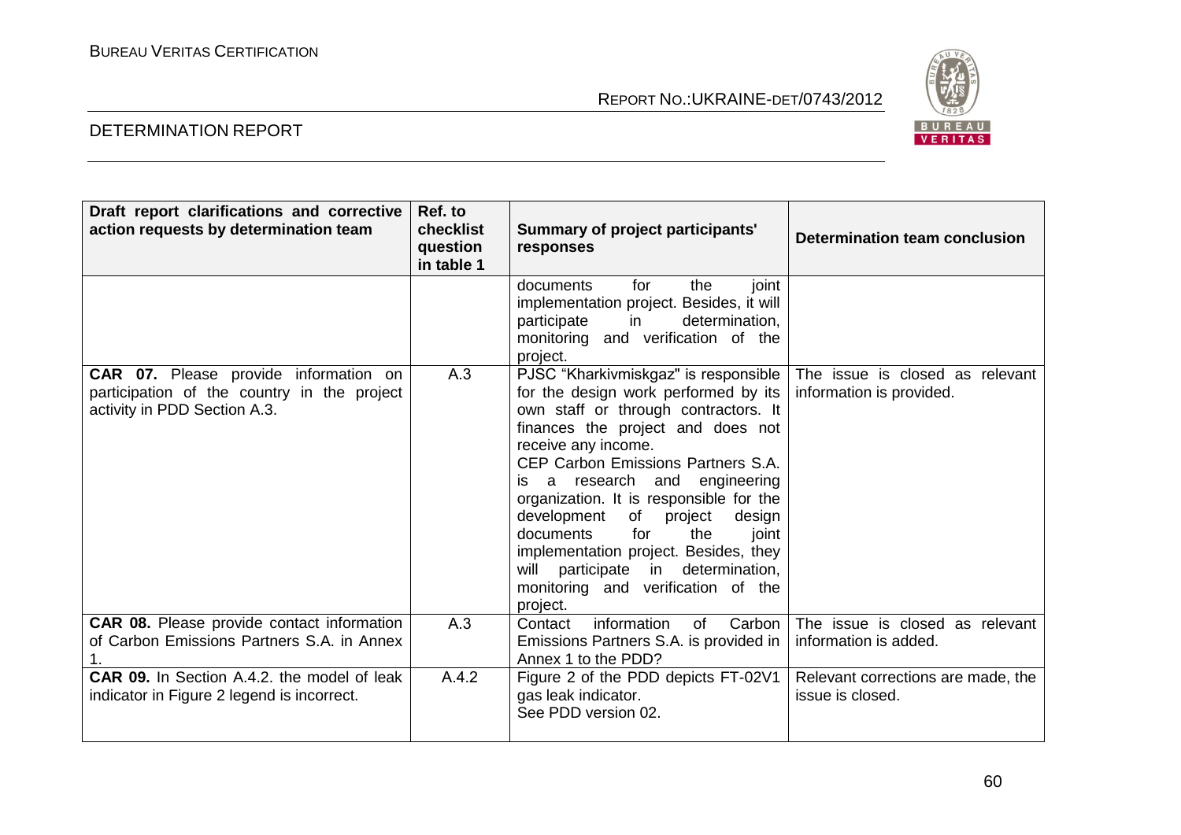| Draft report clarifications and corrective action requests by determination team | Ref. to checklist question in table 1 | Summary of project participants' responses | Determination team conclusion |
|---|---|---|---|
| | | documents for the joint implementation project. Besides, it will participate in determination, monitoring and verification of the project. | |
| **CAR 07.** Please provide information on participation of the country in the project activity in PDD Section A.3. | A.3 | PJSC "Kharkivmiskgaz" is responsible for the design work performed by its own staff or through contractors. It finances the project and does not receive any income.<br>CEP Carbon Emissions Partners S.A. is a research and engineering organization. It is responsible for the development of project design documents for the joint implementation project. Besides, they will participate in determination, monitoring and verification of the project. | The issue is closed as relevant information is provided. |
| **CAR 08.** Please provide contact information of Carbon Emissions Partners S.A. in Annex 1. | A.3 | Contact information of Carbon Emissions Partners S.A. is provided in Annex 1 to the PDD? | The issue is closed as relevant information is added. |
| **CAR 09.** In Section A.4.2. the model of leak indicator in Figure 2 legend is incorrect. | A.4.2 | Figure 2 of the PDD depicts FT-02V1 gas leak indicator.<br>See PDD version 02. | Relevant corrections are made, the issue is closed. |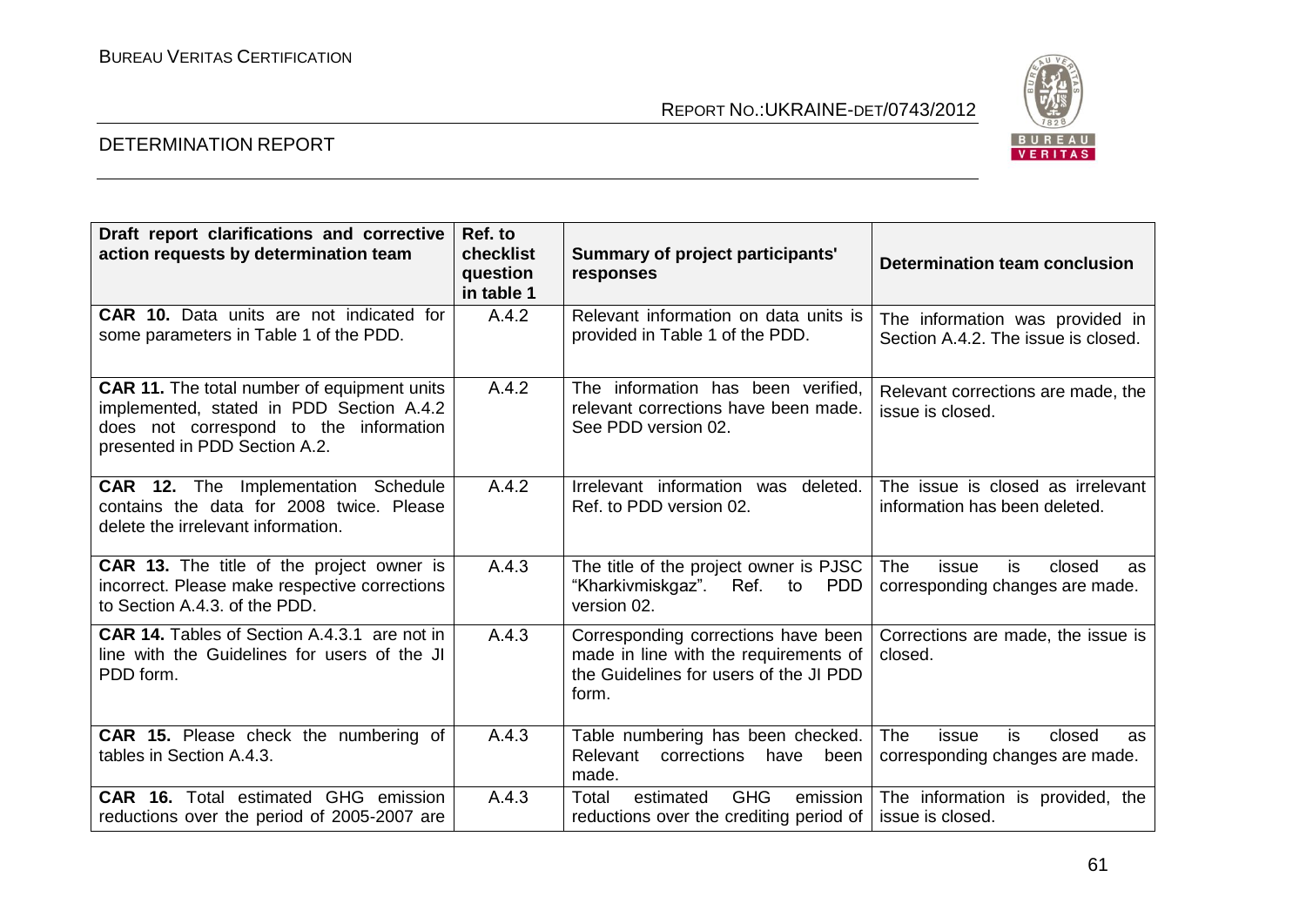| Draft report clarifications and corrective action requests by determination team | Ref. to checklist question in table 1 | Summary of project participants' responses | Determination team conclusion |
|---|---|---|---|
| **CAR 10.** Data units are not indicated for some parameters in Table 1 of the PDD. | A.4.2 | Relevant information on data units is provided in Table 1 of the PDD. | The information was provided in Section A.4.2. The issue is closed. |
| **CAR 11.** The total number of equipment units implemented, stated in PDD Section A.4.2 does not correspond to the information presented in PDD Section A.2. | A.4.2 | The information has been verified, relevant corrections have been made. See PDD version 02. | Relevant corrections are made, the issue is closed. |
| **CAR 12.** The Implementation Schedule contains the data for 2008 twice. Please delete the irrelevant information. | A.4.2 | Irrelevant information was deleted. Ref. to PDD version 02. | The issue is closed as irrelevant information has been deleted. |
| **CAR 13.** The title of the project owner is incorrect. Please make respective corrections to Section A.4.3. of the PDD. | A.4.3 | The title of the project owner is PJSC "Kharkivmiskgaz". Ref. to PDD version 02. | The issue is closed as corresponding changes are made. |
| **CAR 14.** Tables of Section A.4.3.1 are not in line with the Guidelines for users of the JI PDD form. | A.4.3 | Corresponding corrections have been made in line with the requirements of the Guidelines for users of the JI PDD form. | Corrections are made, the issue is closed. |
| **CAR 15.** Please check the numbering of tables in Section A.4.3. | A.4.3 | Table numbering has been checked. Relevant corrections have been made. | The issue is closed as corresponding changes are made. |
| **CAR 16.** Total estimated GHG emission reductions over the period of 2005-2007 are | A.4.3 | Total estimated GHG emission reductions over the crediting period of | The information is provided, the issue is closed. |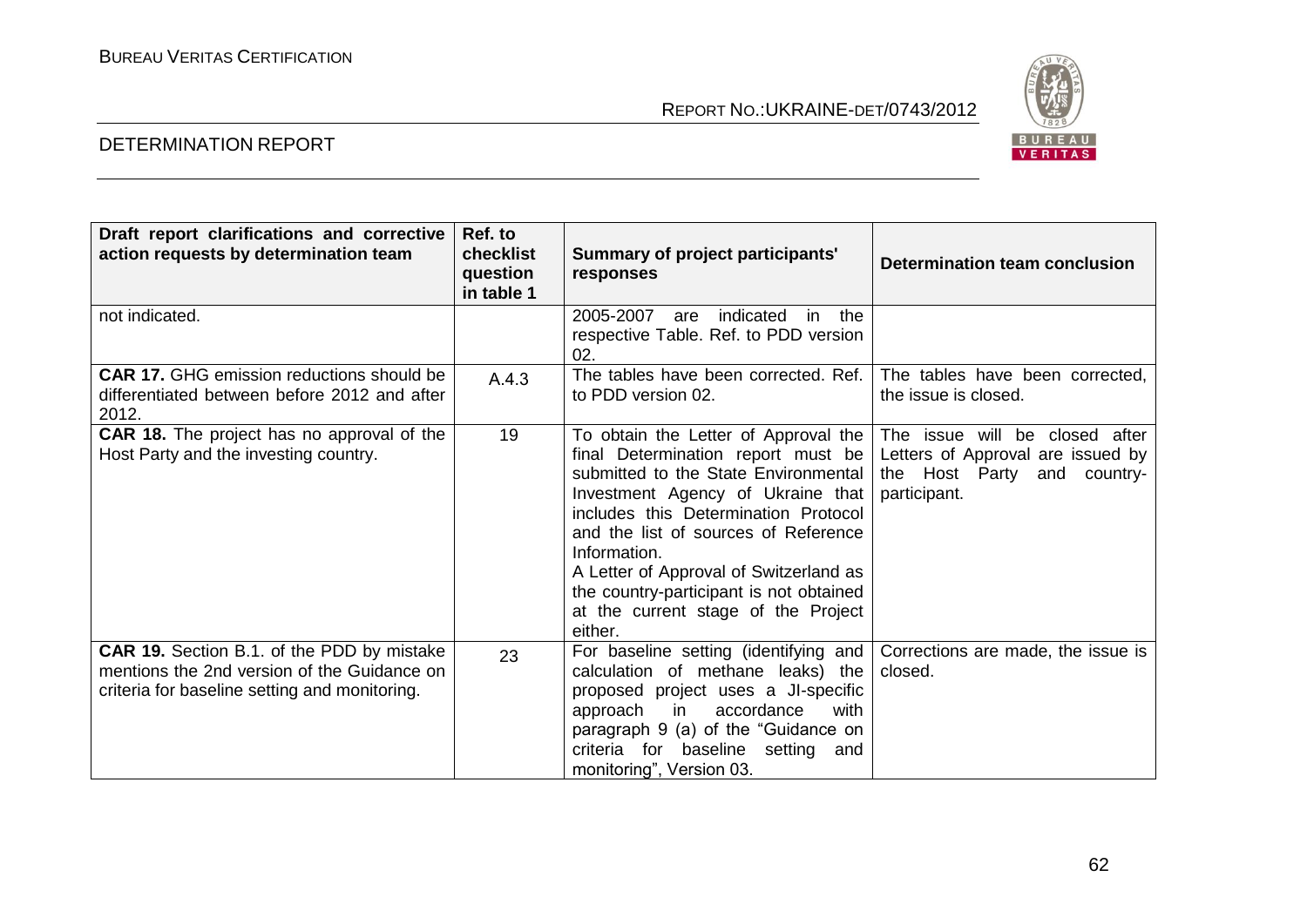| Draft report clarifications and corrective action requests by determination team | Ref. to checklist question in table 1 | Summary of project participants' responses | Determination team conclusion |
|---|---|---|---|
| not indicated. | | 2005-2007 are indicated in the respective Table. Ref. to PDD version 02. | |
| **CAR 17.** GHG emission reductions should be differentiated between before 2012 and after 2012. | A.4.3 | The tables have been corrected. Ref. to PDD version 02. | The tables have been corrected, the issue is closed. |
| **CAR 18.** The project has no approval of the Host Party and the investing country. | 19 | To obtain the Letter of Approval the final Determination report must be submitted to the State Environmental Investment Agency of Ukraine that includes this Determination Protocol and the list of sources of Reference Information.<br>A Letter of Approval of Switzerland as the country-participant is not obtained at the current stage of the Project either. | The issue will be closed after Letters of Approval are issued by the Host Party and country-participant. |
| **CAR 19.** Section B.1. of the PDD by mistake mentions the 2nd version of the Guidance on criteria for baseline setting and monitoring. | 23 | For baseline setting (identifying and calculation of methane leaks) the proposed project uses a JI-specific approach in accordance with paragraph 9 (a) of the "Guidance on criteria for baseline setting and monitoring", Version 03. | Corrections are made, the issue is closed. |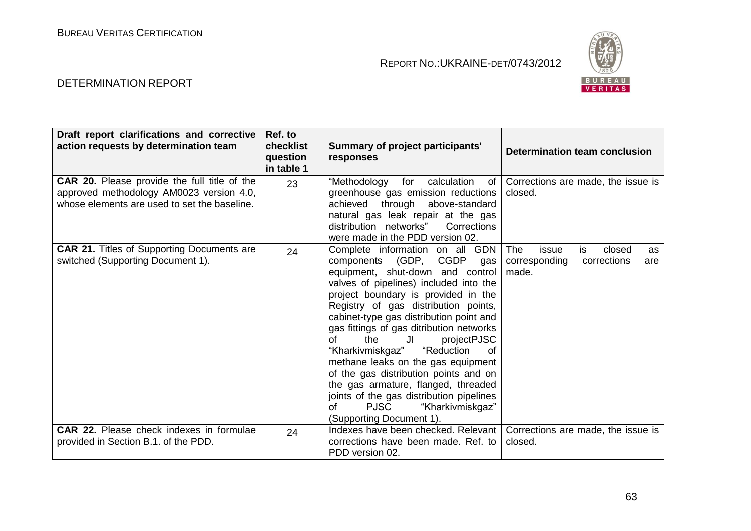| Draft report clarifications and corrective action requests by determination team | Ref. to checklist question in table 1 | Summary of project participants' responses | Determination team conclusion |
|---|---|---|---|
| **CAR 20.** Please provide the full title of the approved methodology AM0023 version 4.0, whose elements are used to set the baseline. | 23 | "Methodology for calculation of greenhouse gas emission reductions achieved through above-standard natural gas leak repair at the gas distribution networks" Corrections were made in the PDD version 02. | Corrections are made, the issue is closed. |
| **CAR 21.** Titles of Supporting Documents are switched (Supporting Document 1). | 24 | Complete information on all GDN components (GDP, CGDP gas equipment, shut-down and control valves of pipelines) included into the project boundary is provided in the Registry of gas distribution points, cabinet-type gas distribution point and gas fittings of gas ditribution networks of the JI projectPJSC "Kharkivmiskgaz" "Reduction of methane leaks on the gas equipment of the gas distribution points and on the gas armature, flanged, threaded joints of the gas distribution pipelines of PJSC "Kharkivmiskgaz" (Supporting Document 1). | The issue is closed as corresponding corrections are made. |
| **CAR 22.** Please check indexes in formulae provided in Section B.1. of the PDD. | 24 | Indexes have been checked. Relevant corrections have been made. Ref. to PDD version 02. | Corrections are made, the issue is closed. |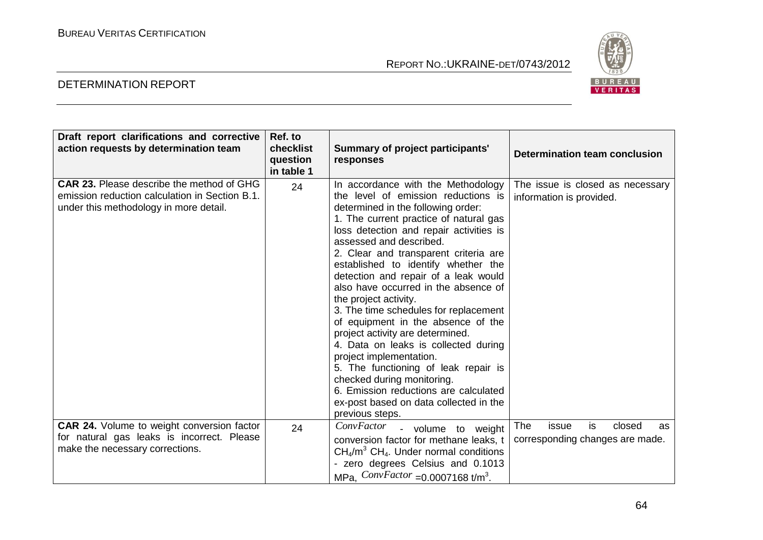| Draft report clarifications and corrective action requests by determination team | Ref. to checklist question in table 1 | Summary of project participants' responses | Determination team conclusion |
|---|---|---|---|
| **CAR 23.** Please describe the method of GHG emission reduction calculation in Section B.1. under this methodology in more detail. | 24 | In accordance with the Methodology the level of emission reductions is determined in the following order:<br>1. The current practice of natural gas loss detection and repair activities is assessed and described.<br>2. Clear and transparent criteria are established to identify whether the detection and repair of a leak would also have occurred in the absence of the project activity.<br>3. The time schedules for replacement of equipment in the absence of the project activity are determined.<br>4. Data on leaks is collected during project implementation.<br>5. The functioning of leak repair is checked during monitoring.<br>6. Emission reductions are calculated ex-post based on data collected in the previous steps. | The issue is closed as necessary information is provided. |
| **CAR 24.** Volume to weight conversion factor for natural gas leaks is incorrect. Please make the necessary corrections. | 24 | $ConvFactor$ - volume to weight conversion factor for methane leaks, t $CH_4/m^3$ $CH_4$. Under normal conditions - zero degrees Celsius and 0.1013 MPa, $ConvFactor$ =0.0007168 t/m$^3$. | The issue is closed as corresponding changes are made. |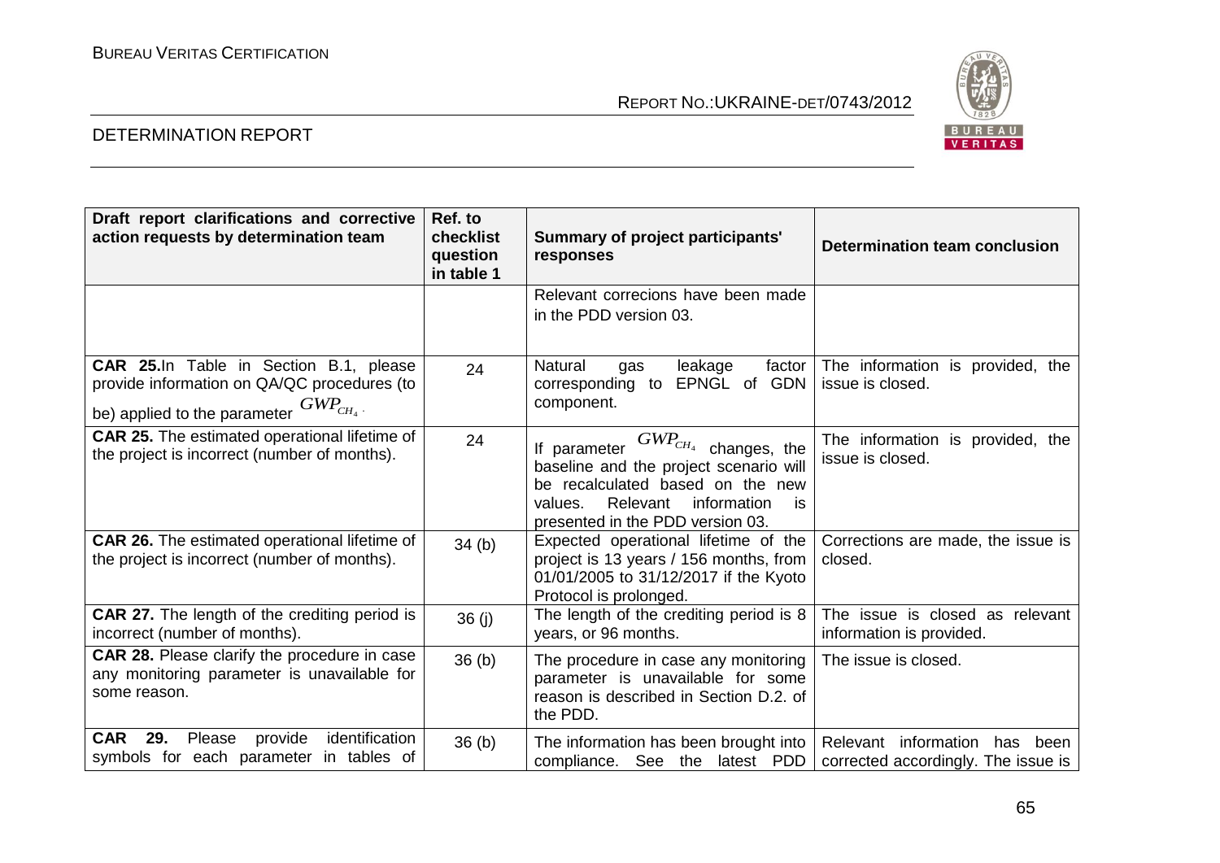| Draft report clarifications and corrective action requests by determination team | Ref. to checklist question in table 1 | Summary of project participants' responses | Determination team conclusion |
|---|---|---|---|
| | | Relevant correcions have been made in the PDD version 03. | |
| **CAR 25.** In Table in Section B.1, please provide information on QA/QC procedures (to be) applied to the parameter $GWP_{CH_4}$. | 24 | Natural gas leakage factor corresponding to EPNGL of GDN component. | The information is provided, the issue is closed. |
| **CAR 25.** The estimated operational lifetime of the project is incorrect (number of months). | 24 | If parameter $GWP_{CH_4}$ changes, the baseline and the project scenario will be recalculated based on the new values. Relevant information is presented in the PDD version 03. | The information is provided, the issue is closed. |
| **CAR 26.** The estimated operational lifetime of the project is incorrect (number of months). | 34 (b) | Expected operational lifetime of the project is 13 years / 156 months, from 01/01/2005 to 31/12/2017 if the Kyoto Protocol is prolonged. | Corrections are made, the issue is closed. |
| **CAR 27.** The length of the crediting period is incorrect (number of months). | 36 (j) | The length of the crediting period is 8 years, or 96 months. | The issue is closed as relevant information is provided. |
| **CAR 28.** Please clarify the procedure in case any monitoring parameter is unavailable for some reason. | 36 (b) | The procedure in case any monitoring parameter is unavailable for some reason is described in Section D.2. of the PDD. | The issue is closed. |
| **CAR 29.** Please provide identification symbols for each parameter in tables of | 36 (b) | The information has been brought into compliance. See the latest PDD | Relevant information has been corrected accordingly. The issue is |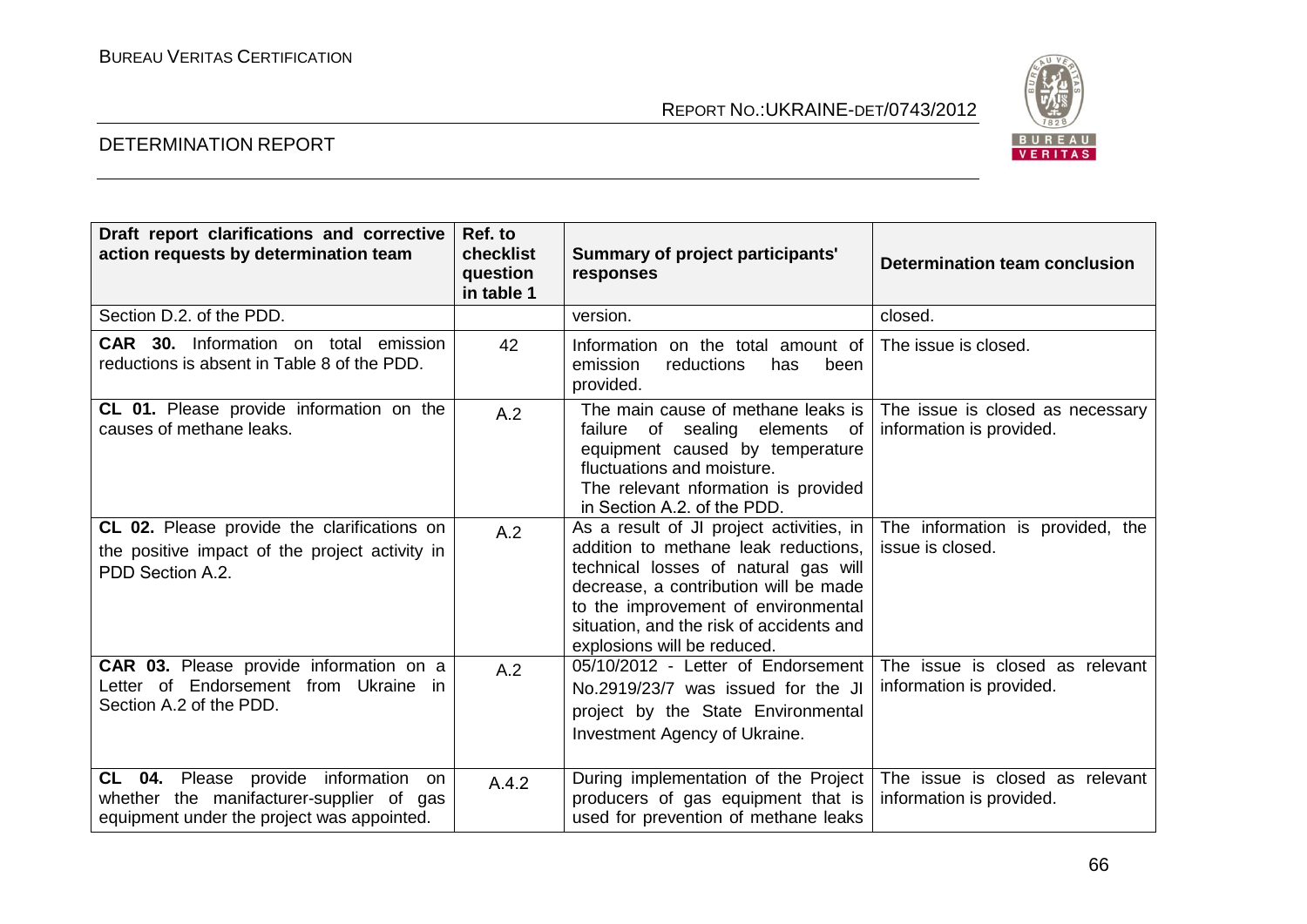| Draft report clarifications and corrective action requests by determination team | Ref. to checklist question in table 1 | Summary of project participants' responses | Determination team conclusion |
|---|---|---|---|
| Section D.2. of the PDD. | | version. | closed. |
| **CAR 30.** Information on total emission reductions is absent in Table 8 of the PDD. | 42 | Information on the total amount of emission reductions has been provided. | The issue is closed. |
| **CL 01.** Please provide information on the causes of methane leaks. | A.2 | The main cause of methane leaks is failure of sealing elements of equipment caused by temperature fluctuations and moisture. The relevant nformation is provided in Section A.2. of the PDD. | The issue is closed as necessary information is provided. |
| **CL 02.** Please provide the clarifications on the positive impact of the project activity in PDD Section A.2. | A.2 | As a result of JI project activities, in addition to methane leak reductions, technical losses of natural gas will decrease, a contribution will be made to the improvement of environmental situation, and the risk of accidents and explosions will be reduced. | The information is provided, the issue is closed. |
| **CAR 03.** Please provide information on a Letter of Endorsement from Ukraine in Section A.2 of the PDD. | A.2 | 05/10/2012 - Letter of Endorsement No.2919/23/7 was issued for the JI project by the State Environmental Investment Agency of Ukraine. | The issue is closed as relevant information is provided. |
| **CL 04.** Please provide information on whether the manifacturer-supplier of gas equipment under the project was appointed. | A.4.2 | During implementation of the Project producers of gas equipment that is used for prevention of methane leaks | The issue is closed as relevant information is provided. |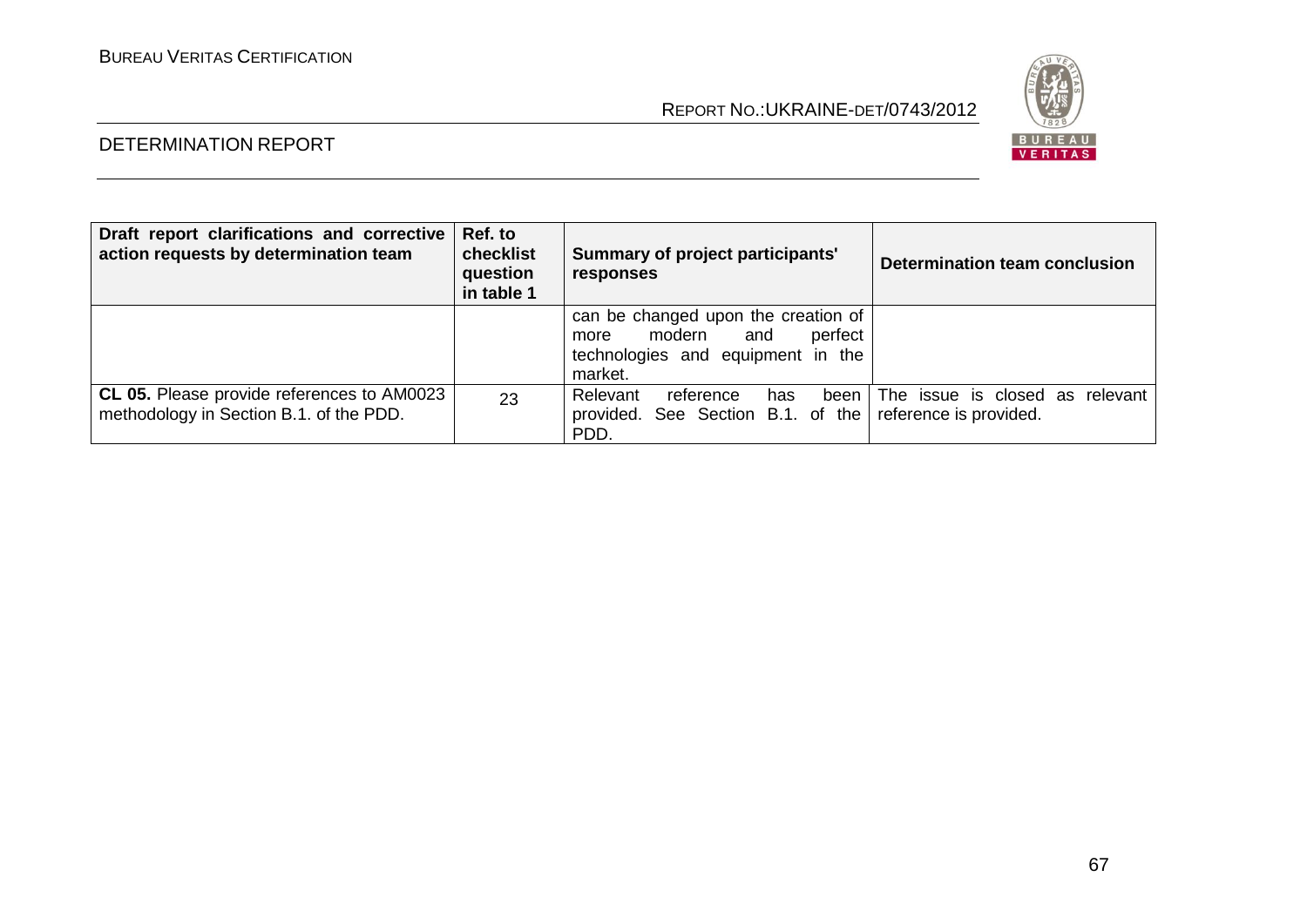| Draft report clarifications and corrective action requests by determination team | Ref. to checklist question in table 1 | Summary of project participants' responses | Determination team conclusion |
|---|---|---|---|
| | | can be changed upon the creation of more modern and perfect technologies and equipment in the market. | |
| **CL 05.** Please provide references to AM0023 methodology in Section B.1. of the PDD. | 23 | Relevant reference has been provided. See Section B.1. of the PDD. | The issue is closed as relevant reference is provided. |